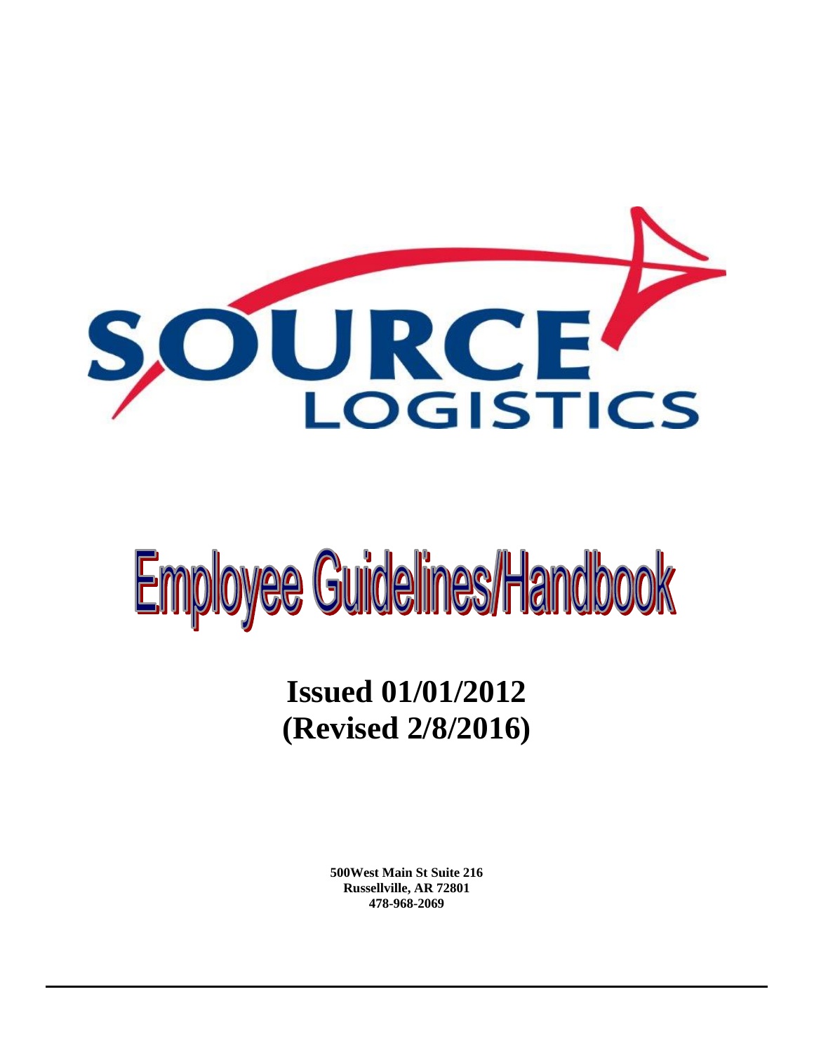# SOURCE LOGISTICS

# Employee Guidelines/Handbook

## Issued 01/01/2012
## (Revised 2/8/2016)

**500West Main St Suite 216**
**Russellville, AR 72801**
**478-968-2069**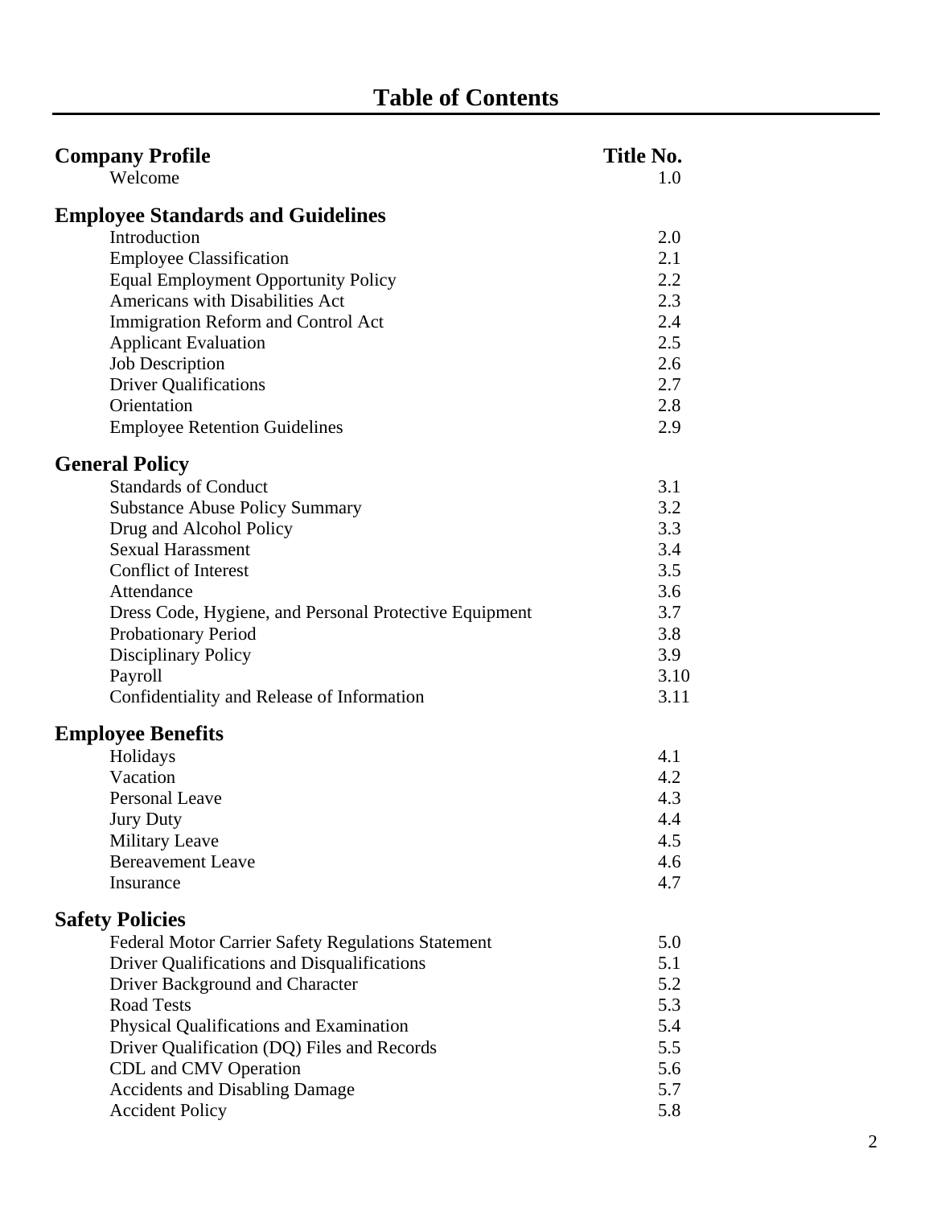# Table of Contents

| **Company Profile** | **Title No.** |
|---|---|
| Welcome | 1.0 |
| **Employee Standards and Guidelines** | |
| Introduction | 2.0 |
| Employee Classification | 2.1 |
| Equal Employment Opportunity Policy | 2.2 |
| Americans with Disabilities Act | 2.3 |
| Immigration Reform and Control Act | 2.4 |
| Applicant Evaluation | 2.5 |
| Job Description | 2.6 |
| Driver Qualifications | 2.7 |
| Orientation | 2.8 |
| Employee Retention Guidelines | 2.9 |
| **General Policy** | |
| Standards of Conduct | 3.1 |
| Substance Abuse Policy Summary | 3.2 |
| Drug and Alcohol Policy | 3.3 |
| Sexual Harassment | 3.4 |
| Conflict of Interest | 3.5 |
| Attendance | 3.6 |
| Dress Code, Hygiene, and Personal Protective Equipment | 3.7 |
| Probationary Period | 3.8 |
| Disciplinary Policy | 3.9 |
| Payroll | 3.10 |
| Confidentiality and Release of Information | 3.11 |
| **Employee Benefits** | |
| Holidays | 4.1 |
| Vacation | 4.2 |
| Personal Leave | 4.3 |
| Jury Duty | 4.4 |
| Military Leave | 4.5 |
| Bereavement Leave | 4.6 |
| Insurance | 4.7 |
| **Safety Policies** | |
| Federal Motor Carrier Safety Regulations Statement | 5.0 |
| Driver Qualifications and Disqualifications | 5.1 |
| Driver Background and Character | 5.2 |
| Road Tests | 5.3 |
| Physical Qualifications and Examination | 5.4 |
| Driver Qualification (DQ) Files and Records | 5.5 |
| CDL and CMV Operation | 5.6 |
| Accidents and Disabling Damage | 5.7 |
| Accident Policy | 5.8 |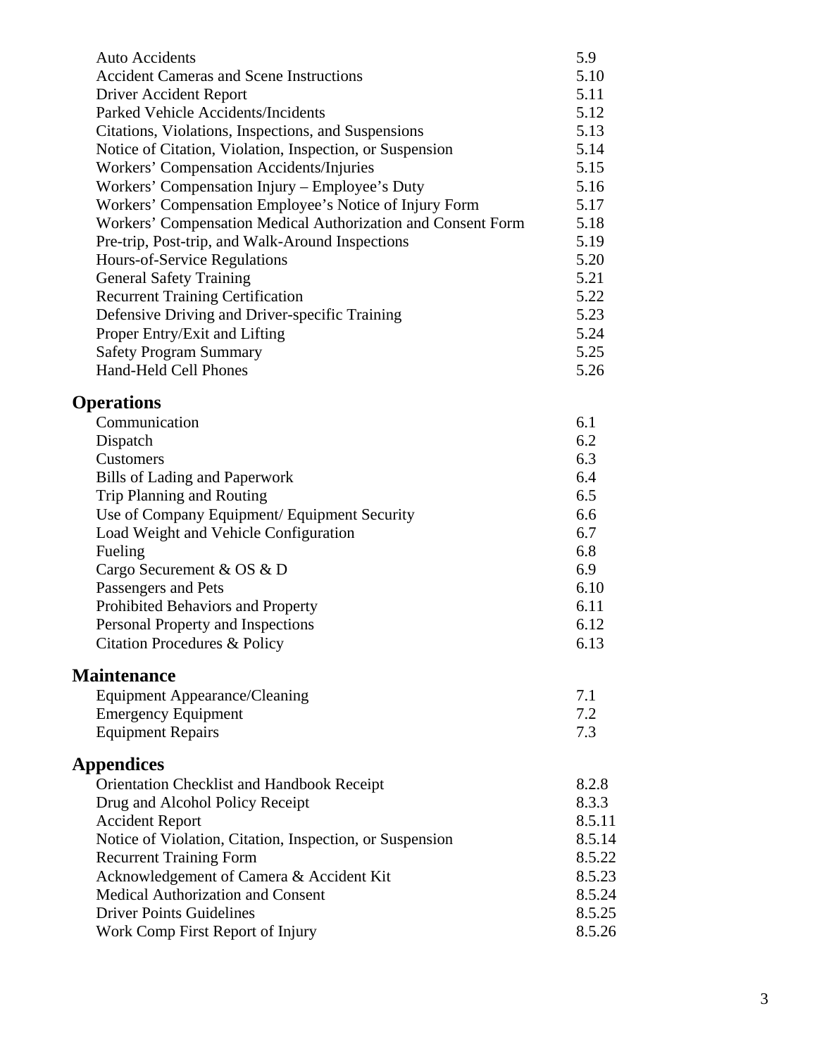| | |
|---|---|
| Auto Accidents | 5.9 |
| Accident Cameras and Scene Instructions | 5.10 |
| Driver Accident Report | 5.11 |
| Parked Vehicle Accidents/Incidents | 5.12 |
| Citations, Violations, Inspections, and Suspensions | 5.13 |
| Notice of Citation, Violation, Inspection, or Suspension | 5.14 |
| Workers' Compensation Accidents/Injuries | 5.15 |
| Workers' Compensation Injury – Employee's Duty | 5.16 |
| Workers' Compensation Employee's Notice of Injury Form | 5.17 |
| Workers' Compensation Medical Authorization and Consent Form | 5.18 |
| Pre-trip, Post-trip, and Walk-Around Inspections | 5.19 |
| Hours-of-Service Regulations | 5.20 |
| General Safety Training | 5.21 |
| Recurrent Training Certification | 5.22 |
| Defensive Driving and Driver-specific Training | 5.23 |
| Proper Entry/Exit and Lifting | 5.24 |
| Safety Program Summary | 5.25 |
| Hand-Held Cell Phones | 5.26 |

## Operations

| | |
|---|---|
| Communication | 6.1 |
| Dispatch | 6.2 |
| Customers | 6.3 |
| Bills of Lading and Paperwork | 6.4 |
| Trip Planning and Routing | 6.5 |
| Use of Company Equipment/ Equipment Security | 6.6 |
| Load Weight and Vehicle Configuration | 6.7 |
| Fueling | 6.8 |
| Cargo Securement & OS & D | 6.9 |
| Passengers and Pets | 6.10 |
| Prohibited Behaviors and Property | 6.11 |
| Personal Property and Inspections | 6.12 |
| Citation Procedures & Policy | 6.13 |

## Maintenance

| | |
|---|---|
| Equipment Appearance/Cleaning | 7.1 |
| Emergency Equipment | 7.2 |
| Equipment Repairs | 7.3 |

## Appendices

| | |
|---|---|
| Orientation Checklist and Handbook Receipt | 8.2.8 |
| Drug and Alcohol Policy Receipt | 8.3.3 |
| Accident Report | 8.5.11 |
| Notice of Violation, Citation, Inspection, or Suspension | 8.5.14 |
| Recurrent Training Form | 8.5.22 |
| Acknowledgement of Camera & Accident Kit | 8.5.23 |
| Medical Authorization and Consent | 8.5.24 |
| Driver Points Guidelines | 8.5.25 |
| Work Comp First Report of Injury | 8.5.26 |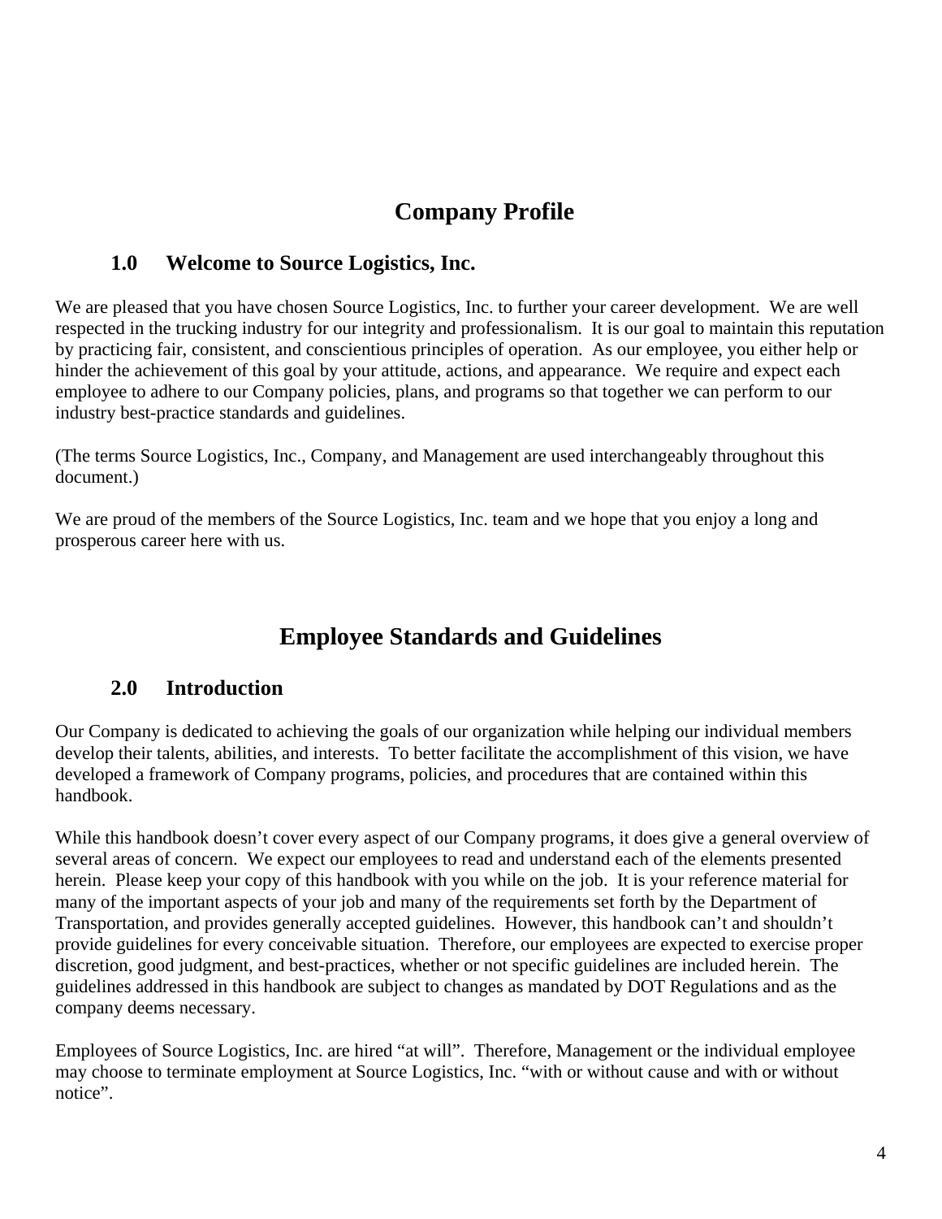# Company Profile

## 1.0 Welcome to Source Logistics, Inc.

We are pleased that you have chosen Source Logistics, Inc. to further your career development. We are well respected in the trucking industry for our integrity and professionalism. It is our goal to maintain this reputation by practicing fair, consistent, and conscientious principles of operation. As our employee, you either help or hinder the achievement of this goal by your attitude, actions, and appearance. We require and expect each employee to adhere to our Company policies, plans, and programs so that together we can perform to our industry best-practice standards and guidelines.

(The terms Source Logistics, Inc., Company, and Management are used interchangeably throughout this document.)

We are proud of the members of the Source Logistics, Inc. team and we hope that you enjoy a long and prosperous career here with us.

# Employee Standards and Guidelines

## 2.0 Introduction

Our Company is dedicated to achieving the goals of our organization while helping our individual members develop their talents, abilities, and interests. To better facilitate the accomplishment of this vision, we have developed a framework of Company programs, policies, and procedures that are contained within this handbook.

While this handbook doesn't cover every aspect of our Company programs, it does give a general overview of several areas of concern. We expect our employees to read and understand each of the elements presented herein. Please keep your copy of this handbook with you while on the job. It is your reference material for many of the important aspects of your job and many of the requirements set forth by the Department of Transportation, and provides generally accepted guidelines. However, this handbook can't and shouldn't provide guidelines for every conceivable situation. Therefore, our employees are expected to exercise proper discretion, good judgment, and best-practices, whether or not specific guidelines are included herein. The guidelines addressed in this handbook are subject to changes as mandated by DOT Regulations and as the company deems necessary.

Employees of Source Logistics, Inc. are hired "at will". Therefore, Management or the individual employee may choose to terminate employment at Source Logistics, Inc. "with or without cause and with or without notice".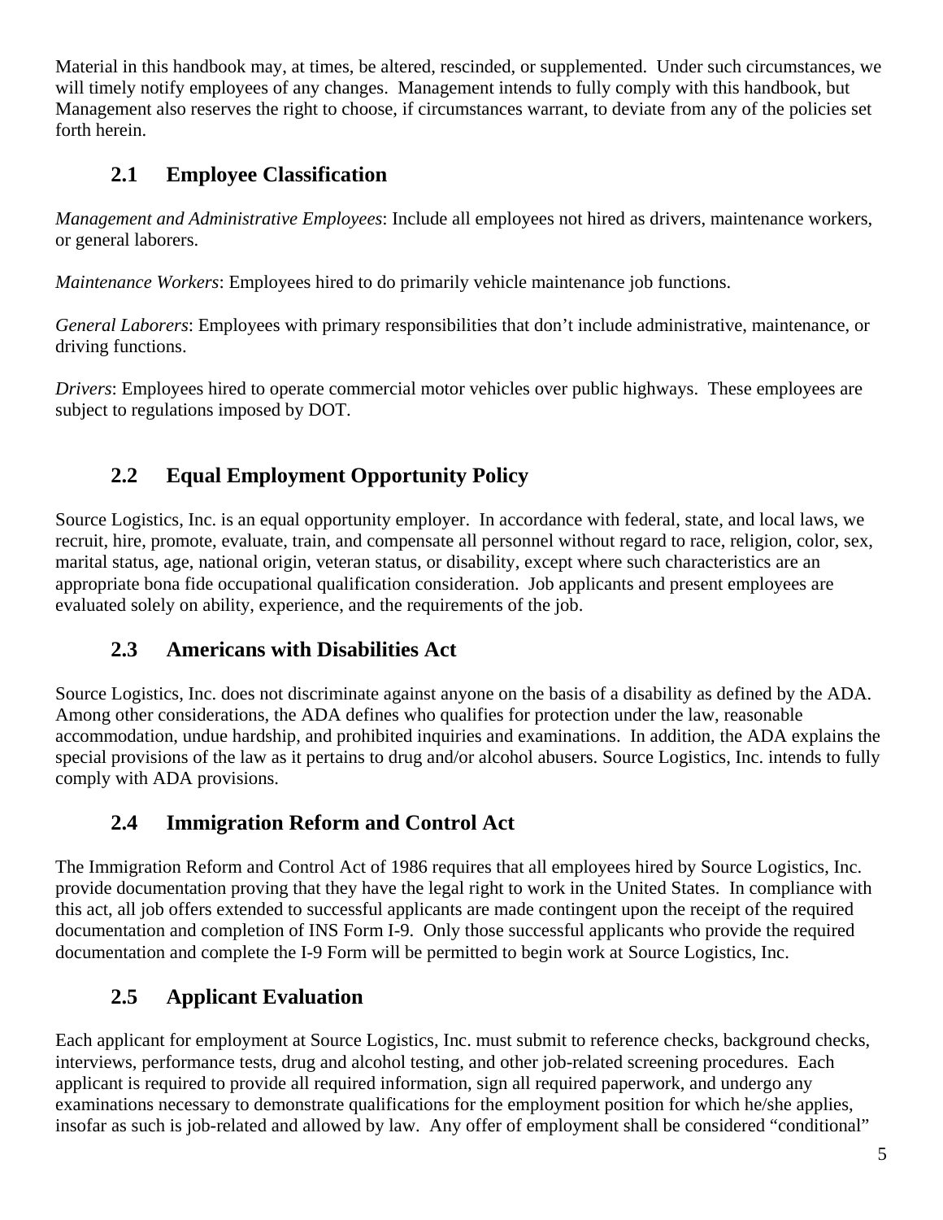Material in this handbook may, at times, be altered, rescinded, or supplemented. Under such circumstances, we will timely notify employees of any changes. Management intends to fully comply with this handbook, but Management also reserves the right to choose, if circumstances warrant, to deviate from any of the policies set forth herein.

## 2.1 Employee Classification

*Management and Administrative Employees*: Include all employees not hired as drivers, maintenance workers, or general laborers.

*Maintenance Workers*: Employees hired to do primarily vehicle maintenance job functions.

*General Laborers*: Employees with primary responsibilities that don't include administrative, maintenance, or driving functions.

*Drivers*: Employees hired to operate commercial motor vehicles over public highways. These employees are subject to regulations imposed by DOT.

## 2.2 Equal Employment Opportunity Policy

Source Logistics, Inc. is an equal opportunity employer. In accordance with federal, state, and local laws, we recruit, hire, promote, evaluate, train, and compensate all personnel without regard to race, religion, color, sex, marital status, age, national origin, veteran status, or disability, except where such characteristics are an appropriate bona fide occupational qualification consideration. Job applicants and present employees are evaluated solely on ability, experience, and the requirements of the job.

## 2.3 Americans with Disabilities Act

Source Logistics, Inc. does not discriminate against anyone on the basis of a disability as defined by the ADA. Among other considerations, the ADA defines who qualifies for protection under the law, reasonable accommodation, undue hardship, and prohibited inquiries and examinations. In addition, the ADA explains the special provisions of the law as it pertains to drug and/or alcohol abusers. Source Logistics, Inc. intends to fully comply with ADA provisions.

## 2.4 Immigration Reform and Control Act

The Immigration Reform and Control Act of 1986 requires that all employees hired by Source Logistics, Inc. provide documentation proving that they have the legal right to work in the United States. In compliance with this act, all job offers extended to successful applicants are made contingent upon the receipt of the required documentation and completion of INS Form I-9. Only those successful applicants who provide the required documentation and complete the I-9 Form will be permitted to begin work at Source Logistics, Inc.

## 2.5 Applicant Evaluation

Each applicant for employment at Source Logistics, Inc. must submit to reference checks, background checks, interviews, performance tests, drug and alcohol testing, and other job-related screening procedures. Each applicant is required to provide all required information, sign all required paperwork, and undergo any examinations necessary to demonstrate qualifications for the employment position for which he/she applies, insofar as such is job-related and allowed by law. Any offer of employment shall be considered "conditional"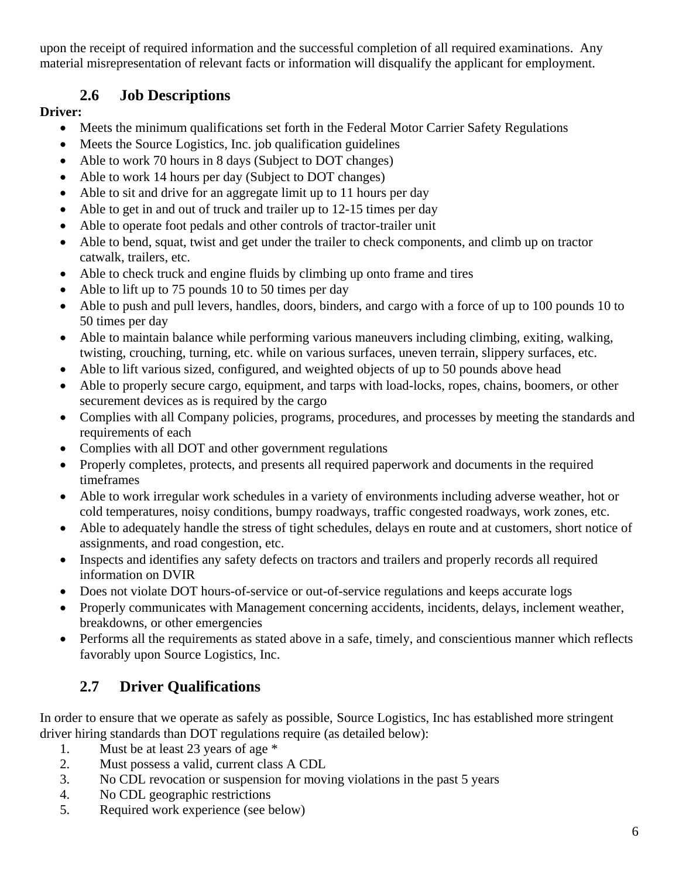upon the receipt of required information and the successful completion of all required examinations. Any material misrepresentation of relevant facts or information will disqualify the applicant for employment.

## 2.6 Job Descriptions

**Driver:**

- Meets the minimum qualifications set forth in the Federal Motor Carrier Safety Regulations
- Meets the Source Logistics, Inc. job qualification guidelines
- Able to work 70 hours in 8 days (Subject to DOT changes)
- Able to work 14 hours per day (Subject to DOT changes)
- Able to sit and drive for an aggregate limit up to 11 hours per day
- Able to get in and out of truck and trailer up to 12-15 times per day
- Able to operate foot pedals and other controls of tractor-trailer unit
- Able to bend, squat, twist and get under the trailer to check components, and climb up on tractor catwalk, trailers, etc.
- Able to check truck and engine fluids by climbing up onto frame and tires
- Able to lift up to 75 pounds 10 to 50 times per day
- Able to push and pull levers, handles, doors, binders, and cargo with a force of up to 100 pounds 10 to 50 times per day
- Able to maintain balance while performing various maneuvers including climbing, exiting, walking, twisting, crouching, turning, etc. while on various surfaces, uneven terrain, slippery surfaces, etc.
- Able to lift various sized, configured, and weighted objects of up to 50 pounds above head
- Able to properly secure cargo, equipment, and tarps with load-locks, ropes, chains, boomers, or other securement devices as is required by the cargo
- Complies with all Company policies, programs, procedures, and processes by meeting the standards and requirements of each
- Complies with all DOT and other government regulations
- Properly completes, protects, and presents all required paperwork and documents in the required timeframes
- Able to work irregular work schedules in a variety of environments including adverse weather, hot or cold temperatures, noisy conditions, bumpy roadways, traffic congested roadways, work zones, etc.
- Able to adequately handle the stress of tight schedules, delays en route and at customers, short notice of assignments, and road congestion, etc.
- Inspects and identifies any safety defects on tractors and trailers and properly records all required information on DVIR
- Does not violate DOT hours-of-service or out-of-service regulations and keeps accurate logs
- Properly communicates with Management concerning accidents, incidents, delays, inclement weather, breakdowns, or other emergencies
- Performs all the requirements as stated above in a safe, timely, and conscientious manner which reflects favorably upon Source Logistics, Inc.

## 2.7 Driver Qualifications

In order to ensure that we operate as safely as possible, Source Logistics, Inc has established more stringent driver hiring standards than DOT regulations require (as detailed below):

1. Must be at least 23 years of age *
2. Must possess a valid, current class A CDL
3. No CDL revocation or suspension for moving violations in the past 5 years
4. No CDL geographic restrictions
5. Required work experience (see below)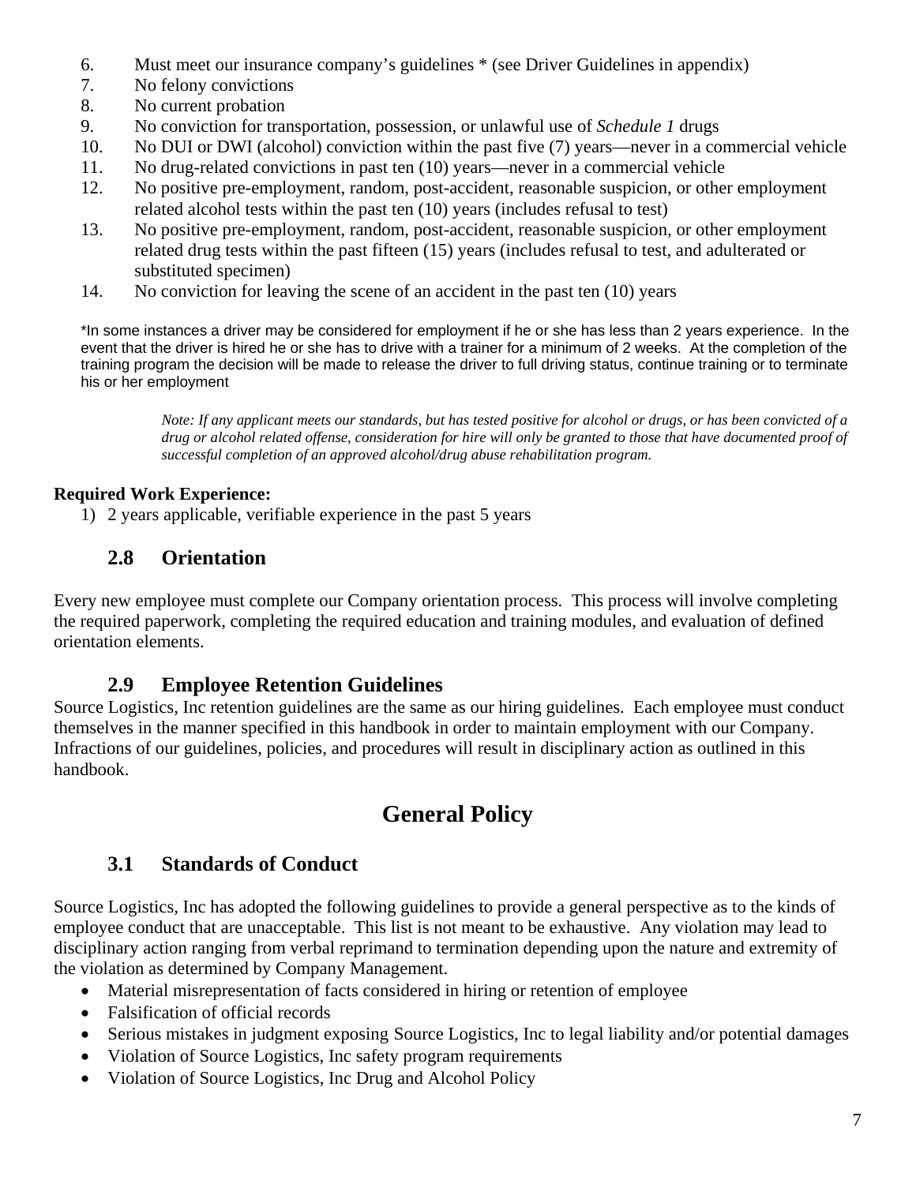6. Must meet our insurance company's guidelines * (see Driver Guidelines in appendix)
7. No felony convictions
8. No current probation
9. No conviction for transportation, possession, or unlawful use of *Schedule 1* drugs
10. No DUI or DWI (alcohol) conviction within the past five (7) years—never in a commercial vehicle
11. No drug-related convictions in past ten (10) years—never in a commercial vehicle
12. No positive pre-employment, random, post-accident, reasonable suspicion, or other employment related alcohol tests within the past ten (10) years (includes refusal to test)
13. No positive pre-employment, random, post-accident, reasonable suspicion, or other employment related drug tests within the past fifteen (15) years (includes refusal to test, and adulterated or substituted specimen)
14. No conviction for leaving the scene of an accident in the past ten (10) years

*In some instances a driver may be considered for employment if he or she has less than 2 years experience. In the event that the driver is hired he or she has to drive with a trainer for a minimum of 2 weeks. At the completion of the training program the decision will be made to release the driver to full driving status, continue training or to terminate his or her employment

> *Note: If any applicant meets our standards, but has tested positive for alcohol or drugs, or has been convicted of a drug or alcohol related offense, consideration for hire will only be granted to those that have documented proof of successful completion of an approved alcohol/drug abuse rehabilitation program.*

**Required Work Experience:**

1) 2 years applicable, verifiable experience in the past 5 years

## 2.8 Orientation

Every new employee must complete our Company orientation process. This process will involve completing the required paperwork, completing the required education and training modules, and evaluation of defined orientation elements.

## 2.9 Employee Retention Guidelines

Source Logistics, Inc retention guidelines are the same as our hiring guidelines. Each employee must conduct themselves in the manner specified in this handbook in order to maintain employment with our Company. Infractions of our guidelines, policies, and procedures will result in disciplinary action as outlined in this handbook.

# General Policy

## 3.1 Standards of Conduct

Source Logistics, Inc has adopted the following guidelines to provide a general perspective as to the kinds of employee conduct that are unacceptable. This list is not meant to be exhaustive. Any violation may lead to disciplinary action ranging from verbal reprimand to termination depending upon the nature and extremity of the violation as determined by Company Management.

- Material misrepresentation of facts considered in hiring or retention of employee
- Falsification of official records
- Serious mistakes in judgment exposing Source Logistics, Inc to legal liability and/or potential damages
- Violation of Source Logistics, Inc safety program requirements
- Violation of Source Logistics, Inc Drug and Alcohol Policy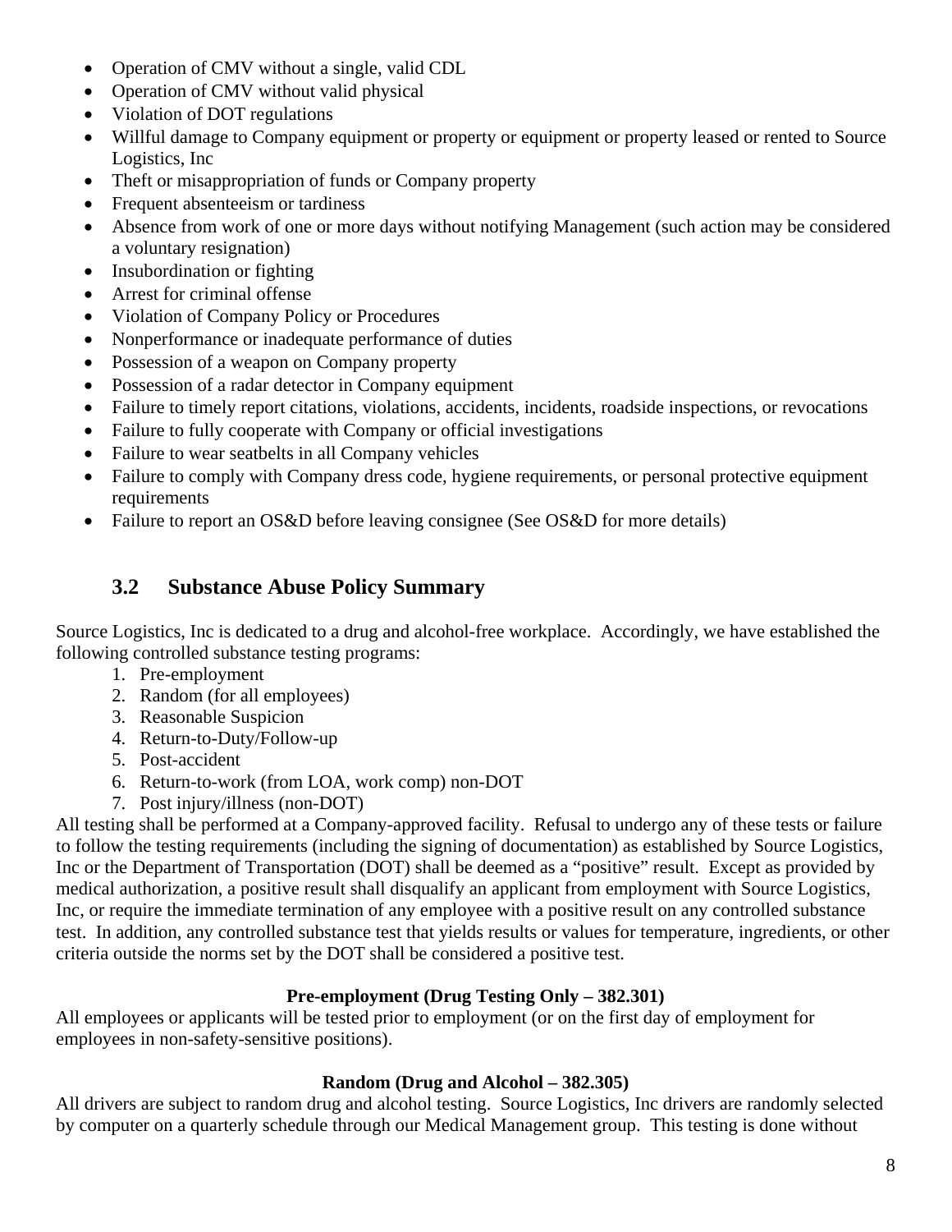- Operation of CMV without a single, valid CDL
- Operation of CMV without valid physical
- Violation of DOT regulations
- Willful damage to Company equipment or property or equipment or property leased or rented to Source Logistics, Inc
- Theft or misappropriation of funds or Company property
- Frequent absenteeism or tardiness
- Absence from work of one or more days without notifying Management (such action may be considered a voluntary resignation)
- Insubordination or fighting
- Arrest for criminal offense
- Violation of Company Policy or Procedures
- Nonperformance or inadequate performance of duties
- Possession of a weapon on Company property
- Possession of a radar detector in Company equipment
- Failure to timely report citations, violations, accidents, incidents, roadside inspections, or revocations
- Failure to fully cooperate with Company or official investigations
- Failure to wear seatbelts in all Company vehicles
- Failure to comply with Company dress code, hygiene requirements, or personal protective equipment requirements
- Failure to report an OS&D before leaving consignee (See OS&D for more details)

## 3.2 Substance Abuse Policy Summary

Source Logistics, Inc is dedicated to a drug and alcohol-free workplace. Accordingly, we have established the following controlled substance testing programs:

1. Pre-employment
2. Random (for all employees)
3. Reasonable Suspicion
4. Return-to-Duty/Follow-up
5. Post-accident
6. Return-to-work (from LOA, work comp) non-DOT
7. Post injury/illness (non-DOT)

All testing shall be performed at a Company-approved facility. Refusal to undergo any of these tests or failure to follow the testing requirements (including the signing of documentation) as established by Source Logistics, Inc or the Department of Transportation (DOT) shall be deemed as a "positive" result. Except as provided by medical authorization, a positive result shall disqualify an applicant from employment with Source Logistics, Inc, or require the immediate termination of any employee with a positive result on any controlled substance test. In addition, any controlled substance test that yields results or values for temperature, ingredients, or other criteria outside the norms set by the DOT shall be considered a positive test.

**Pre-employment (Drug Testing Only – 382.301)**

All employees or applicants will be tested prior to employment (or on the first day of employment for employees in non-safety-sensitive positions).

**Random (Drug and Alcohol – 382.305)**

All drivers are subject to random drug and alcohol testing. Source Logistics, Inc drivers are randomly selected by computer on a quarterly schedule through our Medical Management group. This testing is done without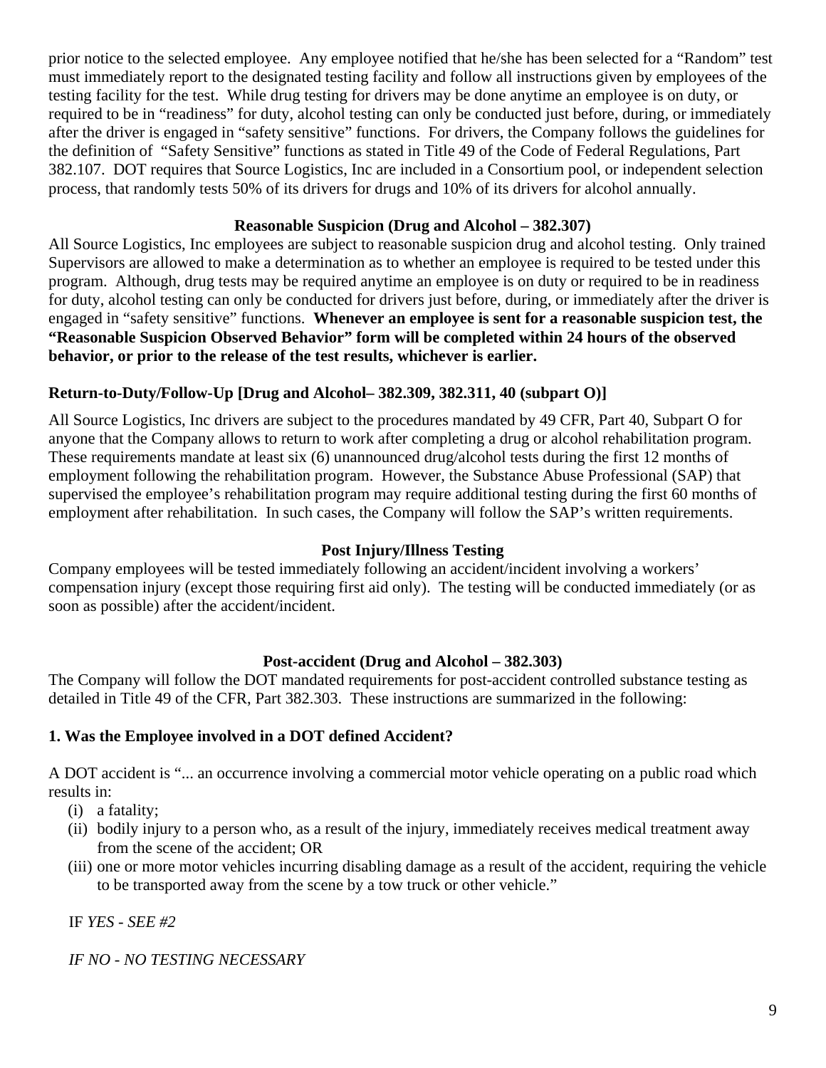prior notice to the selected employee. Any employee notified that he/she has been selected for a "Random" test must immediately report to the designated testing facility and follow all instructions given by employees of the testing facility for the test. While drug testing for drivers may be done anytime an employee is on duty, or required to be in "readiness" for duty, alcohol testing can only be conducted just before, during, or immediately after the driver is engaged in "safety sensitive" functions. For drivers, the Company follows the guidelines for the definition of "Safety Sensitive" functions as stated in Title 49 of the Code of Federal Regulations, Part 382.107. DOT requires that Source Logistics, Inc are included in a Consortium pool, or independent selection process, that randomly tests 50% of its drivers for drugs and 10% of its drivers for alcohol annually.

**Reasonable Suspicion (Drug and Alcohol – 382.307)**

All Source Logistics, Inc employees are subject to reasonable suspicion drug and alcohol testing. Only trained Supervisors are allowed to make a determination as to whether an employee is required to be tested under this program. Although, drug tests may be required anytime an employee is on duty or required to be in readiness for duty, alcohol testing can only be conducted for drivers just before, during, or immediately after the driver is engaged in "safety sensitive" functions. **Whenever an employee is sent for a reasonable suspicion test, the "Reasonable Suspicion Observed Behavior" form will be completed within 24 hours of the observed behavior, or prior to the release of the test results, whichever is earlier.**

**Return-to-Duty/Follow-Up [Drug and Alcohol– 382.309, 382.311, 40 (subpart O)]**

All Source Logistics, Inc drivers are subject to the procedures mandated by 49 CFR, Part 40, Subpart O for anyone that the Company allows to return to work after completing a drug or alcohol rehabilitation program. These requirements mandate at least six (6) unannounced drug/alcohol tests during the first 12 months of employment following the rehabilitation program. However, the Substance Abuse Professional (SAP) that supervised the employee's rehabilitation program may require additional testing during the first 60 months of employment after rehabilitation. In such cases, the Company will follow the SAP's written requirements.

**Post Injury/Illness Testing**

Company employees will be tested immediately following an accident/incident involving a workers' compensation injury (except those requiring first aid only). The testing will be conducted immediately (or as soon as possible) after the accident/incident.

**Post-accident (Drug and Alcohol – 382.303)**

The Company will follow the DOT mandated requirements for post-accident controlled substance testing as detailed in Title 49 of the CFR, Part 382.303. These instructions are summarized in the following:

**1. Was the Employee involved in a DOT defined Accident?**

A DOT accident is "... an occurrence involving a commercial motor vehicle operating on a public road which results in:

(i) a fatality;
(ii) bodily injury to a person who, as a result of the injury, immediately receives medical treatment away from the scene of the accident; OR
(iii) one or more motor vehicles incurring disabling damage as a result of the accident, requiring the vehicle to be transported away from the scene by a tow truck or other vehicle."

IF *YES - SEE #2*

*IF NO - NO TESTING NECESSARY*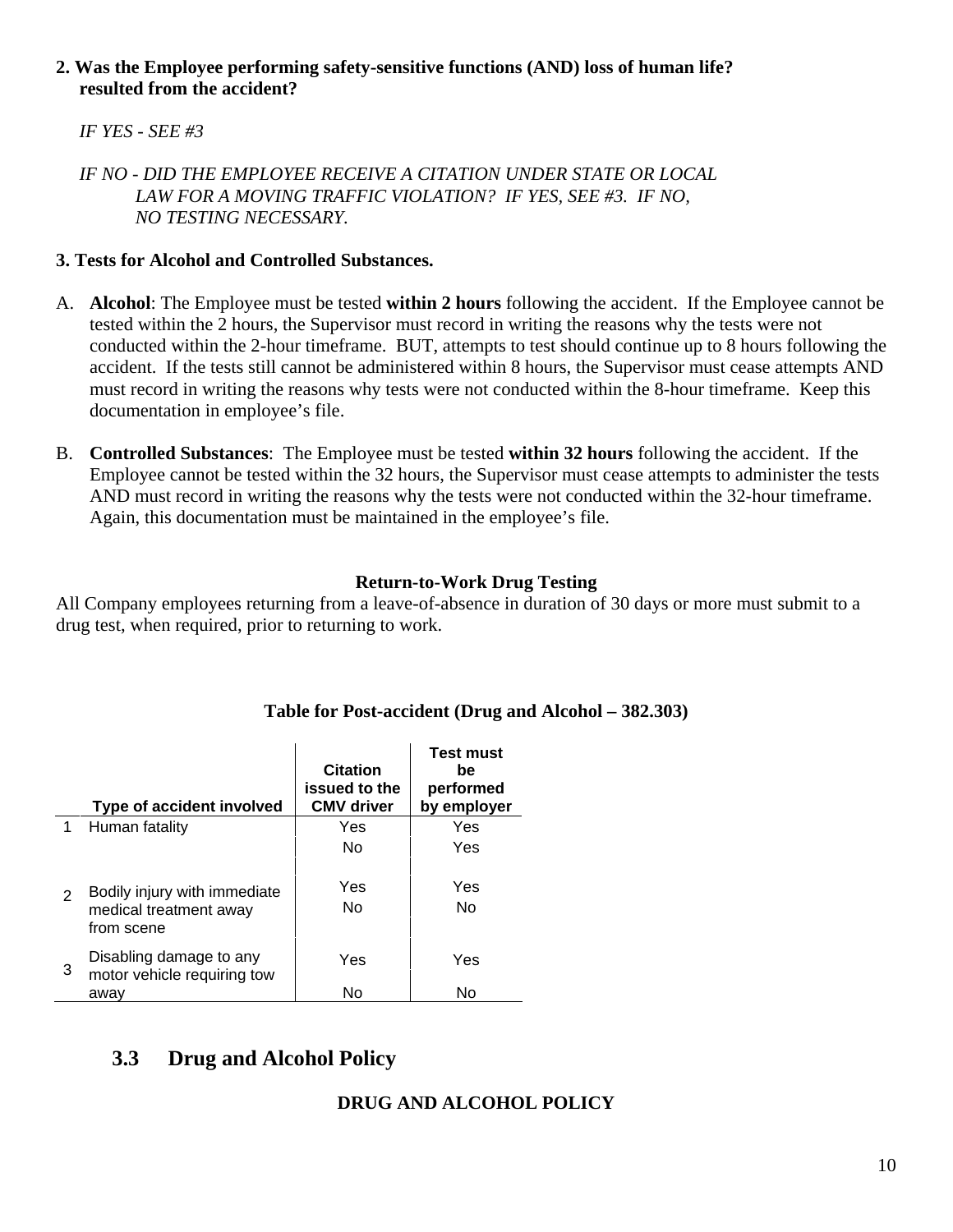**2. Was the Employee performing safety-sensitive functions (AND) loss of human life? resulted from the accident?**

*IF YES - SEE #3*

*IF NO - DID THE EMPLOYEE RECEIVE A CITATION UNDER STATE OR LOCAL LAW FOR A MOVING TRAFFIC VIOLATION? IF YES, SEE #3. IF NO, NO TESTING NECESSARY.*

**3. Tests for Alcohol and Controlled Substances.**

A. **Alcohol**: The Employee must be tested **within 2 hours** following the accident. If the Employee cannot be tested within the 2 hours, the Supervisor must record in writing the reasons why the tests were not conducted within the 2-hour timeframe. BUT, attempts to test should continue up to 8 hours following the accident. If the tests still cannot be administered within 8 hours, the Supervisor must cease attempts AND must record in writing the reasons why tests were not conducted within the 8-hour timeframe. Keep this documentation in employee's file.

B. **Controlled Substances**: The Employee must be tested **within 32 hours** following the accident. If the Employee cannot be tested within the 32 hours, the Supervisor must cease attempts to administer the tests AND must record in writing the reasons why the tests were not conducted within the 32-hour timeframe. Again, this documentation must be maintained in the employee's file.

**Return-to-Work Drug Testing**

All Company employees returning from a leave-of-absence in duration of 30 days or more must submit to a drug test, when required, prior to returning to work.

**Table for Post-accident (Drug and Alcohol – 382.303)**

| | Type of accident involved | Citation issued to the CMV driver | Test must be performed by employer |
|---|---|---|---|
| 1 | Human fatality | Yes | Yes |
| | | No | Yes |
| 2 | Bodily injury with immediate medical treatment away from scene | Yes | Yes |
| | | No | No |
| 3 | Disabling damage to any motor vehicle requiring tow away | Yes | Yes |
| | | No | No |

## 3.3 Drug and Alcohol Policy

**DRUG AND ALCOHOL POLICY**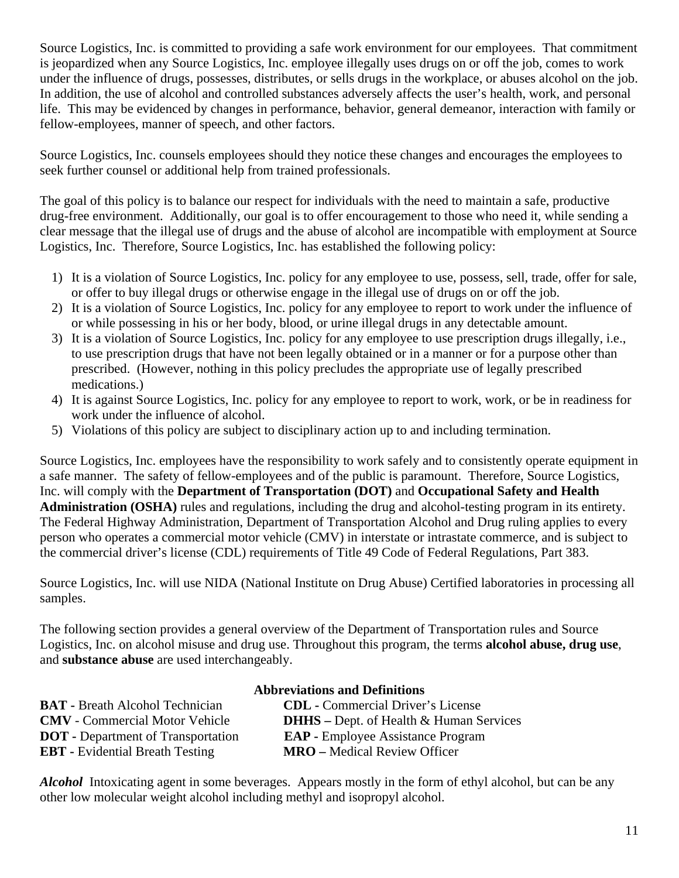Source Logistics, Inc. is committed to providing a safe work environment for our employees. That commitment is jeopardized when any Source Logistics, Inc. employee illegally uses drugs on or off the job, comes to work under the influence of drugs, possesses, distributes, or sells drugs in the workplace, or abuses alcohol on the job. In addition, the use of alcohol and controlled substances adversely affects the user's health, work, and personal life. This may be evidenced by changes in performance, behavior, general demeanor, interaction with family or fellow-employees, manner of speech, and other factors.

Source Logistics, Inc. counsels employees should they notice these changes and encourages the employees to seek further counsel or additional help from trained professionals.

The goal of this policy is to balance our respect for individuals with the need to maintain a safe, productive drug-free environment. Additionally, our goal is to offer encouragement to those who need it, while sending a clear message that the illegal use of drugs and the abuse of alcohol are incompatible with employment at Source Logistics, Inc. Therefore, Source Logistics, Inc. has established the following policy:

1) It is a violation of Source Logistics, Inc. policy for any employee to use, possess, sell, trade, offer for sale, or offer to buy illegal drugs or otherwise engage in the illegal use of drugs on or off the job.
2) It is a violation of Source Logistics, Inc. policy for any employee to report to work under the influence of or while possessing in his or her body, blood, or urine illegal drugs in any detectable amount.
3) It is a violation of Source Logistics, Inc. policy for any employee to use prescription drugs illegally, i.e., to use prescription drugs that have not been legally obtained or in a manner or for a purpose other than prescribed. (However, nothing in this policy precludes the appropriate use of legally prescribed medications.)
4) It is against Source Logistics, Inc. policy for any employee to report to work, work, or be in readiness for work under the influence of alcohol.
5) Violations of this policy are subject to disciplinary action up to and including termination.

Source Logistics, Inc. employees have the responsibility to work safely and to consistently operate equipment in a safe manner. The safety of fellow-employees and of the public is paramount. Therefore, Source Logistics, Inc. will comply with the **Department of Transportation (DOT)** and **Occupational Safety and Health Administration (OSHA)** rules and regulations, including the drug and alcohol-testing program in its entirety. The Federal Highway Administration, Department of Transportation Alcohol and Drug ruling applies to every person who operates a commercial motor vehicle (CMV) in interstate or intrastate commerce, and is subject to the commercial driver's license (CDL) requirements of Title 49 Code of Federal Regulations, Part 383.

Source Logistics, Inc. will use NIDA (National Institute on Drug Abuse) Certified laboratories in processing all samples.

The following section provides a general overview of the Department of Transportation rules and Source Logistics, Inc. on alcohol misuse and drug use. Throughout this program, the terms **alcohol abuse, drug use**, and **substance abuse** are used interchangeably.

**Abbreviations and Definitions**

**BAT -** Breath Alcohol Technician
**CDL -** Commercial Driver's License
**CMV** - Commercial Motor Vehicle
**DHHS –** Dept. of Health & Human Services
**DOT -** Department of Transportation
**EAP -** Employee Assistance Program
**EBT -** Evidential Breath Testing
**MRO –** Medical Review Officer

***Alcohol*** Intoxicating agent in some beverages. Appears mostly in the form of ethyl alcohol, but can be any other low molecular weight alcohol including methyl and isopropyl alcohol.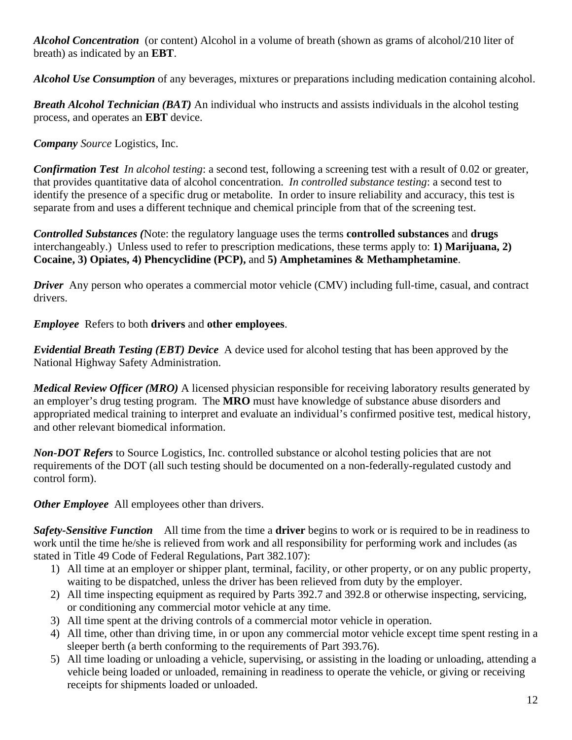***Alcohol Concentration*** (or content) Alcohol in a volume of breath (shown as grams of alcohol/210 liter of breath) as indicated by an **EBT**.

***Alcohol Use Consumption*** of any beverages, mixtures or preparations including medication containing alcohol.

***Breath Alcohol Technician (BAT)*** An individual who instructs and assists individuals in the alcohol testing process, and operates an **EBT** device.

***Company*** *Source* Logistics, Inc.

***Confirmation Test*** *In alcohol testing*: a second test, following a screening test with a result of 0.02 or greater, that provides quantitative data of alcohol concentration. *In controlled substance testing*: a second test to identify the presence of a specific drug or metabolite. In order to insure reliability and accuracy, this test is separate from and uses a different technique and chemical principle from that of the screening test.

***Controlled Substances (***Note: the regulatory language uses the terms **controlled substances** and **drugs** interchangeably.) Unless used to refer to prescription medications, these terms apply to: **1) Marijuana, 2) Cocaine, 3) Opiates, 4) Phencyclidine (PCP),** and **5) Amphetamines & Methamphetamine**.

***Driver*** Any person who operates a commercial motor vehicle (CMV) including full-time, casual, and contract drivers.

***Employee*** Refers to both **drivers** and **other employees**.

***Evidential Breath Testing (EBT) Device*** A device used for alcohol testing that has been approved by the National Highway Safety Administration.

***Medical Review Officer (MRO)*** A licensed physician responsible for receiving laboratory results generated by an employer's drug testing program. The **MRO** must have knowledge of substance abuse disorders and appropriated medical training to interpret and evaluate an individual's confirmed positive test, medical history, and other relevant biomedical information.

***Non-DOT Refers*** to Source Logistics, Inc. controlled substance or alcohol testing policies that are not requirements of the DOT (all such testing should be documented on a non-federally-regulated custody and control form).

***Other Employee*** All employees other than drivers.

***Safety-Sensitive Function*** All time from the time a **driver** begins to work or is required to be in readiness to work until the time he/she is relieved from work and all responsibility for performing work and includes (as stated in Title 49 Code of Federal Regulations, Part 382.107):

1) All time at an employer or shipper plant, terminal, facility, or other property, or on any public property, waiting to be dispatched, unless the driver has been relieved from duty by the employer.
2) All time inspecting equipment as required by Parts 392.7 and 392.8 or otherwise inspecting, servicing, or conditioning any commercial motor vehicle at any time.
3) All time spent at the driving controls of a commercial motor vehicle in operation.
4) All time, other than driving time, in or upon any commercial motor vehicle except time spent resting in a sleeper berth (a berth conforming to the requirements of Part 393.76).
5) All time loading or unloading a vehicle, supervising, or assisting in the loading or unloading, attending a vehicle being loaded or unloaded, remaining in readiness to operate the vehicle, or giving or receiving receipts for shipments loaded or unloaded.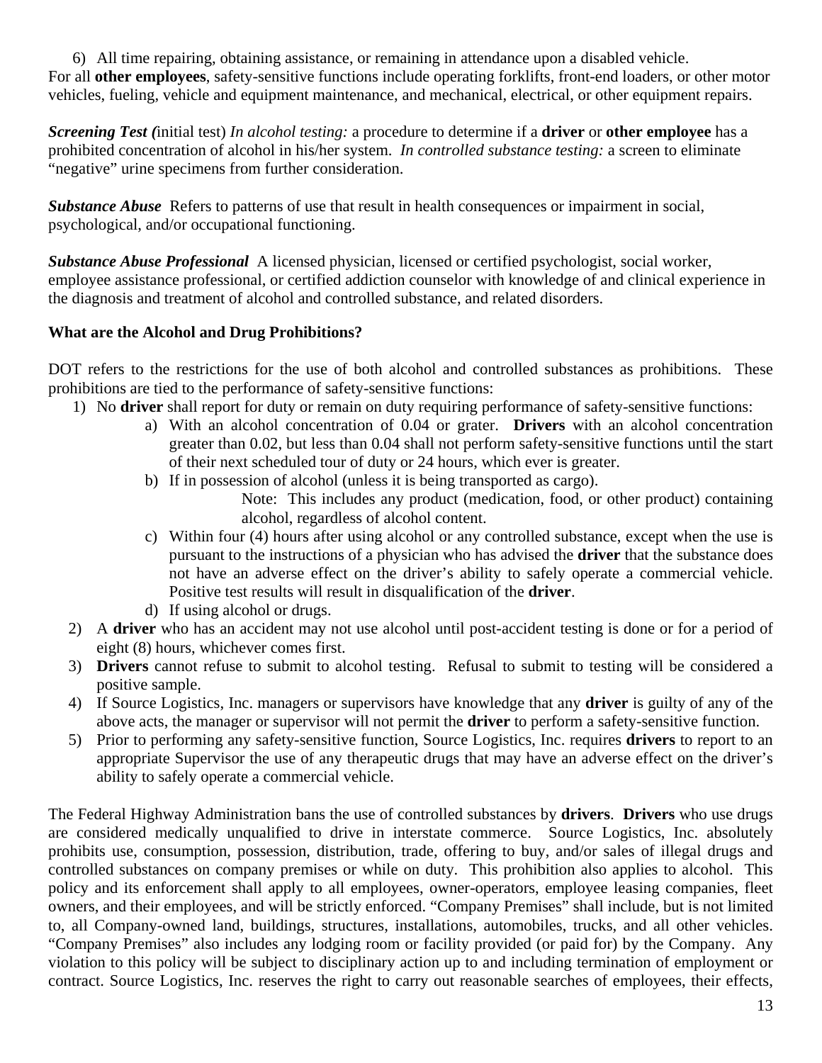6) All time repairing, obtaining assistance, or remaining in attendance upon a disabled vehicle.

For all **other employees**, safety-sensitive functions include operating forklifts, front-end loaders, or other motor vehicles, fueling, vehicle and equipment maintenance, and mechanical, electrical, or other equipment repairs.

***Screening Test (****initial test) In alcohol testing:* a procedure to determine if a **driver** or **other employee** has a prohibited concentration of alcohol in his/her system. *In controlled substance testing:* a screen to eliminate "negative" urine specimens from further consideration.

***Substance Abuse*** Refers to patterns of use that result in health consequences or impairment in social, psychological, and/or occupational functioning.

***Substance Abuse Professional*** A licensed physician, licensed or certified psychologist, social worker, employee assistance professional, or certified addiction counselor with knowledge of and clinical experience in the diagnosis and treatment of alcohol and controlled substance, and related disorders.

**What are the Alcohol and Drug Prohibitions?**

DOT refers to the restrictions for the use of both alcohol and controlled substances as prohibitions. These prohibitions are tied to the performance of safety-sensitive functions:

1) No **driver** shall report for duty or remain on duty requiring performance of safety-sensitive functions:
    a) With an alcohol concentration of 0.04 or grater. **Drivers** with an alcohol concentration greater than 0.02, but less than 0.04 shall not perform safety-sensitive functions until the start of their next scheduled tour of duty or 24 hours, which ever is greater.
    b) If in possession of alcohol (unless it is being transported as cargo).
       Note: This includes any product (medication, food, or other product) containing alcohol, regardless of alcohol content.
    c) Within four (4) hours after using alcohol or any controlled substance, except when the use is pursuant to the instructions of a physician who has advised the **driver** that the substance does not have an adverse effect on the driver's ability to safely operate a commercial vehicle. Positive test results will result in disqualification of the **driver**.
    d) If using alcohol or drugs.
2) A **driver** who has an accident may not use alcohol until post-accident testing is done or for a period of eight (8) hours, whichever comes first.
3) **Drivers** cannot refuse to submit to alcohol testing. Refusal to submit to testing will be considered a positive sample.
4) If Source Logistics, Inc. managers or supervisors have knowledge that any **driver** is guilty of any of the above acts, the manager or supervisor will not permit the **driver** to perform a safety-sensitive function.
5) Prior to performing any safety-sensitive function, Source Logistics, Inc. requires **drivers** to report to an appropriate Supervisor the use of any therapeutic drugs that may have an adverse effect on the driver's ability to safely operate a commercial vehicle.

The Federal Highway Administration bans the use of controlled substances by **drivers**. **Drivers** who use drugs are considered medically unqualified to drive in interstate commerce. Source Logistics, Inc. absolutely prohibits use, consumption, possession, distribution, trade, offering to buy, and/or sales of illegal drugs and controlled substances on company premises or while on duty. This prohibition also applies to alcohol. This policy and its enforcement shall apply to all employees, owner-operators, employee leasing companies, fleet owners, and their employees, and will be strictly enforced. "Company Premises" shall include, but is not limited to, all Company-owned land, buildings, structures, installations, automobiles, trucks, and all other vehicles. "Company Premises" also includes any lodging room or facility provided (or paid for) by the Company. Any violation to this policy will be subject to disciplinary action up to and including termination of employment or contract. Source Logistics, Inc. reserves the right to carry out reasonable searches of employees, their effects,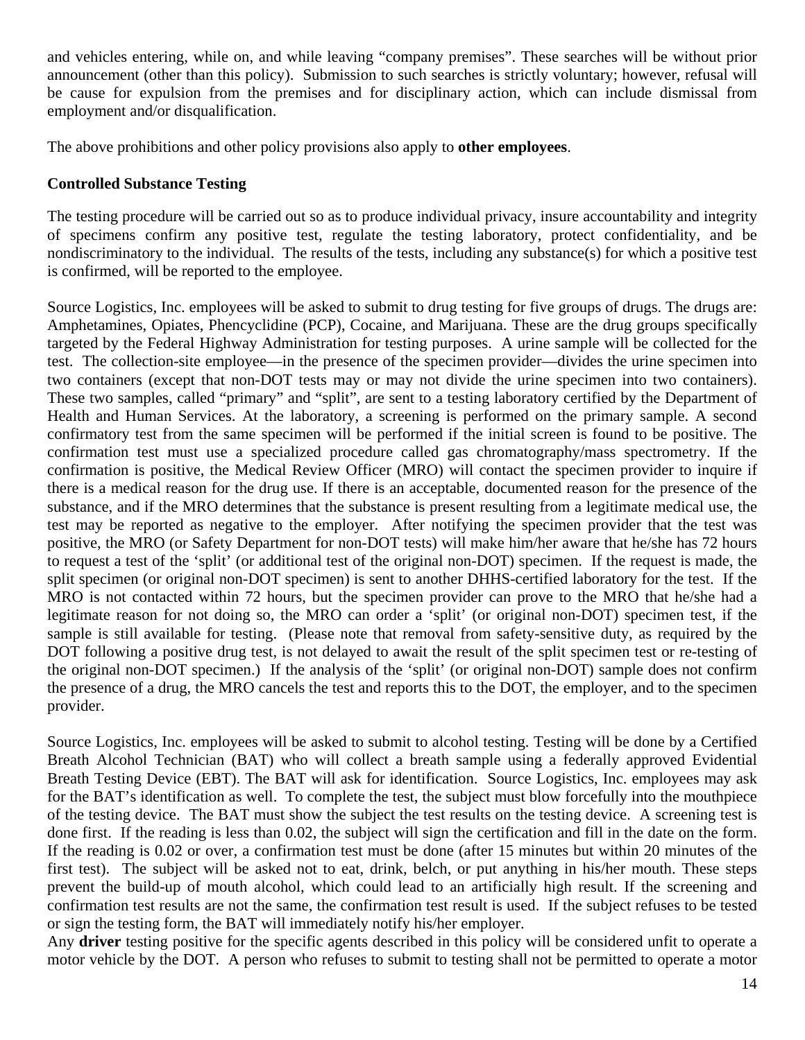and vehicles entering, while on, and while leaving "company premises". These searches will be without prior announcement (other than this policy). Submission to such searches is strictly voluntary; however, refusal will be cause for expulsion from the premises and for disciplinary action, which can include dismissal from employment and/or disqualification.

The above prohibitions and other policy provisions also apply to **other employees**.

**Controlled Substance Testing**

The testing procedure will be carried out so as to produce individual privacy, insure accountability and integrity of specimens confirm any positive test, regulate the testing laboratory, protect confidentiality, and be nondiscriminatory to the individual. The results of the tests, including any substance(s) for which a positive test is confirmed, will be reported to the employee.

Source Logistics, Inc. employees will be asked to submit to drug testing for five groups of drugs. The drugs are: Amphetamines, Opiates, Phencyclidine (PCP), Cocaine, and Marijuana. These are the drug groups specifically targeted by the Federal Highway Administration for testing purposes. A urine sample will be collected for the test. The collection-site employee—in the presence of the specimen provider—divides the urine specimen into two containers (except that non-DOT tests may or may not divide the urine specimen into two containers). These two samples, called "primary" and "split", are sent to a testing laboratory certified by the Department of Health and Human Services. At the laboratory, a screening is performed on the primary sample. A second confirmatory test from the same specimen will be performed if the initial screen is found to be positive. The confirmation test must use a specialized procedure called gas chromatography/mass spectrometry. If the confirmation is positive, the Medical Review Officer (MRO) will contact the specimen provider to inquire if there is a medical reason for the drug use. If there is an acceptable, documented reason for the presence of the substance, and if the MRO determines that the substance is present resulting from a legitimate medical use, the test may be reported as negative to the employer. After notifying the specimen provider that the test was positive, the MRO (or Safety Department for non-DOT tests) will make him/her aware that he/she has 72 hours to request a test of the 'split' (or additional test of the original non-DOT) specimen. If the request is made, the split specimen (or original non-DOT specimen) is sent to another DHHS-certified laboratory for the test. If the MRO is not contacted within 72 hours, but the specimen provider can prove to the MRO that he/she had a legitimate reason for not doing so, the MRO can order a 'split' (or original non-DOT) specimen test, if the sample is still available for testing. (Please note that removal from safety-sensitive duty, as required by the DOT following a positive drug test, is not delayed to await the result of the split specimen test or re-testing of the original non-DOT specimen.) If the analysis of the 'split' (or original non-DOT) sample does not confirm the presence of a drug, the MRO cancels the test and reports this to the DOT, the employer, and to the specimen provider.

Source Logistics, Inc. employees will be asked to submit to alcohol testing. Testing will be done by a Certified Breath Alcohol Technician (BAT) who will collect a breath sample using a federally approved Evidential Breath Testing Device (EBT). The BAT will ask for identification. Source Logistics, Inc. employees may ask for the BAT's identification as well. To complete the test, the subject must blow forcefully into the mouthpiece of the testing device. The BAT must show the subject the test results on the testing device. A screening test is done first. If the reading is less than 0.02, the subject will sign the certification and fill in the date on the form. If the reading is 0.02 or over, a confirmation test must be done (after 15 minutes but within 20 minutes of the first test). The subject will be asked not to eat, drink, belch, or put anything in his/her mouth. These steps prevent the build-up of mouth alcohol, which could lead to an artificially high result. If the screening and confirmation test results are not the same, the confirmation test result is used. If the subject refuses to be tested or sign the testing form, the BAT will immediately notify his/her employer.

Any **driver** testing positive for the specific agents described in this policy will be considered unfit to operate a motor vehicle by the DOT. A person who refuses to submit to testing shall not be permitted to operate a motor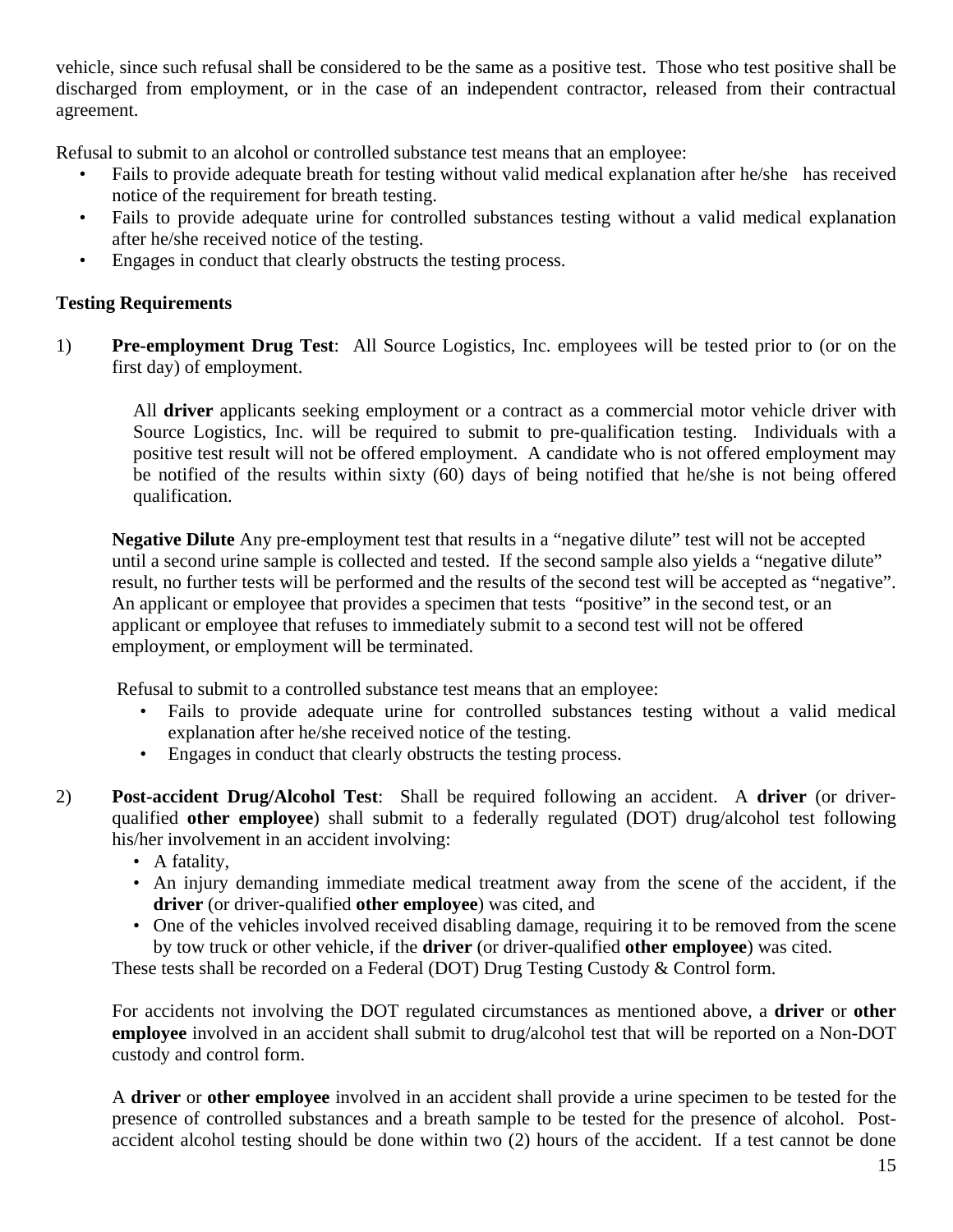vehicle, since such refusal shall be considered to be the same as a positive test. Those who test positive shall be discharged from employment, or in the case of an independent contractor, released from their contractual agreement.

Refusal to submit to an alcohol or controlled substance test means that an employee:

- Fails to provide adequate breath for testing without valid medical explanation after he/she has received notice of the requirement for breath testing.
- Fails to provide adequate urine for controlled substances testing without a valid medical explanation after he/she received notice of the testing.
- Engages in conduct that clearly obstructs the testing process.

**Testing Requirements**

1) **Pre-employment Drug Test**: All Source Logistics, Inc. employees will be tested prior to (or on the first day) of employment.

   All **driver** applicants seeking employment or a contract as a commercial motor vehicle driver with Source Logistics, Inc. will be required to submit to pre-qualification testing. Individuals with a positive test result will not be offered employment. A candidate who is not offered employment may be notified of the results within sixty (60) days of being notified that he/she is not being offered qualification.

   **Negative Dilute** Any pre-employment test that results in a "negative dilute" test will not be accepted until a second urine sample is collected and tested. If the second sample also yields a "negative dilute" result, no further tests will be performed and the results of the second test will be accepted as "negative". An applicant or employee that provides a specimen that tests "positive" in the second test, or an applicant or employee that refuses to immediately submit to a second test will not be offered employment, or employment will be terminated.

   Refusal to submit to a controlled substance test means that an employee:

   - Fails to provide adequate urine for controlled substances testing without a valid medical explanation after he/she received notice of the testing.
   - Engages in conduct that clearly obstructs the testing process.

2) **Post-accident Drug/Alcohol Test**: Shall be required following an accident. A **driver** (or driver-qualified **other employee**) shall submit to a federally regulated (DOT) drug/alcohol test following his/her involvement in an accident involving:

   - A fatality,
   - An injury demanding immediate medical treatment away from the scene of the accident, if the **driver** (or driver-qualified **other employee**) was cited, and
   - One of the vehicles involved received disabling damage, requiring it to be removed from the scene by tow truck or other vehicle, if the **driver** (or driver-qualified **other employee**) was cited.

   These tests shall be recorded on a Federal (DOT) Drug Testing Custody & Control form.

   For accidents not involving the DOT regulated circumstances as mentioned above, a **driver** or **other employee** involved in an accident shall submit to drug/alcohol test that will be reported on a Non-DOT custody and control form.

   A **driver** or **other employee** involved in an accident shall provide a urine specimen to be tested for the presence of controlled substances and a breath sample to be tested for the presence of alcohol. Post-accident alcohol testing should be done within two (2) hours of the accident. If a test cannot be done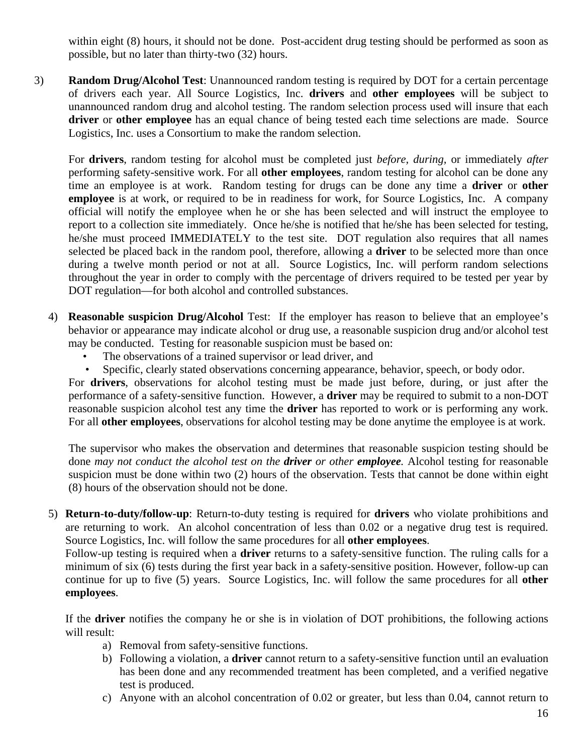within eight (8) hours, it should not be done. Post-accident drug testing should be performed as soon as possible, but no later than thirty-two (32) hours.

3) **Random Drug/Alcohol Test**: Unannounced random testing is required by DOT for a certain percentage of drivers each year. All Source Logistics, Inc. **drivers** and **other employees** will be subject to unannounced random drug and alcohol testing. The random selection process used will insure that each **driver** or **other employee** has an equal chance of being tested each time selections are made. Source Logistics, Inc. uses a Consortium to make the random selection.

   For **drivers**, random testing for alcohol must be completed just *before, during,* or immediately *after* performing safety-sensitive work. For all **other employees**, random testing for alcohol can be done any time an employee is at work. Random testing for drugs can be done any time a **driver** or **other employee** is at work, or required to be in readiness for work, for Source Logistics, Inc. A company official will notify the employee when he or she has been selected and will instruct the employee to report to a collection site immediately. Once he/she is notified that he/she has been selected for testing, he/she must proceed IMMEDIATELY to the test site. DOT regulation also requires that all names selected be placed back in the random pool, therefore, allowing a **driver** to be selected more than once during a twelve month period or not at all. Source Logistics, Inc. will perform random selections throughout the year in order to comply with the percentage of drivers required to be tested per year by DOT regulation—for both alcohol and controlled substances.

4) **Reasonable suspicion Drug/Alcohol** Test: If the employer has reason to believe that an employee's behavior or appearance may indicate alcohol or drug use, a reasonable suspicion drug and/or alcohol test may be conducted. Testing for reasonable suspicion must be based on:
   - The observations of a trained supervisor or lead driver, and
   - Specific, clearly stated observations concerning appearance, behavior, speech, or body odor.

   For **drivers**, observations for alcohol testing must be made just before, during, or just after the performance of a safety-sensitive function. However, a **driver** may be required to submit to a non-DOT reasonable suspicion alcohol test any time the **driver** has reported to work or is performing any work. For all **other employees**, observations for alcohol testing may be done anytime the employee is at work.

   The supervisor who makes the observation and determines that reasonable suspicion testing should be done *may not conduct the alcohol test on the **driver** or other **employee**.* Alcohol testing for reasonable suspicion must be done within two (2) hours of the observation. Tests that cannot be done within eight (8) hours of the observation should not be done.

5) **Return-to-duty/follow-up**: Return-to-duty testing is required for **drivers** who violate prohibitions and are returning to work. An alcohol concentration of less than 0.02 or a negative drug test is required. Source Logistics, Inc. will follow the same procedures for all **other employees**.
   Follow-up testing is required when a **driver** returns to a safety-sensitive function. The ruling calls for a minimum of six (6) tests during the first year back in a safety-sensitive position. However, follow-up can continue for up to five (5) years. Source Logistics, Inc. will follow the same procedures for all **other employees**.

   If the **driver** notifies the company he or she is in violation of DOT prohibitions, the following actions will result:

   a) Removal from safety-sensitive functions.
   b) Following a violation, a **driver** cannot return to a safety-sensitive function until an evaluation has been done and any recommended treatment has been completed, and a verified negative test is produced.
   c) Anyone with an alcohol concentration of 0.02 or greater, but less than 0.04, cannot return to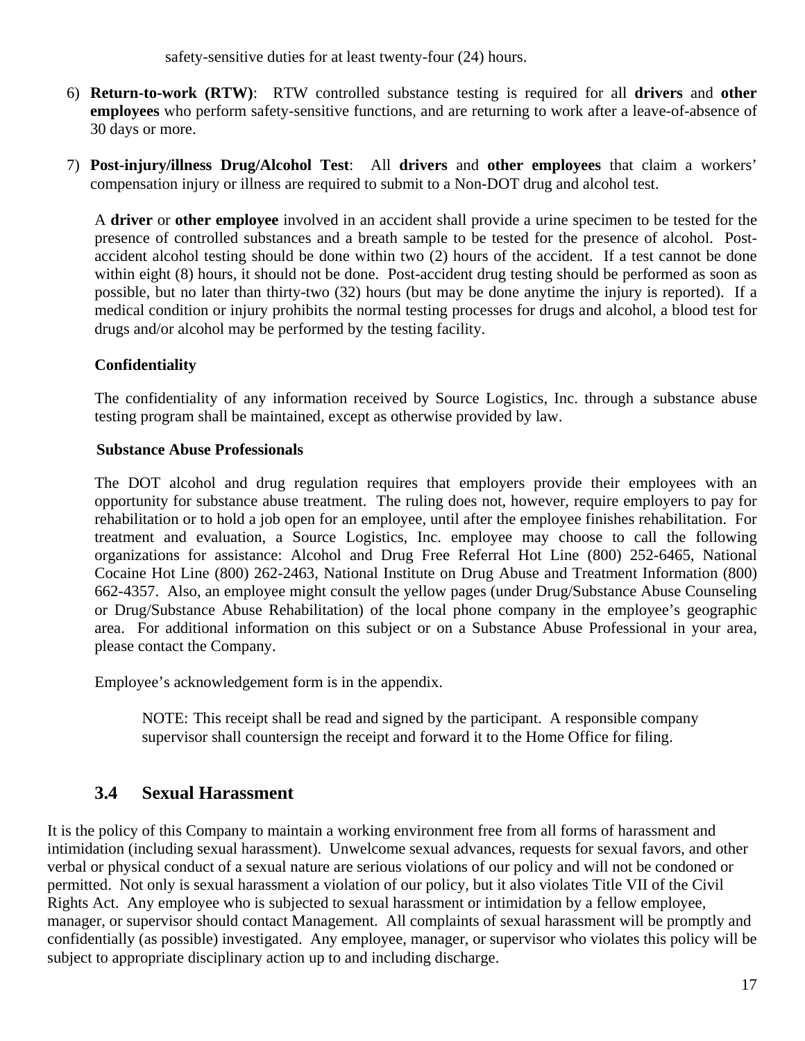safety-sensitive duties for at least twenty-four (24) hours.

6) **Return-to-work (RTW)**: RTW controlled substance testing is required for all **drivers** and **other employees** who perform safety-sensitive functions, and are returning to work after a leave-of-absence of 30 days or more.

7) **Post-injury/illness Drug/Alcohol Test**: All **drivers** and **other employees** that claim a workers' compensation injury or illness are required to submit to a Non-DOT drug and alcohol test.

   A **driver** or **other employee** involved in an accident shall provide a urine specimen to be tested for the presence of controlled substances and a breath sample to be tested for the presence of alcohol. Post-accident alcohol testing should be done within two (2) hours of the accident. If a test cannot be done within eight (8) hours, it should not be done. Post-accident drug testing should be performed as soon as possible, but no later than thirty-two (32) hours (but may be done anytime the injury is reported). If a medical condition or injury prohibits the normal testing processes for drugs and alcohol, a blood test for drugs and/or alcohol may be performed by the testing facility.

   **Confidentiality**

   The confidentiality of any information received by Source Logistics, Inc. through a substance abuse testing program shall be maintained, except as otherwise provided by law.

   **Substance Abuse Professionals**

   The DOT alcohol and drug regulation requires that employers provide their employees with an opportunity for substance abuse treatment. The ruling does not, however, require employers to pay for rehabilitation or to hold a job open for an employee, until after the employee finishes rehabilitation. For treatment and evaluation, a Source Logistics, Inc. employee may choose to call the following organizations for assistance: Alcohol and Drug Free Referral Hot Line (800) 252-6465, National Cocaine Hot Line (800) 262-2463, National Institute on Drug Abuse and Treatment Information (800) 662-4357. Also, an employee might consult the yellow pages (under Drug/Substance Abuse Counseling or Drug/Substance Abuse Rehabilitation) of the local phone company in the employee's geographic area. For additional information on this subject or on a Substance Abuse Professional in your area, please contact the Company.

   Employee's acknowledgement form is in the appendix.

   NOTE: This receipt shall be read and signed by the participant. A responsible company supervisor shall countersign the receipt and forward it to the Home Office for filing.

## 3.4 Sexual Harassment

It is the policy of this Company to maintain a working environment free from all forms of harassment and intimidation (including sexual harassment). Unwelcome sexual advances, requests for sexual favors, and other verbal or physical conduct of a sexual nature are serious violations of our policy and will not be condoned or permitted. Not only is sexual harassment a violation of our policy, but it also violates Title VII of the Civil Rights Act. Any employee who is subjected to sexual harassment or intimidation by a fellow employee, manager, or supervisor should contact Management. All complaints of sexual harassment will be promptly and confidentially (as possible) investigated. Any employee, manager, or supervisor who violates this policy will be subject to appropriate disciplinary action up to and including discharge.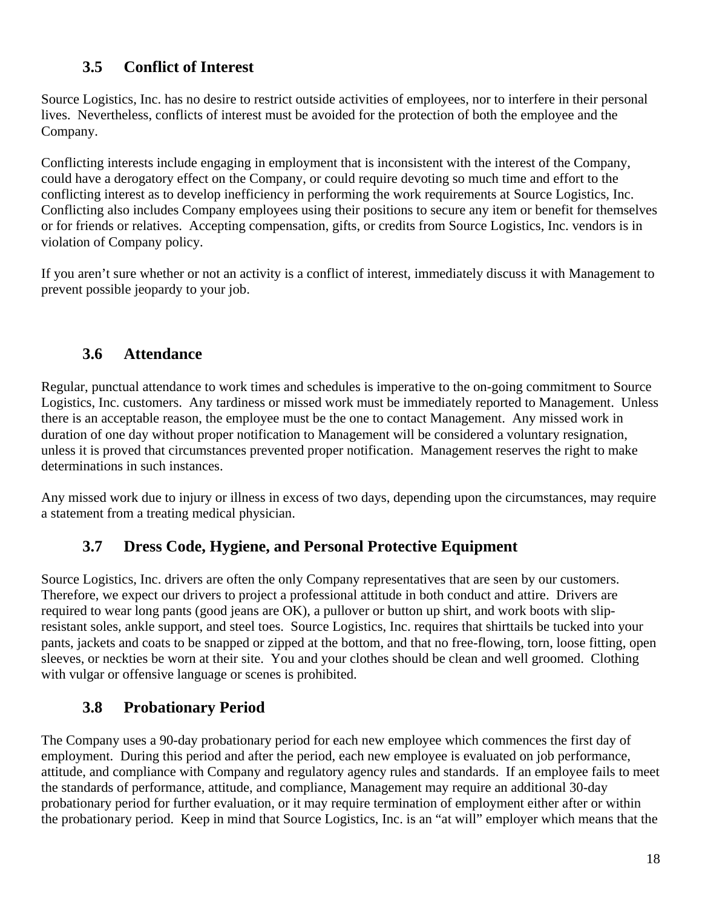## 3.5 Conflict of Interest

Source Logistics, Inc. has no desire to restrict outside activities of employees, nor to interfere in their personal lives. Nevertheless, conflicts of interest must be avoided for the protection of both the employee and the Company.

Conflicting interests include engaging in employment that is inconsistent with the interest of the Company, could have a derogatory effect on the Company, or could require devoting so much time and effort to the conflicting interest as to develop inefficiency in performing the work requirements at Source Logistics, Inc. Conflicting also includes Company employees using their positions to secure any item or benefit for themselves or for friends or relatives. Accepting compensation, gifts, or credits from Source Logistics, Inc. vendors is in violation of Company policy.

If you aren't sure whether or not an activity is a conflict of interest, immediately discuss it with Management to prevent possible jeopardy to your job.

## 3.6 Attendance

Regular, punctual attendance to work times and schedules is imperative to the on-going commitment to Source Logistics, Inc. customers. Any tardiness or missed work must be immediately reported to Management. Unless there is an acceptable reason, the employee must be the one to contact Management. Any missed work in duration of one day without proper notification to Management will be considered a voluntary resignation, unless it is proved that circumstances prevented proper notification. Management reserves the right to make determinations in such instances.

Any missed work due to injury or illness in excess of two days, depending upon the circumstances, may require a statement from a treating medical physician.

## 3.7 Dress Code, Hygiene, and Personal Protective Equipment

Source Logistics, Inc. drivers are often the only Company representatives that are seen by our customers. Therefore, we expect our drivers to project a professional attitude in both conduct and attire. Drivers are required to wear long pants (good jeans are OK), a pullover or button up shirt, and work boots with slip-resistant soles, ankle support, and steel toes. Source Logistics, Inc. requires that shirttails be tucked into your pants, jackets and coats to be snapped or zipped at the bottom, and that no free-flowing, torn, loose fitting, open sleeves, or neckties be worn at their site. You and your clothes should be clean and well groomed. Clothing with vulgar or offensive language or scenes is prohibited.

## 3.8 Probationary Period

The Company uses a 90-day probationary period for each new employee which commences the first day of employment. During this period and after the period, each new employee is evaluated on job performance, attitude, and compliance with Company and regulatory agency rules and standards. If an employee fails to meet the standards of performance, attitude, and compliance, Management may require an additional 30-day probationary period for further evaluation, or it may require termination of employment either after or within the probationary period. Keep in mind that Source Logistics, Inc. is an "at will" employer which means that the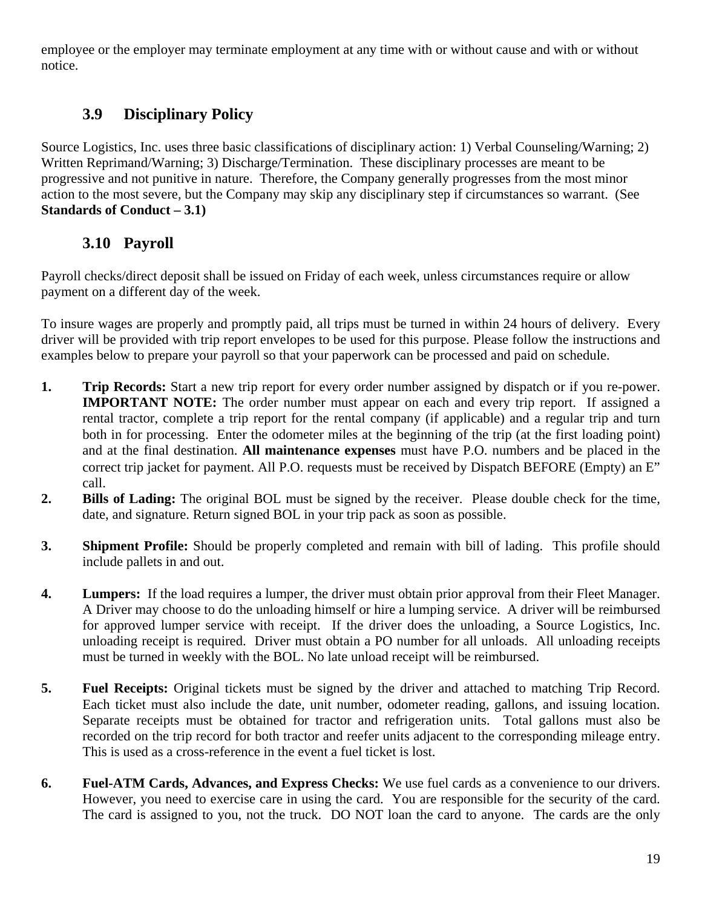employee or the employer may terminate employment at any time with or without cause and with or without notice.

### 3.9 Disciplinary Policy

Source Logistics, Inc. uses three basic classifications of disciplinary action: 1) Verbal Counseling/Warning; 2) Written Reprimand/Warning; 3) Discharge/Termination. These disciplinary processes are meant to be progressive and not punitive in nature. Therefore, the Company generally progresses from the most minor action to the most severe, but the Company may skip any disciplinary step if circumstances so warrant. (See **Standards of Conduct – 3.1)**

### 3.10 Payroll

Payroll checks/direct deposit shall be issued on Friday of each week, unless circumstances require or allow payment on a different day of the week.

To insure wages are properly and promptly paid, all trips must be turned in within 24 hours of delivery. Every driver will be provided with trip report envelopes to be used for this purpose. Please follow the instructions and examples below to prepare your payroll so that your paperwork can be processed and paid on schedule.

1. **Trip Records:** Start a new trip report for every order number assigned by dispatch or if you re-power. **IMPORTANT NOTE:** The order number must appear on each and every trip report. If assigned a rental tractor, complete a trip report for the rental company (if applicable) and a regular trip and turn both in for processing. Enter the odometer miles at the beginning of the trip (at the first loading point) and at the final destination. **All maintenance expenses** must have P.O. numbers and be placed in the correct trip jacket for payment. All P.O. requests must be received by Dispatch BEFORE (Empty) an E" call.
2. **Bills of Lading:** The original BOL must be signed by the receiver. Please double check for the time, date, and signature. Return signed BOL in your trip pack as soon as possible.

3. **Shipment Profile:** Should be properly completed and remain with bill of lading. This profile should include pallets in and out.

4. **Lumpers:** If the load requires a lumper, the driver must obtain prior approval from their Fleet Manager. A Driver may choose to do the unloading himself or hire a lumping service. A driver will be reimbursed for approved lumper service with receipt. If the driver does the unloading, a Source Logistics, Inc. unloading receipt is required. Driver must obtain a PO number for all unloads. All unloading receipts must be turned in weekly with the BOL. No late unload receipt will be reimbursed.

5. **Fuel Receipts:** Original tickets must be signed by the driver and attached to matching Trip Record. Each ticket must also include the date, unit number, odometer reading, gallons, and issuing location. Separate receipts must be obtained for tractor and refrigeration units. Total gallons must also be recorded on the trip record for both tractor and reefer units adjacent to the corresponding mileage entry. This is used as a cross-reference in the event a fuel ticket is lost.

6. **Fuel-ATM Cards, Advances, and Express Checks:** We use fuel cards as a convenience to our drivers. However, you need to exercise care in using the card. You are responsible for the security of the card. The card is assigned to you, not the truck. DO NOT loan the card to anyone. The cards are the only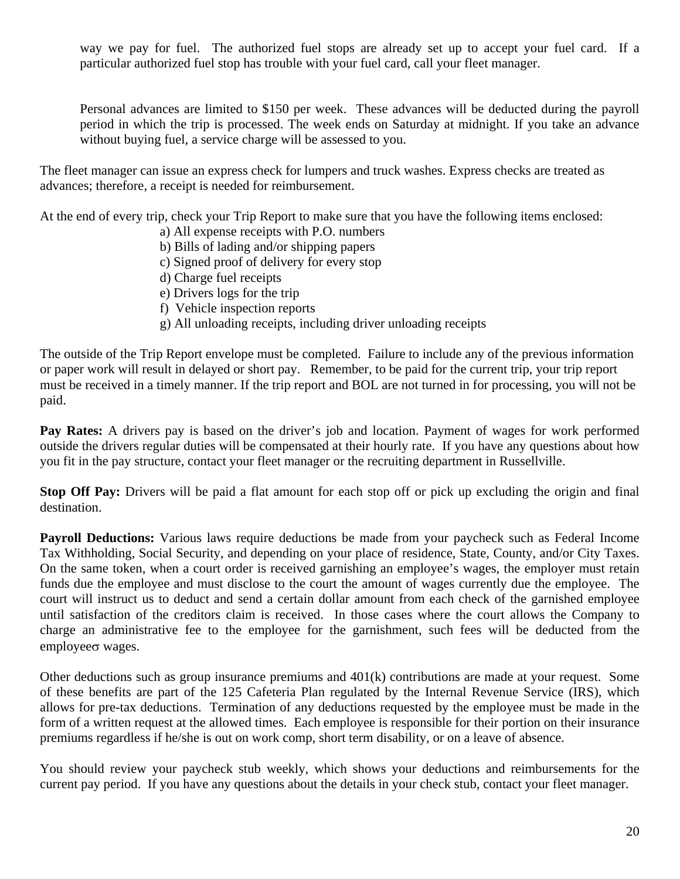way we pay for fuel. The authorized fuel stops are already set up to accept your fuel card. If a particular authorized fuel stop has trouble with your fuel card, call your fleet manager.

Personal advances are limited to $150 per week. These advances will be deducted during the payroll period in which the trip is processed. The week ends on Saturday at midnight. If you take an advance without buying fuel, a service charge will be assessed to you.

The fleet manager can issue an express check for lumpers and truck washes. Express checks are treated as advances; therefore, a receipt is needed for reimbursement.

At the end of every trip, check your Trip Report to make sure that you have the following items enclosed:

a) All expense receipts with P.O. numbers
b) Bills of lading and/or shipping papers
c) Signed proof of delivery for every stop
d) Charge fuel receipts
e) Drivers logs for the trip
f) Vehicle inspection reports
g) All unloading receipts, including driver unloading receipts

The outside of the Trip Report envelope must be completed. Failure to include any of the previous information or paper work will result in delayed or short pay. Remember, to be paid for the current trip, your trip report must be received in a timely manner. If the trip report and BOL are not turned in for processing, you will not be paid.

**Pay Rates:** A drivers pay is based on the driver's job and location. Payment of wages for work performed outside the drivers regular duties will be compensated at their hourly rate. If you have any questions about how you fit in the pay structure, contact your fleet manager or the recruiting department in Russellville.

**Stop Off Pay:** Drivers will be paid a flat amount for each stop off or pick up excluding the origin and final destination.

**Payroll Deductions:** Various laws require deductions be made from your paycheck such as Federal Income Tax Withholding, Social Security, and depending on your place of residence, State, County, and/or City Taxes. On the same token, when a court order is received garnishing an employee's wages, the employer must retain funds due the employee and must disclose to the court the amount of wages currently due the employee. The court will instruct us to deduct and send a certain dollar amount from each check of the garnished employee until satisfaction of the creditors claim is received. In those cases where the court allows the Company to charge an administrative fee to the employee for the garnishment, such fees will be deducted from the employeeσ wages.

Other deductions such as group insurance premiums and 401(k) contributions are made at your request. Some of these benefits are part of the 125 Cafeteria Plan regulated by the Internal Revenue Service (IRS), which allows for pre-tax deductions. Termination of any deductions requested by the employee must be made in the form of a written request at the allowed times. Each employee is responsible for their portion on their insurance premiums regardless if he/she is out on work comp, short term disability, or on a leave of absence.

You should review your paycheck stub weekly, which shows your deductions and reimbursements for the current pay period. If you have any questions about the details in your check stub, contact your fleet manager.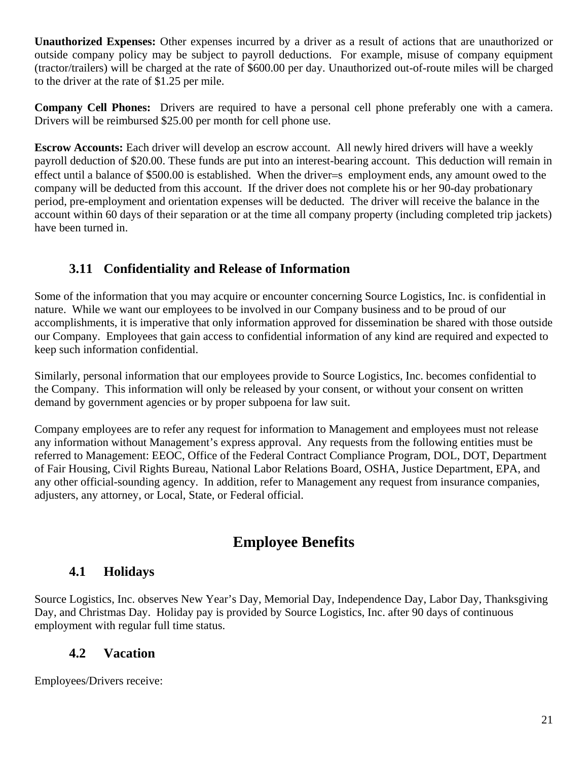**Unauthorized Expenses:** Other expenses incurred by a driver as a result of actions that are unauthorized or outside company policy may be subject to payroll deductions. For example, misuse of company equipment (tractor/trailers) will be charged at the rate of $600.00 per day. Unauthorized out-of-route miles will be charged to the driver at the rate of $1.25 per mile.

**Company Cell Phones:** Drivers are required to have a personal cell phone preferably one with a camera. Drivers will be reimbursed $25.00 per month for cell phone use.

**Escrow Accounts:** Each driver will develop an escrow account. All newly hired drivers will have a weekly payroll deduction of $20.00. These funds are put into an interest-bearing account. This deduction will remain in effect until a balance of $500.00 is established. When the driver=s employment ends, any amount owed to the company will be deducted from this account. If the driver does not complete his or her 90-day probationary period, pre-employment and orientation expenses will be deducted. The driver will receive the balance in the account within 60 days of their separation or at the time all company property (including completed trip jackets) have been turned in.

### 3.11 Confidentiality and Release of Information

Some of the information that you may acquire or encounter concerning Source Logistics, Inc. is confidential in nature. While we want our employees to be involved in our Company business and to be proud of our accomplishments, it is imperative that only information approved for dissemination be shared with those outside our Company. Employees that gain access to confidential information of any kind are required and expected to keep such information confidential.

Similarly, personal information that our employees provide to Source Logistics, Inc. becomes confidential to the Company. This information will only be released by your consent, or without your consent on written demand by government agencies or by proper subpoena for law suit.

Company employees are to refer any request for information to Management and employees must not release any information without Management's express approval. Any requests from the following entities must be referred to Management: EEOC, Office of the Federal Contract Compliance Program, DOL, DOT, Department of Fair Housing, Civil Rights Bureau, National Labor Relations Board, OSHA, Justice Department, EPA, and any other official-sounding agency. In addition, refer to Management any request from insurance companies, adjusters, any attorney, or Local, State, or Federal official.

## Employee Benefits

### 4.1 Holidays

Source Logistics, Inc. observes New Year's Day, Memorial Day, Independence Day, Labor Day, Thanksgiving Day, and Christmas Day. Holiday pay is provided by Source Logistics, Inc. after 90 days of continuous employment with regular full time status.

### 4.2 Vacation

Employees/Drivers receive: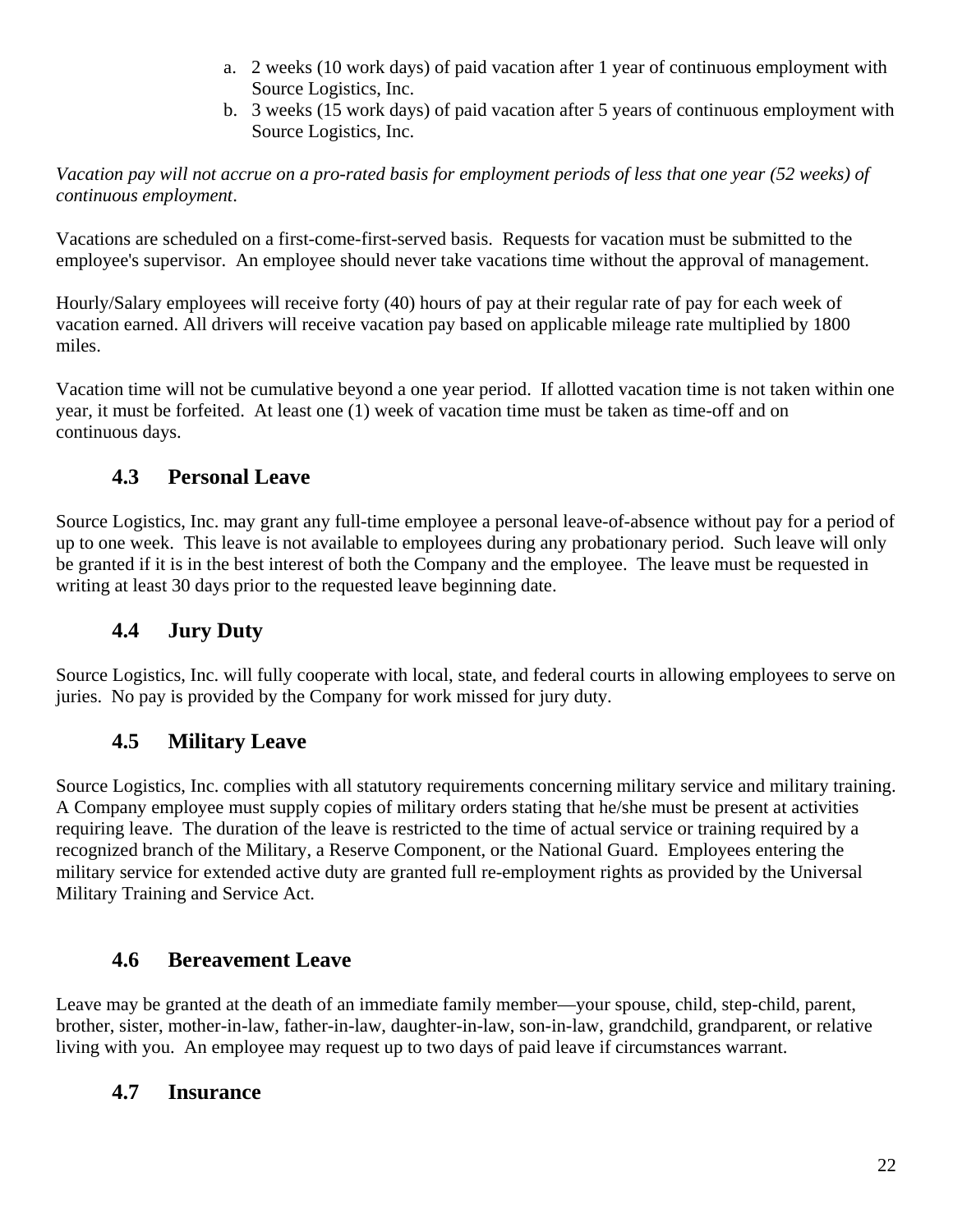a. 2 weeks (10 work days) of paid vacation after 1 year of continuous employment with Source Logistics, Inc.
b. 3 weeks (15 work days) of paid vacation after 5 years of continuous employment with Source Logistics, Inc.

*Vacation pay will not accrue on a pro-rated basis for employment periods of less that one year (52 weeks) of continuous employment*.

Vacations are scheduled on a first-come-first-served basis. Requests for vacation must be submitted to the employee's supervisor. An employee should never take vacations time without the approval of management.

Hourly/Salary employees will receive forty (40) hours of pay at their regular rate of pay for each week of vacation earned. All drivers will receive vacation pay based on applicable mileage rate multiplied by 1800 miles.

Vacation time will not be cumulative beyond a one year period. If allotted vacation time is not taken within one year, it must be forfeited. At least one (1) week of vacation time must be taken as time-off and on continuous days.

## 4.3 Personal Leave

Source Logistics, Inc. may grant any full-time employee a personal leave-of-absence without pay for a period of up to one week. This leave is not available to employees during any probationary period. Such leave will only be granted if it is in the best interest of both the Company and the employee. The leave must be requested in writing at least 30 days prior to the requested leave beginning date.

## 4.4 Jury Duty

Source Logistics, Inc. will fully cooperate with local, state, and federal courts in allowing employees to serve on juries. No pay is provided by the Company for work missed for jury duty.

## 4.5 Military Leave

Source Logistics, Inc. complies with all statutory requirements concerning military service and military training. A Company employee must supply copies of military orders stating that he/she must be present at activities requiring leave. The duration of the leave is restricted to the time of actual service or training required by a recognized branch of the Military, a Reserve Component, or the National Guard. Employees entering the military service for extended active duty are granted full re-employment rights as provided by the Universal Military Training and Service Act.

## 4.6 Bereavement Leave

Leave may be granted at the death of an immediate family member—your spouse, child, step-child, parent, brother, sister, mother-in-law, father-in-law, daughter-in-law, son-in-law, grandchild, grandparent, or relative living with you. An employee may request up to two days of paid leave if circumstances warrant.

## 4.7 Insurance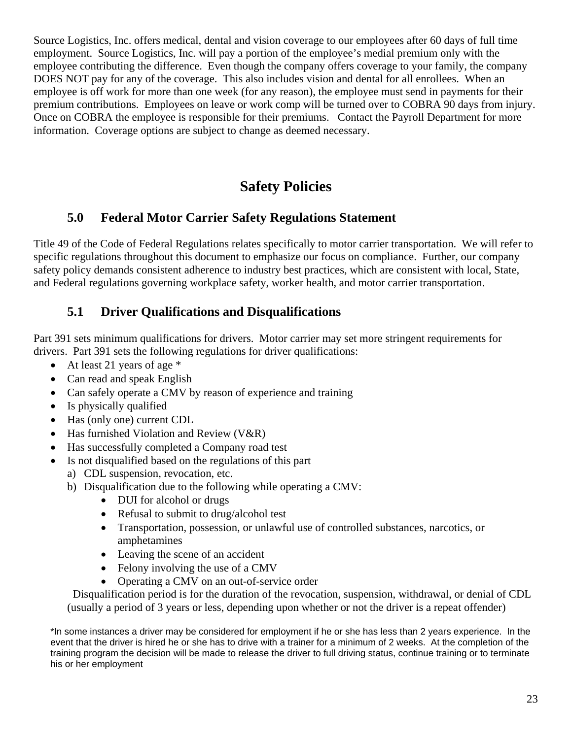Source Logistics, Inc. offers medical, dental and vision coverage to our employees after 60 days of full time employment. Source Logistics, Inc. will pay a portion of the employee's medial premium only with the employee contributing the difference. Even though the company offers coverage to your family, the company DOES NOT pay for any of the coverage. This also includes vision and dental for all enrollees. When an employee is off work for more than one week (for any reason), the employee must send in payments for their premium contributions. Employees on leave or work comp will be turned over to COBRA 90 days from injury. Once on COBRA the employee is responsible for their premiums. Contact the Payroll Department for more information. Coverage options are subject to change as deemed necessary.

# Safety Policies

## 5.0 Federal Motor Carrier Safety Regulations Statement

Title 49 of the Code of Federal Regulations relates specifically to motor carrier transportation. We will refer to specific regulations throughout this document to emphasize our focus on compliance. Further, our company safety policy demands consistent adherence to industry best practices, which are consistent with local, State, and Federal regulations governing workplace safety, worker health, and motor carrier transportation.

## 5.1 Driver Qualifications and Disqualifications

Part 391 sets minimum qualifications for drivers. Motor carrier may set more stringent requirements for drivers. Part 391 sets the following regulations for driver qualifications:

- At least 21 years of age *
- Can read and speak English
- Can safely operate a CMV by reason of experience and training
- Is physically qualified
- Has (only one) current CDL
- Has furnished Violation and Review (V&R)
- Has successfully completed a Company road test
- Is not disqualified based on the regulations of this part
  a) CDL suspension, revocation, etc.
  b) Disqualification due to the following while operating a CMV:
     - DUI for alcohol or drugs
     - Refusal to submit to drug/alcohol test
     - Transportation, possession, or unlawful use of controlled substances, narcotics, or amphetamines
     - Leaving the scene of an accident
     - Felony involving the use of a CMV
     - Operating a CMV on an out-of-service order

  Disqualification period is for the duration of the revocation, suspension, withdrawal, or denial of CDL (usually a period of 3 years or less, depending upon whether or not the driver is a repeat offender)

*In some instances a driver may be considered for employment if he or she has less than 2 years experience. In the event that the driver is hired he or she has to drive with a trainer for a minimum of 2 weeks. At the completion of the training program the decision will be made to release the driver to full driving status, continue training or to terminate his or her employment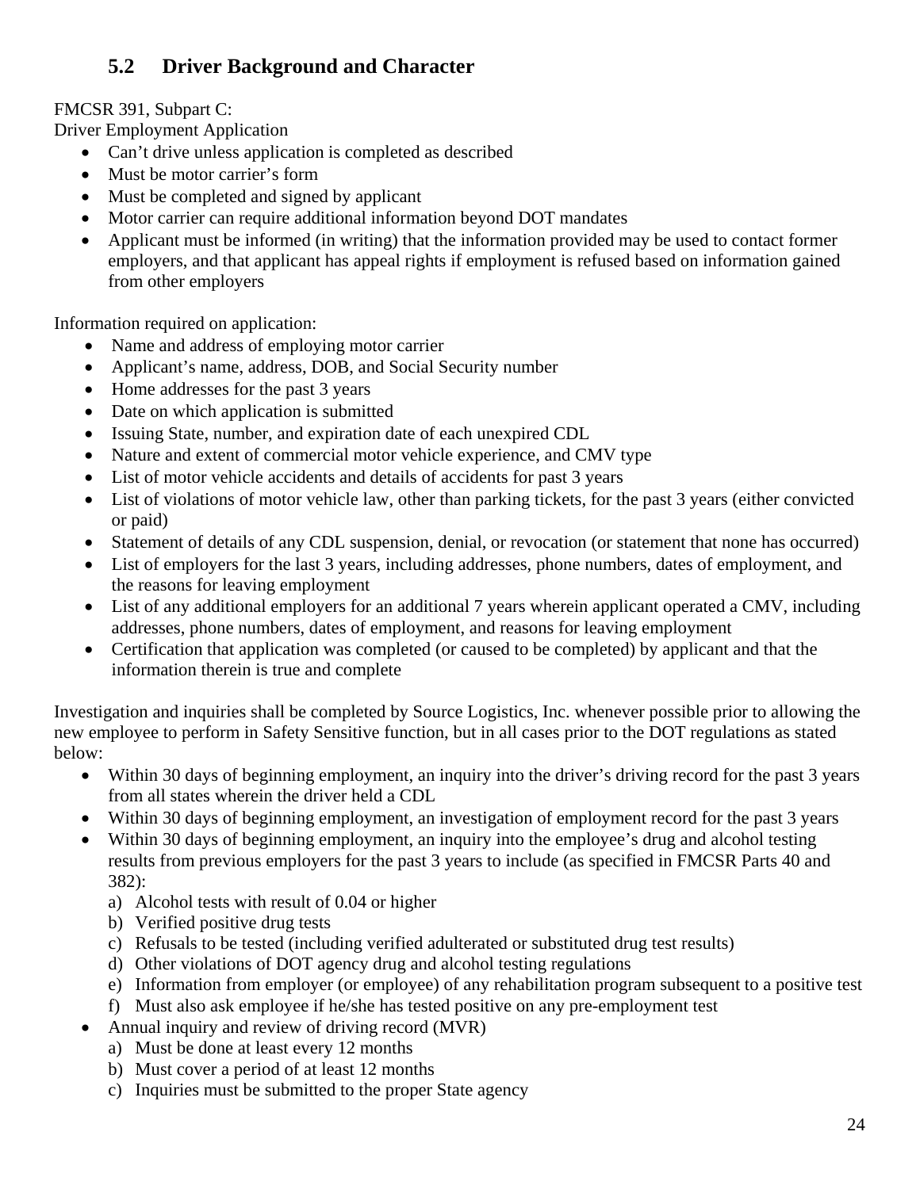## 5.2 Driver Background and Character

FMCSR 391, Subpart C:
Driver Employment Application

- Can't drive unless application is completed as described
- Must be motor carrier's form
- Must be completed and signed by applicant
- Motor carrier can require additional information beyond DOT mandates
- Applicant must be informed (in writing) that the information provided may be used to contact former employers, and that applicant has appeal rights if employment is refused based on information gained from other employers

Information required on application:

- Name and address of employing motor carrier
- Applicant's name, address, DOB, and Social Security number
- Home addresses for the past 3 years
- Date on which application is submitted
- Issuing State, number, and expiration date of each unexpired CDL
- Nature and extent of commercial motor vehicle experience, and CMV type
- List of motor vehicle accidents and details of accidents for past 3 years
- List of violations of motor vehicle law, other than parking tickets, for the past 3 years (either convicted or paid)
- Statement of details of any CDL suspension, denial, or revocation (or statement that none has occurred)
- List of employers for the last 3 years, including addresses, phone numbers, dates of employment, and the reasons for leaving employment
- List of any additional employers for an additional 7 years wherein applicant operated a CMV, including addresses, phone numbers, dates of employment, and reasons for leaving employment
- Certification that application was completed (or caused to be completed) by applicant and that the information therein is true and complete

Investigation and inquiries shall be completed by Source Logistics, Inc. whenever possible prior to allowing the new employee to perform in Safety Sensitive function, but in all cases prior to the DOT regulations as stated below:

- Within 30 days of beginning employment, an inquiry into the driver's driving record for the past 3 years from all states wherein the driver held a CDL
- Within 30 days of beginning employment, an investigation of employment record for the past 3 years
- Within 30 days of beginning employment, an inquiry into the employee's drug and alcohol testing results from previous employers for the past 3 years to include (as specified in FMCSR Parts 40 and 382):
  a) Alcohol tests with result of 0.04 or higher
  b) Verified positive drug tests
  c) Refusals to be tested (including verified adulterated or substituted drug test results)
  d) Other violations of DOT agency drug and alcohol testing regulations
  e) Information from employer (or employee) of any rehabilitation program subsequent to a positive test
  f) Must also ask employee if he/she has tested positive on any pre-employment test
- Annual inquiry and review of driving record (MVR)
  a) Must be done at least every 12 months
  b) Must cover a period of at least 12 months
  c) Inquiries must be submitted to the proper State agency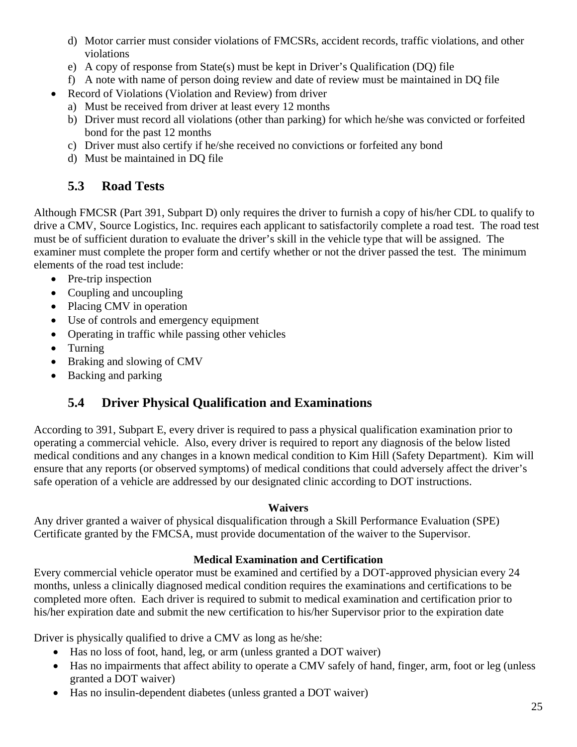d) Motor carrier must consider violations of FMCSRs, accident records, traffic violations, and other violations
   e) A copy of response from State(s) must be kept in Driver's Qualification (DQ) file
   f) A note with name of person doing review and date of review must be maintained in DQ file
- Record of Violations (Violation and Review) from driver
   a) Must be received from driver at least every 12 months
   b) Driver must record all violations (other than parking) for which he/she was convicted or forfeited bond for the past 12 months
   c) Driver must also certify if he/she received no convictions or forfeited any bond
   d) Must be maintained in DQ file

## 5.3 Road Tests

Although FMCSR (Part 391, Subpart D) only requires the driver to furnish a copy of his/her CDL to qualify to drive a CMV, Source Logistics, Inc. requires each applicant to satisfactorily complete a road test. The road test must be of sufficient duration to evaluate the driver's skill in the vehicle type that will be assigned. The examiner must complete the proper form and certify whether or not the driver passed the test. The minimum elements of the road test include:

- Pre-trip inspection
- Coupling and uncoupling
- Placing CMV in operation
- Use of controls and emergency equipment
- Operating in traffic while passing other vehicles
- Turning
- Braking and slowing of CMV
- Backing and parking

## 5.4 Driver Physical Qualification and Examinations

According to 391, Subpart E, every driver is required to pass a physical qualification examination prior to operating a commercial vehicle. Also, every driver is required to report any diagnosis of the below listed medical conditions and any changes in a known medical condition to Kim Hill (Safety Department). Kim will ensure that any reports (or observed symptoms) of medical conditions that could adversely affect the driver's safe operation of a vehicle are addressed by our designated clinic according to DOT instructions.

**Waivers**

Any driver granted a waiver of physical disqualification through a Skill Performance Evaluation (SPE) Certificate granted by the FMCSA, must provide documentation of the waiver to the Supervisor.

**Medical Examination and Certification**

Every commercial vehicle operator must be examined and certified by a DOT-approved physician every 24 months, unless a clinically diagnosed medical condition requires the examinations and certifications to be completed more often. Each driver is required to submit to medical examination and certification prior to his/her expiration date and submit the new certification to his/her Supervisor prior to the expiration date

Driver is physically qualified to drive a CMV as long as he/she:

- Has no loss of foot, hand, leg, or arm (unless granted a DOT waiver)
- Has no impairments that affect ability to operate a CMV safely of hand, finger, arm, foot or leg (unless granted a DOT waiver)
- Has no insulin-dependent diabetes (unless granted a DOT waiver)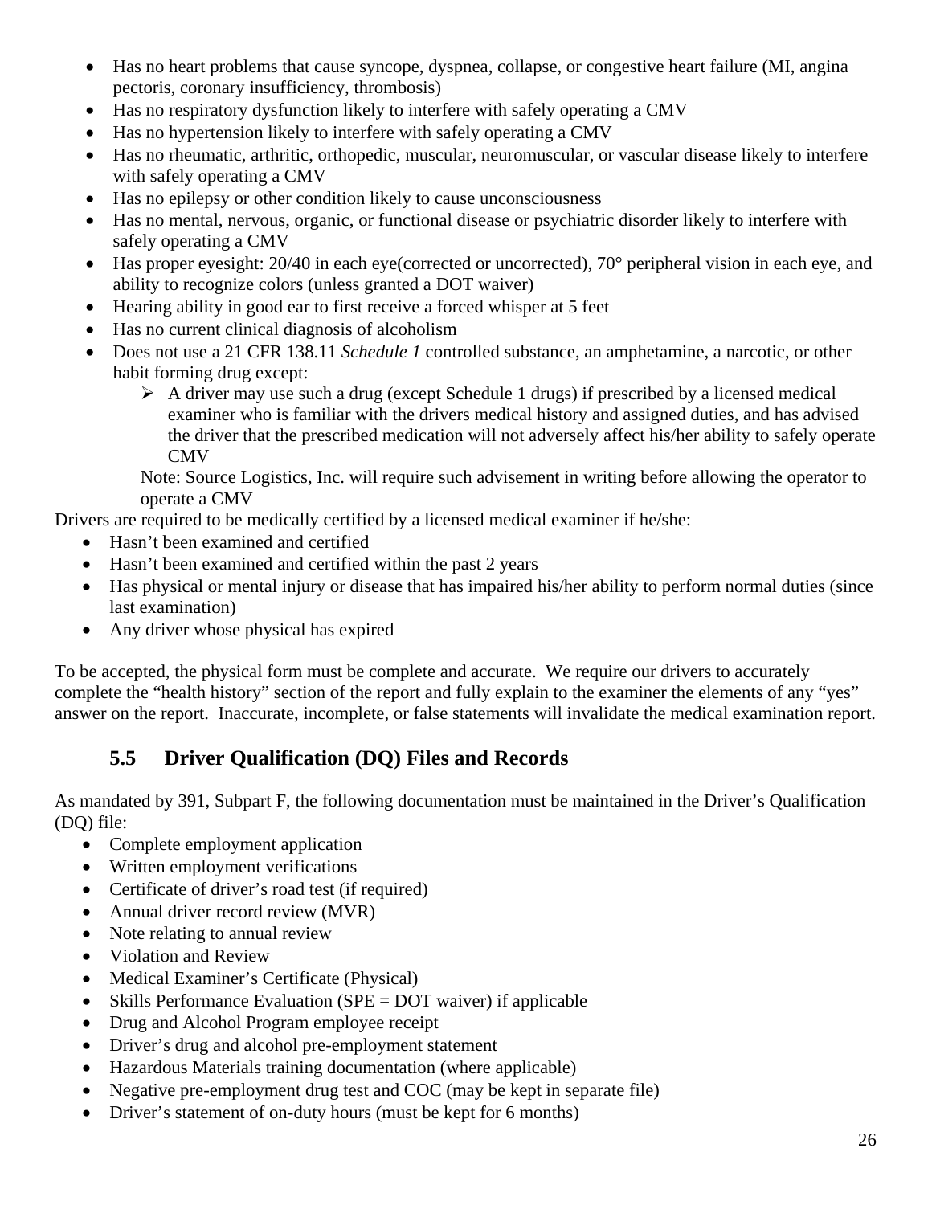- Has no heart problems that cause syncope, dyspnea, collapse, or congestive heart failure (MI, angina pectoris, coronary insufficiency, thrombosis)
- Has no respiratory dysfunction likely to interfere with safely operating a CMV
- Has no hypertension likely to interfere with safely operating a CMV
- Has no rheumatic, arthritic, orthopedic, muscular, neuromuscular, or vascular disease likely to interfere with safely operating a CMV
- Has no epilepsy or other condition likely to cause unconsciousness
- Has no mental, nervous, organic, or functional disease or psychiatric disorder likely to interfere with safely operating a CMV
- Has proper eyesight: 20/40 in each eye(corrected or uncorrected), 70° peripheral vision in each eye, and ability to recognize colors (unless granted a DOT waiver)
- Hearing ability in good ear to first receive a forced whisper at 5 feet
- Has no current clinical diagnosis of alcoholism
- Does not use a 21 CFR 138.11 *Schedule 1* controlled substance, an amphetamine, a narcotic, or other habit forming drug except:
  - A driver may use such a drug (except Schedule 1 drugs) if prescribed by a licensed medical examiner who is familiar with the drivers medical history and assigned duties, and has advised the driver that the prescribed medication will not adversely affect his/her ability to safely operate CMV

  Note: Source Logistics, Inc. will require such advisement in writing before allowing the operator to operate a CMV

Drivers are required to be medically certified by a licensed medical examiner if he/she:

- Hasn't been examined and certified
- Hasn't been examined and certified within the past 2 years
- Has physical or mental injury or disease that has impaired his/her ability to perform normal duties (since last examination)
- Any driver whose physical has expired

To be accepted, the physical form must be complete and accurate. We require our drivers to accurately complete the "health history" section of the report and fully explain to the examiner the elements of any "yes" answer on the report. Inaccurate, incomplete, or false statements will invalidate the medical examination report.

## 5.5 Driver Qualification (DQ) Files and Records

As mandated by 391, Subpart F, the following documentation must be maintained in the Driver's Qualification (DQ) file:

- Complete employment application
- Written employment verifications
- Certificate of driver's road test (if required)
- Annual driver record review (MVR)
- Note relating to annual review
- Violation and Review
- Medical Examiner's Certificate (Physical)
- Skills Performance Evaluation (SPE = DOT waiver) if applicable
- Drug and Alcohol Program employee receipt
- Driver's drug and alcohol pre-employment statement
- Hazardous Materials training documentation (where applicable)
- Negative pre-employment drug test and COC (may be kept in separate file)
- Driver's statement of on-duty hours (must be kept for 6 months)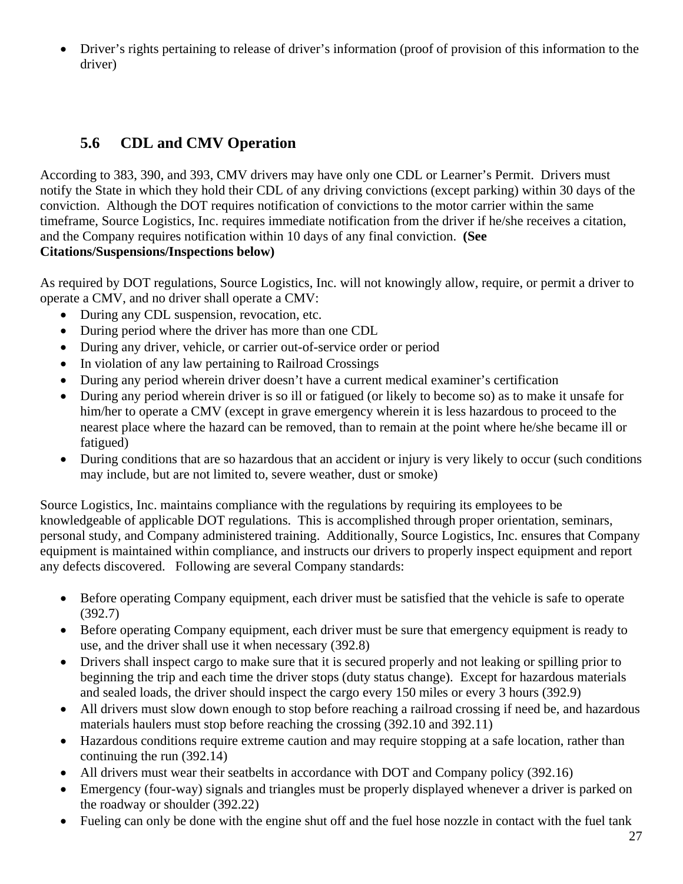- Driver's rights pertaining to release of driver's information (proof of provision of this information to the driver)

## 5.6 CDL and CMV Operation

According to 383, 390, and 393, CMV drivers may have only one CDL or Learner's Permit. Drivers must notify the State in which they hold their CDL of any driving convictions (except parking) within 30 days of the conviction. Although the DOT requires notification of convictions to the motor carrier within the same timeframe, Source Logistics, Inc. requires immediate notification from the driver if he/she receives a citation, and the Company requires notification within 10 days of any final conviction. **(See Citations/Suspensions/Inspections below)**

As required by DOT regulations, Source Logistics, Inc. will not knowingly allow, require, or permit a driver to operate a CMV, and no driver shall operate a CMV:

- During any CDL suspension, revocation, etc.
- During period where the driver has more than one CDL
- During any driver, vehicle, or carrier out-of-service order or period
- In violation of any law pertaining to Railroad Crossings
- During any period wherein driver doesn't have a current medical examiner's certification
- During any period wherein driver is so ill or fatigued (or likely to become so) as to make it unsafe for him/her to operate a CMV (except in grave emergency wherein it is less hazardous to proceed to the nearest place where the hazard can be removed, than to remain at the point where he/she became ill or fatigued)
- During conditions that are so hazardous that an accident or injury is very likely to occur (such conditions may include, but are not limited to, severe weather, dust or smoke)

Source Logistics, Inc. maintains compliance with the regulations by requiring its employees to be knowledgeable of applicable DOT regulations. This is accomplished through proper orientation, seminars, personal study, and Company administered training. Additionally, Source Logistics, Inc. ensures that Company equipment is maintained within compliance, and instructs our drivers to properly inspect equipment and report any defects discovered. Following are several Company standards:

- Before operating Company equipment, each driver must be satisfied that the vehicle is safe to operate (392.7)
- Before operating Company equipment, each driver must be sure that emergency equipment is ready to use, and the driver shall use it when necessary (392.8)
- Drivers shall inspect cargo to make sure that it is secured properly and not leaking or spilling prior to beginning the trip and each time the driver stops (duty status change). Except for hazardous materials and sealed loads, the driver should inspect the cargo every 150 miles or every 3 hours (392.9)
- All drivers must slow down enough to stop before reaching a railroad crossing if need be, and hazardous materials haulers must stop before reaching the crossing (392.10 and 392.11)
- Hazardous conditions require extreme caution and may require stopping at a safe location, rather than continuing the run (392.14)
- All drivers must wear their seatbelts in accordance with DOT and Company policy (392.16)
- Emergency (four-way) signals and triangles must be properly displayed whenever a driver is parked on the roadway or shoulder (392.22)
- Fueling can only be done with the engine shut off and the fuel hose nozzle in contact with the fuel tank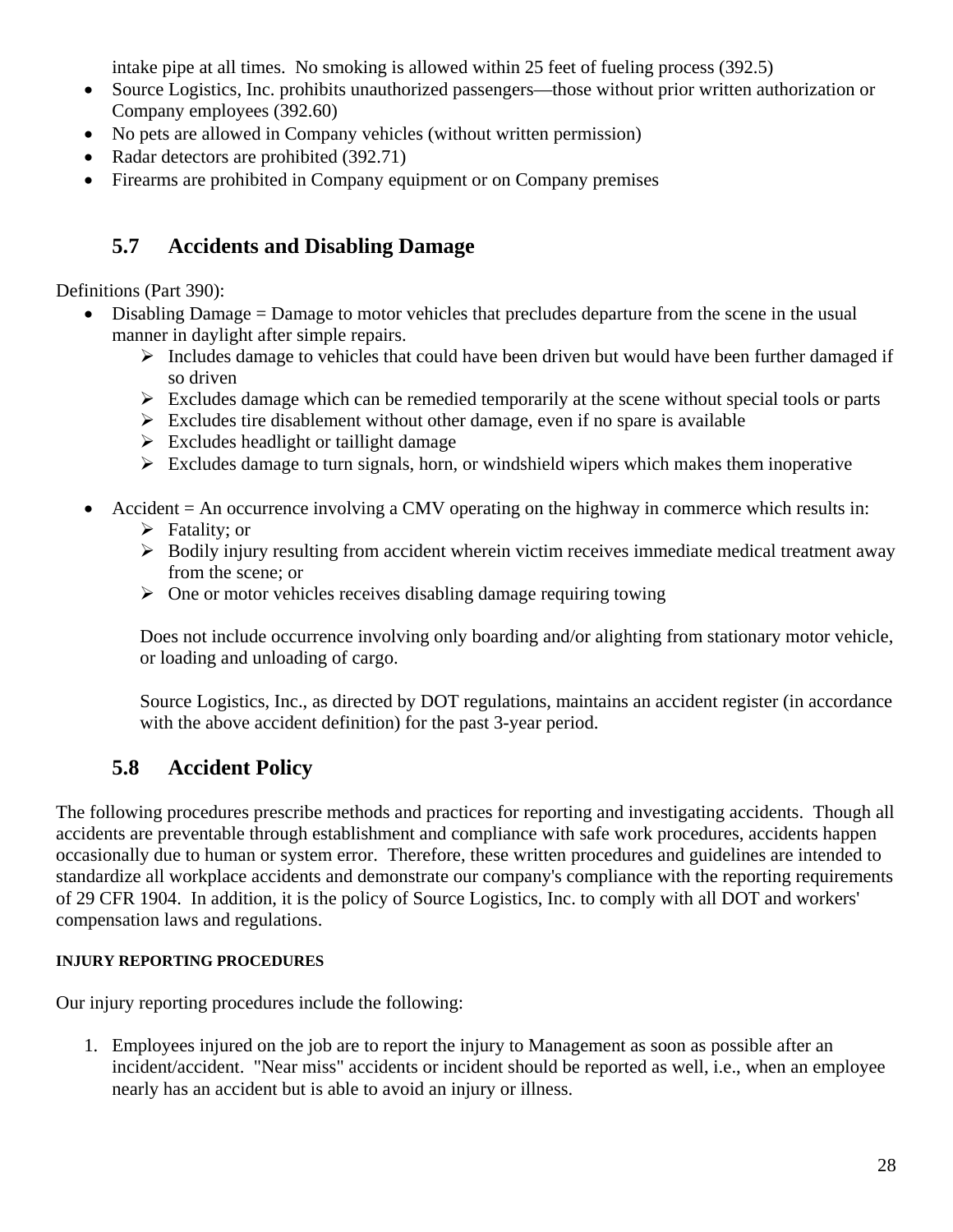intake pipe at all times. No smoking is allowed within 25 feet of fueling process (392.5)

- Source Logistics, Inc. prohibits unauthorized passengers—those without prior written authorization or Company employees (392.60)
- No pets are allowed in Company vehicles (without written permission)
- Radar detectors are prohibited (392.71)
- Firearms are prohibited in Company equipment or on Company premises

## 5.7 Accidents and Disabling Damage

Definitions (Part 390):

- Disabling Damage = Damage to motor vehicles that precludes departure from the scene in the usual manner in daylight after simple repairs.
  - Includes damage to vehicles that could have been driven but would have been further damaged if so driven
  - Excludes damage which can be remedied temporarily at the scene without special tools or parts
  - Excludes tire disablement without other damage, even if no spare is available
  - Excludes headlight or taillight damage
  - Excludes damage to turn signals, horn, or windshield wipers which makes them inoperative

- Accident = An occurrence involving a CMV operating on the highway in commerce which results in:
  - Fatality; or
  - Bodily injury resulting from accident wherein victim receives immediate medical treatment away from the scene; or
  - One or motor vehicles receives disabling damage requiring towing

  Does not include occurrence involving only boarding and/or alighting from stationary motor vehicle, or loading and unloading of cargo.

  Source Logistics, Inc., as directed by DOT regulations, maintains an accident register (in accordance with the above accident definition) for the past 3-year period.

## 5.8 Accident Policy

The following procedures prescribe methods and practices for reporting and investigating accidents. Though all accidents are preventable through establishment and compliance with safe work procedures, accidents happen occasionally due to human or system error. Therefore, these written procedures and guidelines are intended to standardize all workplace accidents and demonstrate our company's compliance with the reporting requirements of 29 CFR 1904. In addition, it is the policy of Source Logistics, Inc. to comply with all DOT and workers' compensation laws and regulations.

**INJURY REPORTING PROCEDURES**

Our injury reporting procedures include the following:

1. Employees injured on the job are to report the injury to Management as soon as possible after an incident/accident. "Near miss" accidents or incident should be reported as well, i.e., when an employee nearly has an accident but is able to avoid an injury or illness.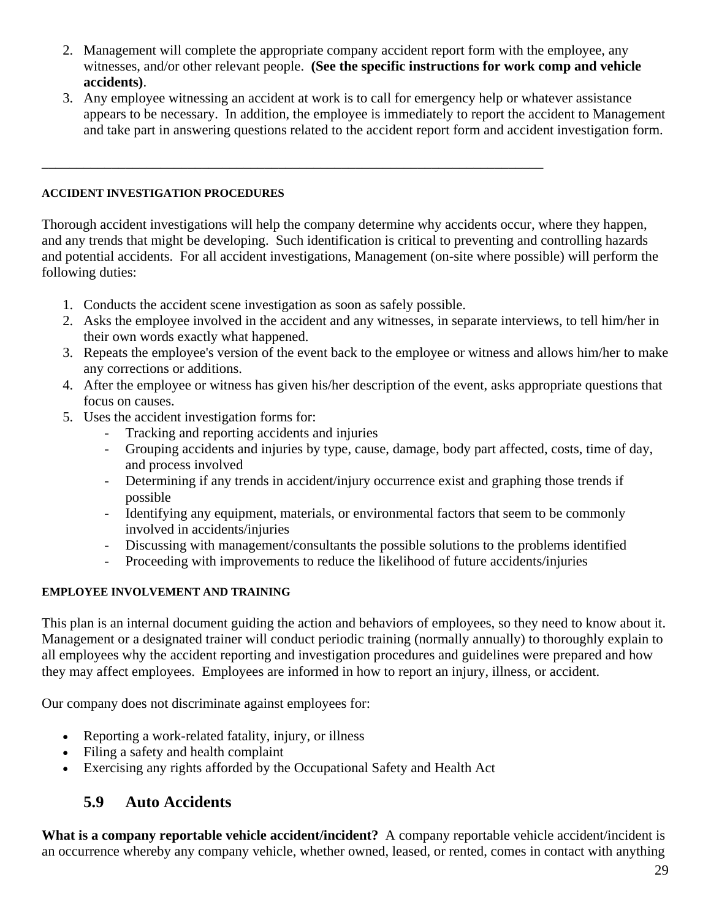2. Management will complete the appropriate company accident report form with the employee, any witnesses, and/or other relevant people. **(See the specific instructions for work comp and vehicle accidents)**.
3. Any employee witnessing an accident at work is to call for emergency help or whatever assistance appears to be necessary. In addition, the employee is immediately to report the accident to Management and take part in answering questions related to the accident report form and accident investigation form.

---

#### ACCIDENT INVESTIGATION PROCEDURES

Thorough accident investigations will help the company determine why accidents occur, where they happen, and any trends that might be developing. Such identification is critical to preventing and controlling hazards and potential accidents. For all accident investigations, Management (on-site where possible) will perform the following duties:

1. Conducts the accident scene investigation as soon as safely possible.
2. Asks the employee involved in the accident and any witnesses, in separate interviews, to tell him/her in their own words exactly what happened.
3. Repeats the employee's version of the event back to the employee or witness and allows him/her to make any corrections or additions.
4. After the employee or witness has given his/her description of the event, asks appropriate questions that focus on causes.
5. Uses the accident investigation forms for:
   - Tracking and reporting accidents and injuries
   - Grouping accidents and injuries by type, cause, damage, body part affected, costs, time of day, and process involved
   - Determining if any trends in accident/injury occurrence exist and graphing those trends if possible
   - Identifying any equipment, materials, or environmental factors that seem to be commonly involved in accidents/injuries
   - Discussing with management/consultants the possible solutions to the problems identified
   - Proceeding with improvements to reduce the likelihood of future accidents/injuries

#### EMPLOYEE INVOLVEMENT AND TRAINING

This plan is an internal document guiding the action and behaviors of employees, so they need to know about it. Management or a designated trainer will conduct periodic training (normally annually) to thoroughly explain to all employees why the accident reporting and investigation procedures and guidelines were prepared and how they may affect employees. Employees are informed in how to report an injury, illness, or accident.

Our company does not discriminate against employees for:

- Reporting a work-related fatality, injury, or illness
- Filing a safety and health complaint
- Exercising any rights afforded by the Occupational Safety and Health Act

## 5.9 Auto Accidents

**What is a company reportable vehicle accident/incident?** A company reportable vehicle accident/incident is an occurrence whereby any company vehicle, whether owned, leased, or rented, comes in contact with anything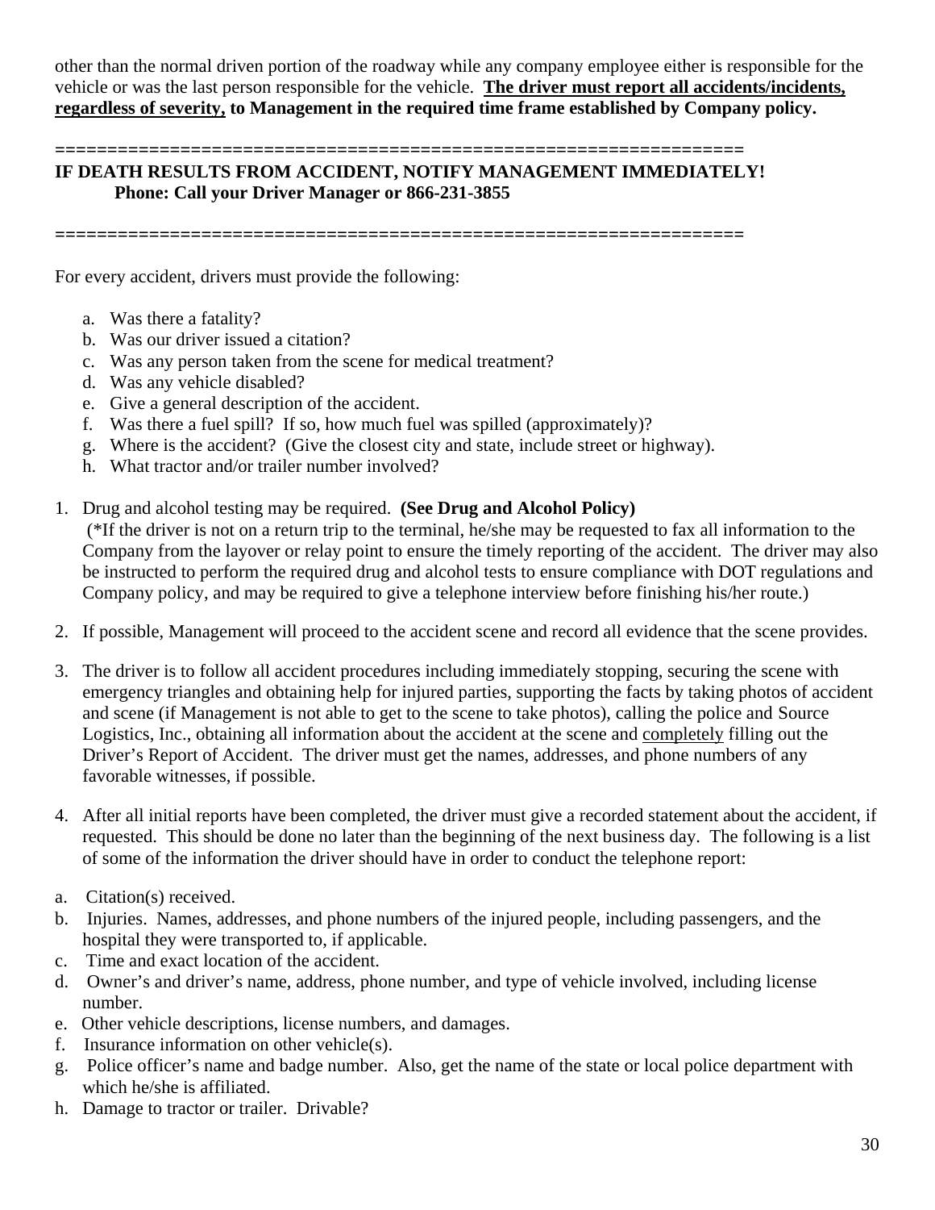other than the normal driven portion of the roadway while any company employee either is responsible for the vehicle or was the last person responsible for the vehicle. **<u>The driver must report all accidents/incidents, regardless of severity,</u> to Management in the required time frame established by Company policy.**

=================================================================

**IF DEATH RESULTS FROM ACCIDENT, NOTIFY MANAGEMENT IMMEDIATELY!**
**Phone: Call your Driver Manager or 866-231-3855**

=================================================================

For every accident, drivers must provide the following:

a. Was there a fatality?
b. Was our driver issued a citation?
c. Was any person taken from the scene for medical treatment?
d. Was any vehicle disabled?
e. Give a general description of the accident.
f. Was there a fuel spill? If so, how much fuel was spilled (approximately)?
g. Where is the accident? (Give the closest city and state, include street or highway).
h. What tractor and/or trailer number involved?

1. Drug and alcohol testing may be required. **(See Drug and Alcohol Policy)**
   (*If the driver is not on a return trip to the terminal, he/she may be requested to fax all information to the Company from the layover or relay point to ensure the timely reporting of the accident. The driver may also be instructed to perform the required drug and alcohol tests to ensure compliance with DOT regulations and Company policy, and may be required to give a telephone interview before finishing his/her route.)

2. If possible, Management will proceed to the accident scene and record all evidence that the scene provides.

3. The driver is to follow all accident procedures including immediately stopping, securing the scene with emergency triangles and obtaining help for injured parties, supporting the facts by taking photos of accident and scene (if Management is not able to get to the scene to take photos), calling the police and Source Logistics, Inc., obtaining all information about the accident at the scene and <u>completely</u> filling out the Driver's Report of Accident. The driver must get the names, addresses, and phone numbers of any favorable witnesses, if possible.

4. After all initial reports have been completed, the driver must give a recorded statement about the accident, if requested. This should be done no later than the beginning of the next business day. The following is a list of some of the information the driver should have in order to conduct the telephone report:

a. Citation(s) received.
b. Injuries. Names, addresses, and phone numbers of the injured people, including passengers, and the hospital they were transported to, if applicable.
c. Time and exact location of the accident.
d. Owner's and driver's name, address, phone number, and type of vehicle involved, including license number.
e. Other vehicle descriptions, license numbers, and damages.
f. Insurance information on other vehicle(s).
g. Police officer's name and badge number. Also, get the name of the state or local police department with which he/she is affiliated.
h. Damage to tractor or trailer. Drivable?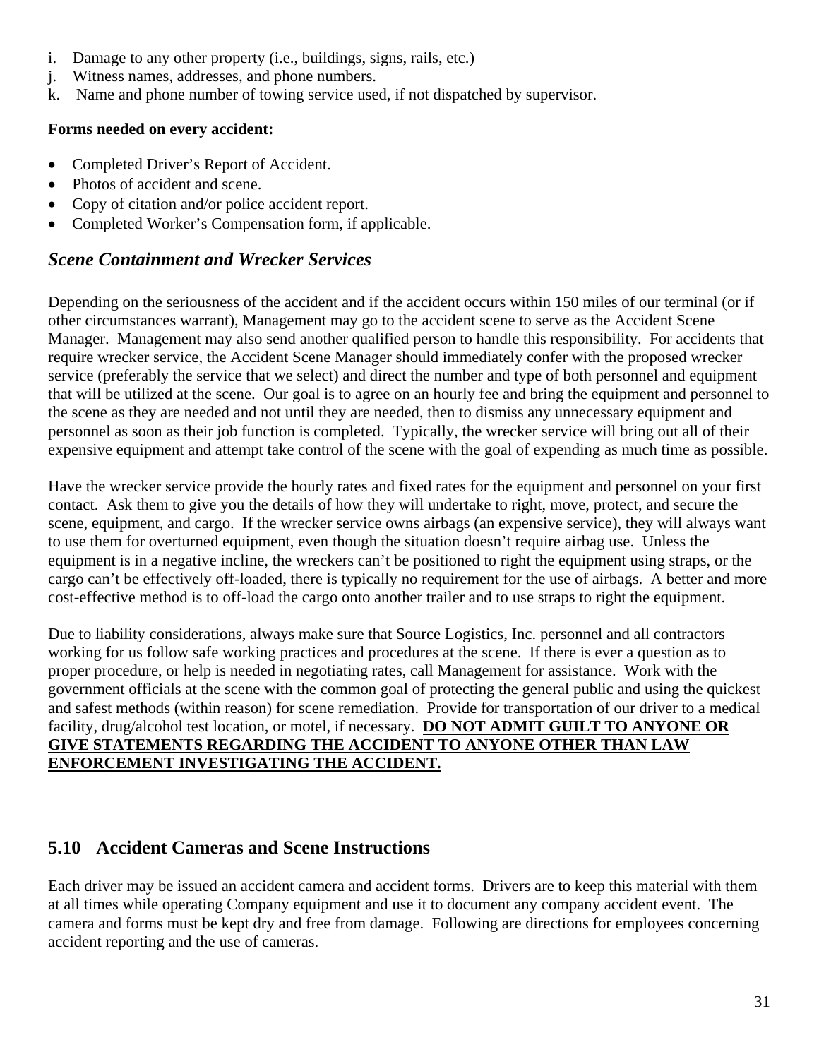i. Damage to any other property (i.e., buildings, signs, rails, etc.)
j. Witness names, addresses, and phone numbers.
k. Name and phone number of towing service used, if not dispatched by supervisor.

**Forms needed on every accident:**

- Completed Driver's Report of Accident.
- Photos of accident and scene.
- Copy of citation and/or police accident report.
- Completed Worker's Compensation form, if applicable.

### *Scene Containment and Wrecker Services*

Depending on the seriousness of the accident and if the accident occurs within 150 miles of our terminal (or if other circumstances warrant), Management may go to the accident scene to serve as the Accident Scene Manager. Management may also send another qualified person to handle this responsibility. For accidents that require wrecker service, the Accident Scene Manager should immediately confer with the proposed wrecker service (preferably the service that we select) and direct the number and type of both personnel and equipment that will be utilized at the scene. Our goal is to agree on an hourly fee and bring the equipment and personnel to the scene as they are needed and not until they are needed, then to dismiss any unnecessary equipment and personnel as soon as their job function is completed. Typically, the wrecker service will bring out all of their expensive equipment and attempt take control of the scene with the goal of expending as much time as possible.

Have the wrecker service provide the hourly rates and fixed rates for the equipment and personnel on your first contact. Ask them to give you the details of how they will undertake to right, move, protect, and secure the scene, equipment, and cargo. If the wrecker service owns airbags (an expensive service), they will always want to use them for overturned equipment, even though the situation doesn't require airbag use. Unless the equipment is in a negative incline, the wreckers can't be positioned to right the equipment using straps, or the cargo can't be effectively off-loaded, there is typically no requirement for the use of airbags. A better and more cost-effective method is to off-load the cargo onto another trailer and to use straps to right the equipment.

Due to liability considerations, always make sure that Source Logistics, Inc. personnel and all contractors working for us follow safe working practices and procedures at the scene. If there is ever a question as to proper procedure, or help is needed in negotiating rates, call Management for assistance. Work with the government officials at the scene with the common goal of protecting the general public and using the quickest and safest methods (within reason) for scene remediation. Provide for transportation of our driver to a medical facility, drug/alcohol test location, or motel, if necessary. **<u>DO NOT ADMIT GUILT TO ANYONE OR GIVE STATEMENTS REGARDING THE ACCIDENT TO ANYONE OTHER THAN LAW ENFORCEMENT INVESTIGATING THE ACCIDENT.</u>**

## 5.10 Accident Cameras and Scene Instructions

Each driver may be issued an accident camera and accident forms. Drivers are to keep this material with them at all times while operating Company equipment and use it to document any company accident event. The camera and forms must be kept dry and free from damage. Following are directions for employees concerning accident reporting and the use of cameras.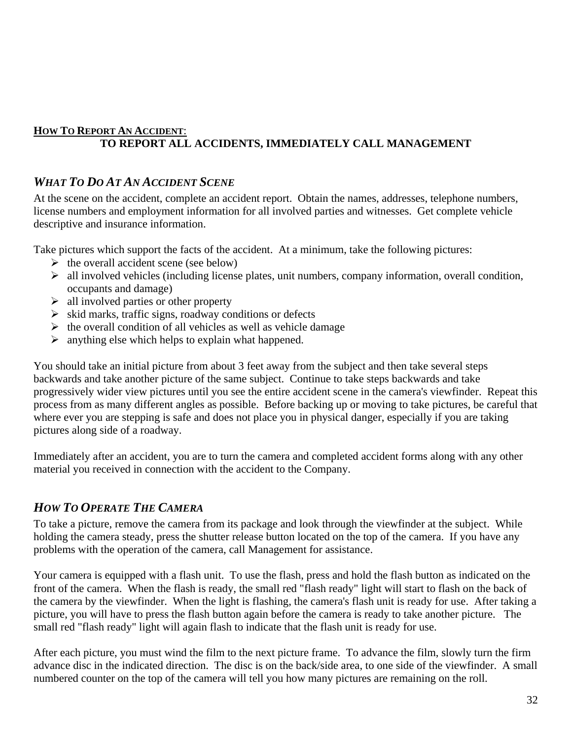**HOW TO REPORT AN ACCIDENT**:

**TO REPORT ALL ACCIDENTS, IMMEDIATELY CALL MANAGEMENT**

### *WHAT TO DO AT AN ACCIDENT SCENE*

At the scene on the accident, complete an accident report. Obtain the names, addresses, telephone numbers, license numbers and employment information for all involved parties and witnesses. Get complete vehicle descriptive and insurance information.

Take pictures which support the facts of the accident. At a minimum, take the following pictures:

- the overall accident scene (see below)
- all involved vehicles (including license plates, unit numbers, company information, overall condition, occupants and damage)
- all involved parties or other property
- skid marks, traffic signs, roadway conditions or defects
- the overall condition of all vehicles as well as vehicle damage
- anything else which helps to explain what happened.

You should take an initial picture from about 3 feet away from the subject and then take several steps backwards and take another picture of the same subject. Continue to take steps backwards and take progressively wider view pictures until you see the entire accident scene in the camera's viewfinder. Repeat this process from as many different angles as possible. Before backing up or moving to take pictures, be careful that where ever you are stepping is safe and does not place you in physical danger, especially if you are taking pictures along side of a roadway.

Immediately after an accident, you are to turn the camera and completed accident forms along with any other material you received in connection with the accident to the Company.

### *HOW TO OPERATE THE CAMERA*

To take a picture, remove the camera from its package and look through the viewfinder at the subject. While holding the camera steady, press the shutter release button located on the top of the camera. If you have any problems with the operation of the camera, call Management for assistance.

Your camera is equipped with a flash unit. To use the flash, press and hold the flash button as indicated on the front of the camera. When the flash is ready, the small red "flash ready" light will start to flash on the back of the camera by the viewfinder. When the light is flashing, the camera's flash unit is ready for use. After taking a picture, you will have to press the flash button again before the camera is ready to take another picture. The small red "flash ready" light will again flash to indicate that the flash unit is ready for use.

After each picture, you must wind the film to the next picture frame. To advance the film, slowly turn the firm advance disc in the indicated direction. The disc is on the back/side area, to one side of the viewfinder. A small numbered counter on the top of the camera will tell you how many pictures are remaining on the roll.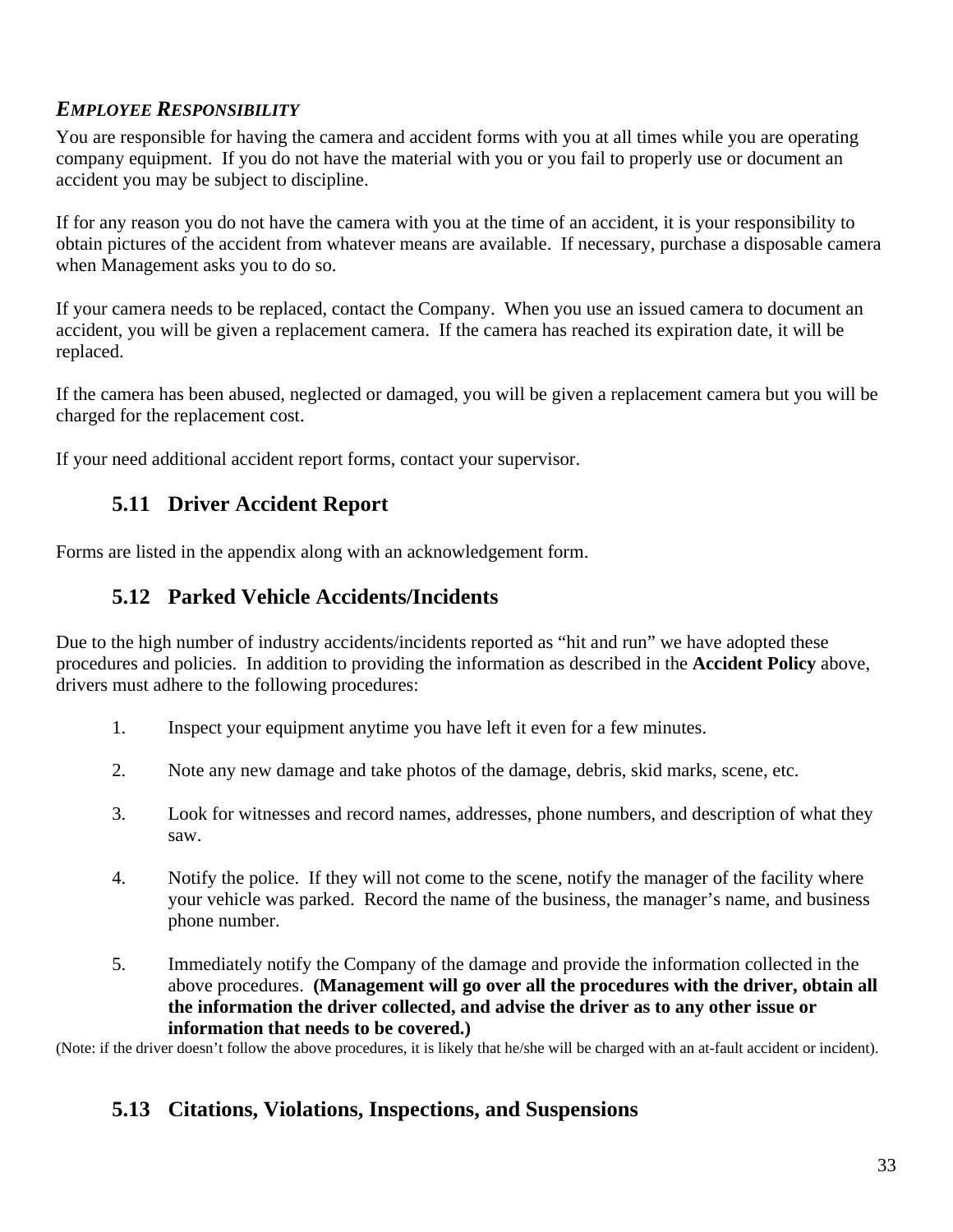***EMPLOYEE RESPONSIBILITY***

You are responsible for having the camera and accident forms with you at all times while you are operating company equipment. If you do not have the material with you or you fail to properly use or document an accident you may be subject to discipline.

If for any reason you do not have the camera with you at the time of an accident, it is your responsibility to obtain pictures of the accident from whatever means are available. If necessary, purchase a disposable camera when Management asks you to do so.

If your camera needs to be replaced, contact the Company. When you use an issued camera to document an accident, you will be given a replacement camera. If the camera has reached its expiration date, it will be replaced.

If the camera has been abused, neglected or damaged, you will be given a replacement camera but you will be charged for the replacement cost.

If your need additional accident report forms, contact your supervisor.

## 5.11 Driver Accident Report

Forms are listed in the appendix along with an acknowledgement form.

## 5.12 Parked Vehicle Accidents/Incidents

Due to the high number of industry accidents/incidents reported as "hit and run" we have adopted these procedures and policies. In addition to providing the information as described in the **Accident Policy** above, drivers must adhere to the following procedures:

1. Inspect your equipment anytime you have left it even for a few minutes.

2. Note any new damage and take photos of the damage, debris, skid marks, scene, etc.

3. Look for witnesses and record names, addresses, phone numbers, and description of what they saw.

4. Notify the police. If they will not come to the scene, notify the manager of the facility where your vehicle was parked. Record the name of the business, the manager's name, and business phone number.

5. Immediately notify the Company of the damage and provide the information collected in the above procedures. **(Management will go over all the procedures with the driver, obtain all the information the driver collected, and advise the driver as to any other issue or information that needs to be covered.)**

(Note: if the driver doesn't follow the above procedures, it is likely that he/she will be charged with an at-fault accident or incident).

## 5.13 Citations, Violations, Inspections, and Suspensions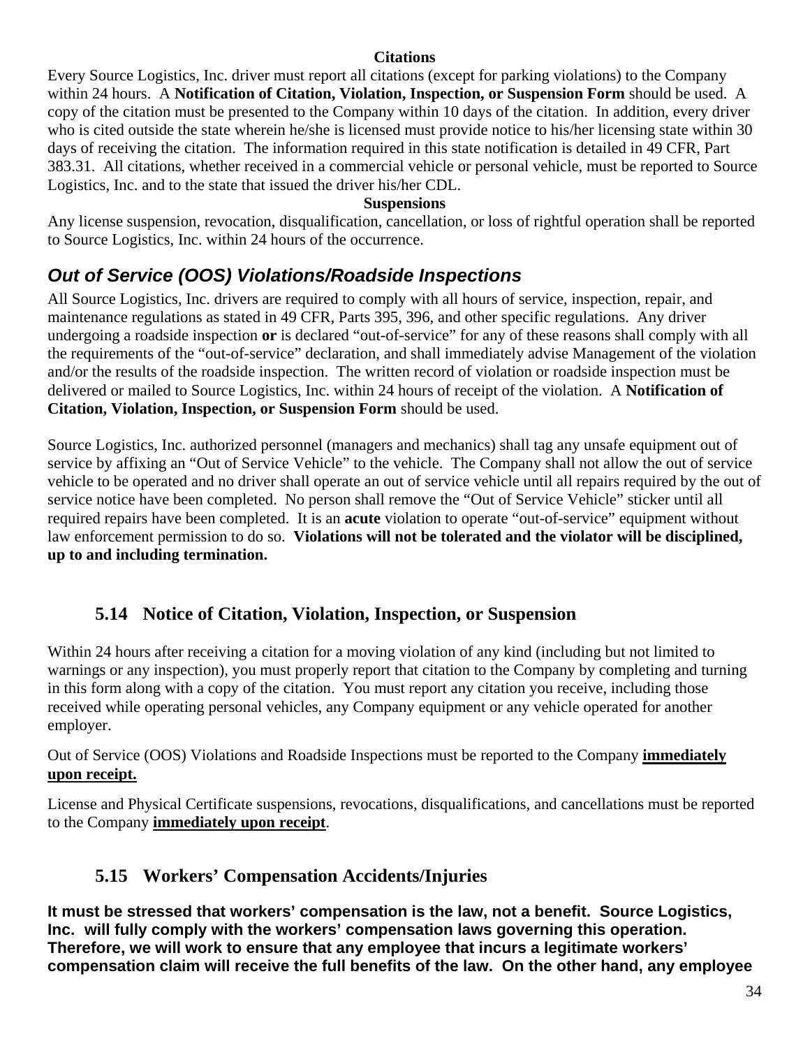**Citations**

Every Source Logistics, Inc. driver must report all citations (except for parking violations) to the Company within 24 hours. A **Notification of Citation, Violation, Inspection, or Suspension Form** should be used. A copy of the citation must be presented to the Company within 10 days of the citation. In addition, every driver who is cited outside the state wherein he/she is licensed must provide notice to his/her licensing state within 30 days of receiving the citation. The information required in this state notification is detailed in 49 CFR, Part 383.31. All citations, whether received in a commercial vehicle or personal vehicle, must be reported to Source Logistics, Inc. and to the state that issued the driver his/her CDL.

**Suspensions**

Any license suspension, revocation, disqualification, cancellation, or loss of rightful operation shall be reported to Source Logistics, Inc. within 24 hours of the occurrence.

### *Out of Service (OOS) Violations/Roadside Inspections*

All Source Logistics, Inc. drivers are required to comply with all hours of service, inspection, repair, and maintenance regulations as stated in 49 CFR, Parts 395, 396, and other specific regulations. Any driver undergoing a roadside inspection **or** is declared "out-of-service" for any of these reasons shall comply with all the requirements of the "out-of-service" declaration, and shall immediately advise Management of the violation and/or the results of the roadside inspection. The written record of violation or roadside inspection must be delivered or mailed to Source Logistics, Inc. within 24 hours of receipt of the violation. A **Notification of Citation, Violation, Inspection, or Suspension Form** should be used.

Source Logistics, Inc. authorized personnel (managers and mechanics) shall tag any unsafe equipment out of service by affixing an "Out of Service Vehicle" to the vehicle. The Company shall not allow the out of service vehicle to be operated and no driver shall operate an out of service vehicle until all repairs required by the out of service notice have been completed. No person shall remove the "Out of Service Vehicle" sticker until all required repairs have been completed. It is an **acute** violation to operate "out-of-service" equipment without law enforcement permission to do so. **Violations will not be tolerated and the violator will be disciplined, up to and including termination.**

## 5.14 Notice of Citation, Violation, Inspection, or Suspension

Within 24 hours after receiving a citation for a moving violation of any kind (including but not limited to warnings or any inspection), you must properly report that citation to the Company by completing and turning in this form along with a copy of the citation. You must report any citation you receive, including those received while operating personal vehicles, any Company equipment or any vehicle operated for another employer.

Out of Service (OOS) Violations and Roadside Inspections must be reported to the Company **immediately upon receipt.**

License and Physical Certificate suspensions, revocations, disqualifications, and cancellations must be reported to the Company **immediately upon receipt**.

## 5.15 Workers' Compensation Accidents/Injuries

**It must be stressed that workers' compensation is the law, not a benefit. Source Logistics, Inc. will fully comply with the workers' compensation laws governing this operation. Therefore, we will work to ensure that any employee that incurs a legitimate workers' compensation claim will receive the full benefits of the law. On the other hand, any employee**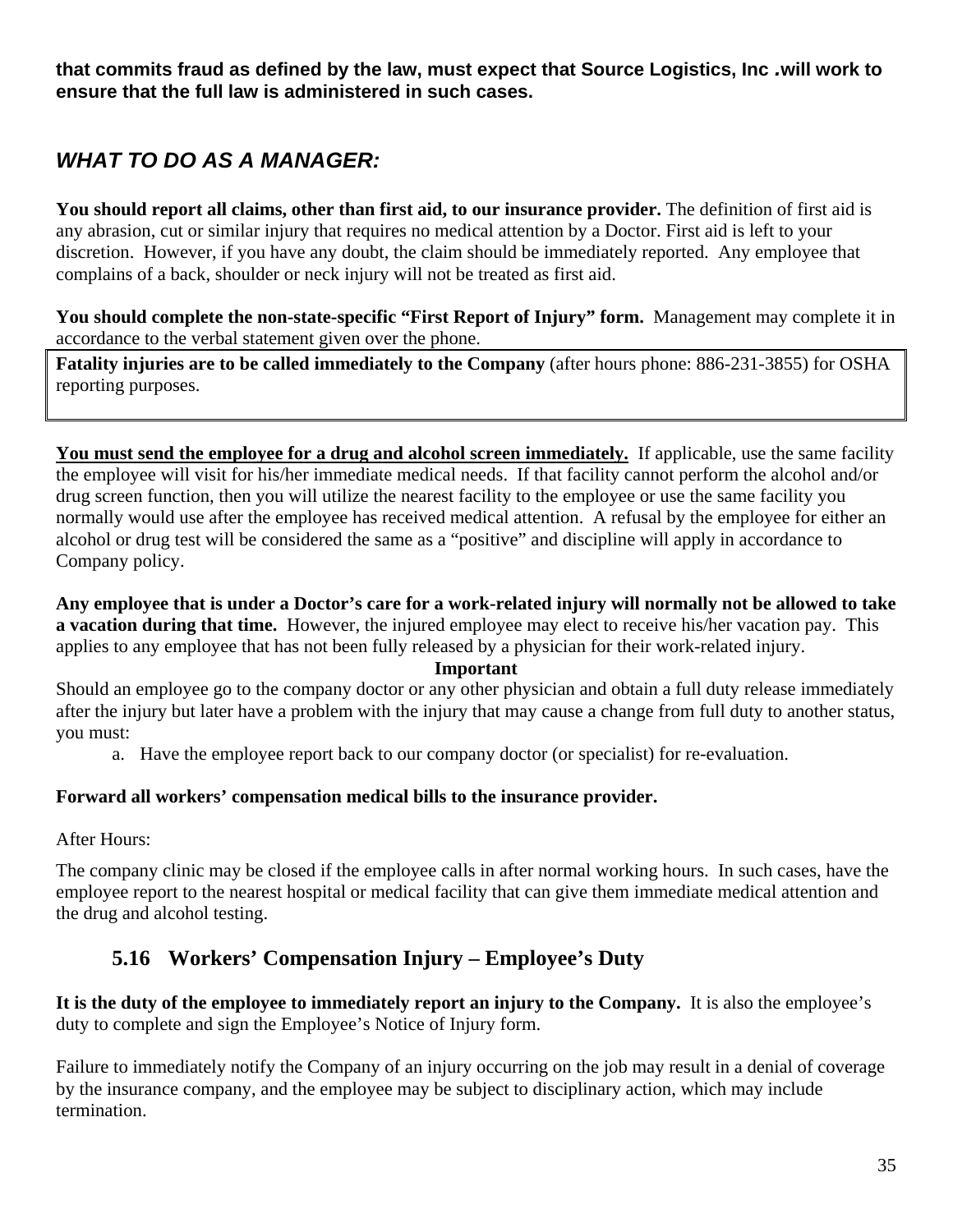**that commits fraud as defined by the law, must expect that Source Logistics, Inc .will work to ensure that the full law is administered in such cases.**

## *WHAT TO DO AS A MANAGER:*

**You should report all claims, other than first aid, to our insurance provider.** The definition of first aid is any abrasion, cut or similar injury that requires no medical attention by a Doctor. First aid is left to your discretion. However, if you have any doubt, the claim should be immediately reported. Any employee that complains of a back, shoulder or neck injury will not be treated as first aid.

**You should complete the non-state-specific "First Report of Injury" form.** Management may complete it in accordance to the verbal statement given over the phone.

**Fatality injuries are to be called immediately to the Company** (after hours phone: 886-231-3855) for OSHA reporting purposes.

**<u>You must send the employee for a drug and alcohol screen immediately.</u>** If applicable, use the same facility the employee will visit for his/her immediate medical needs. If that facility cannot perform the alcohol and/or drug screen function, then you will utilize the nearest facility to the employee or use the same facility you normally would use after the employee has received medical attention. A refusal by the employee for either an alcohol or drug test will be considered the same as a "positive" and discipline will apply in accordance to Company policy.

**Any employee that is under a Doctor's care for a work-related injury will normally not be allowed to take a vacation during that time.** However, the injured employee may elect to receive his/her vacation pay. This applies to any employee that has not been fully released by a physician for their work-related injury.

**Important**

Should an employee go to the company doctor or any other physician and obtain a full duty release immediately after the injury but later have a problem with the injury that may cause a change from full duty to another status, you must:

a. Have the employee report back to our company doctor (or specialist) for re-evaluation.

**Forward all workers' compensation medical bills to the insurance provider.**

After Hours:

The company clinic may be closed if the employee calls in after normal working hours. In such cases, have the employee report to the nearest hospital or medical facility that can give them immediate medical attention and the drug and alcohol testing.

## 5.16 Workers' Compensation Injury – Employee's Duty

**It is the duty of the employee to immediately report an injury to the Company.** It is also the employee's duty to complete and sign the Employee's Notice of Injury form.

Failure to immediately notify the Company of an injury occurring on the job may result in a denial of coverage by the insurance company, and the employee may be subject to disciplinary action, which may include termination.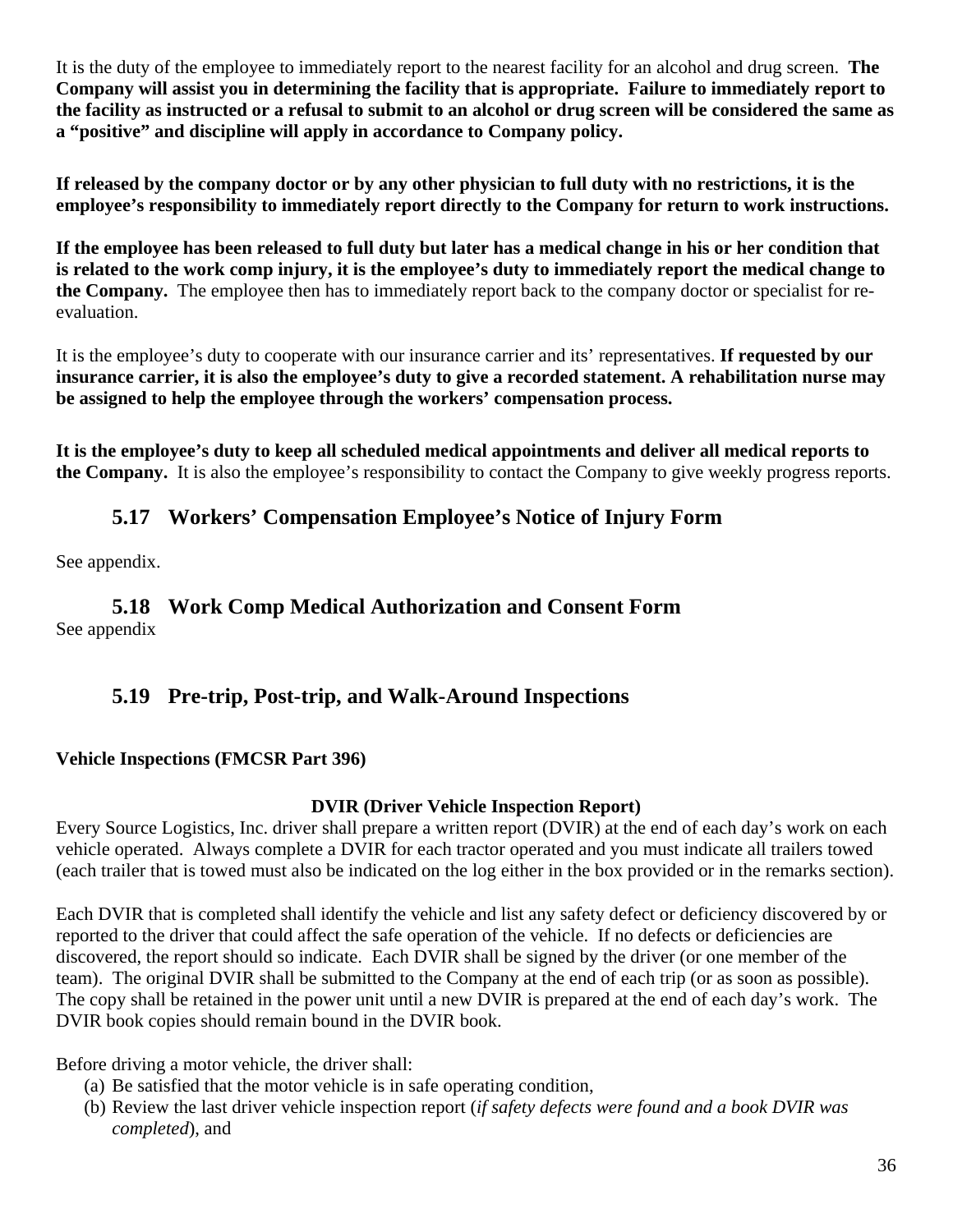It is the duty of the employee to immediately report to the nearest facility for an alcohol and drug screen. **The Company will assist you in determining the facility that is appropriate. Failure to immediately report to the facility as instructed or a refusal to submit to an alcohol or drug screen will be considered the same as a "positive" and discipline will apply in accordance to Company policy.**

**If released by the company doctor or by any other physician to full duty with no restrictions, it is the employee's responsibility to immediately report directly to the Company for return to work instructions.**

**If the employee has been released to full duty but later has a medical change in his or her condition that is related to the work comp injury, it is the employee's duty to immediately report the medical change to the Company.** The employee then has to immediately report back to the company doctor or specialist for re-evaluation.

It is the employee's duty to cooperate with our insurance carrier and its' representatives. **If requested by our insurance carrier, it is also the employee's duty to give a recorded statement. A rehabilitation nurse may be assigned to help the employee through the workers' compensation process.**

**It is the employee's duty to keep all scheduled medical appointments and deliver all medical reports to the Company.** It is also the employee's responsibility to contact the Company to give weekly progress reports.

## 5.17 Workers' Compensation Employee's Notice of Injury Form

See appendix.

## 5.18 Work Comp Medical Authorization and Consent Form

See appendix

## 5.19 Pre-trip, Post-trip, and Walk-Around Inspections

**Vehicle Inspections (FMCSR Part 396)**

**DVIR (Driver Vehicle Inspection Report)**

Every Source Logistics, Inc. driver shall prepare a written report (DVIR) at the end of each day's work on each vehicle operated. Always complete a DVIR for each tractor operated and you must indicate all trailers towed (each trailer that is towed must also be indicated on the log either in the box provided or in the remarks section).

Each DVIR that is completed shall identify the vehicle and list any safety defect or deficiency discovered by or reported to the driver that could affect the safe operation of the vehicle. If no defects or deficiencies are discovered, the report should so indicate. Each DVIR shall be signed by the driver (or one member of the team). The original DVIR shall be submitted to the Company at the end of each trip (or as soon as possible). The copy shall be retained in the power unit until a new DVIR is prepared at the end of each day's work. The DVIR book copies should remain bound in the DVIR book.

Before driving a motor vehicle, the driver shall:

(a) Be satisfied that the motor vehicle is in safe operating condition,
(b) Review the last driver vehicle inspection report (*if safety defects were found and a book DVIR was completed*), and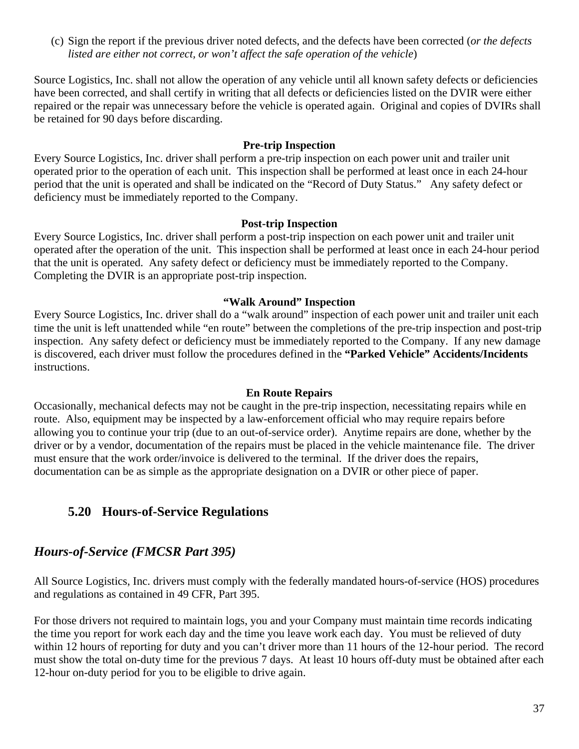(c) Sign the report if the previous driver noted defects, and the defects have been corrected (*or the defects listed are either not correct, or won't affect the safe operation of the vehicle*)

Source Logistics, Inc. shall not allow the operation of any vehicle until all known safety defects or deficiencies have been corrected, and shall certify in writing that all defects or deficiencies listed on the DVIR were either repaired or the repair was unnecessary before the vehicle is operated again. Original and copies of DVIRs shall be retained for 90 days before discarding.

**Pre-trip Inspection**

Every Source Logistics, Inc. driver shall perform a pre-trip inspection on each power unit and trailer unit operated prior to the operation of each unit. This inspection shall be performed at least once in each 24-hour period that the unit is operated and shall be indicated on the "Record of Duty Status." Any safety defect or deficiency must be immediately reported to the Company.

**Post-trip Inspection**

Every Source Logistics, Inc. driver shall perform a post-trip inspection on each power unit and trailer unit operated after the operation of the unit. This inspection shall be performed at least once in each 24-hour period that the unit is operated. Any safety defect or deficiency must be immediately reported to the Company. Completing the DVIR is an appropriate post-trip inspection.

**"Walk Around" Inspection**

Every Source Logistics, Inc. driver shall do a "walk around" inspection of each power unit and trailer unit each time the unit is left unattended while "en route" between the completions of the pre-trip inspection and post-trip inspection. Any safety defect or deficiency must be immediately reported to the Company. If any new damage is discovered, each driver must follow the procedures defined in the **"Parked Vehicle" Accidents/Incidents** instructions.

**En Route Repairs**

Occasionally, mechanical defects may not be caught in the pre-trip inspection, necessitating repairs while en route. Also, equipment may be inspected by a law-enforcement official who may require repairs before allowing you to continue your trip (due to an out-of-service order). Anytime repairs are done, whether by the driver or by a vendor, documentation of the repairs must be placed in the vehicle maintenance file. The driver must ensure that the work order/invoice is delivered to the terminal. If the driver does the repairs, documentation can be as simple as the appropriate designation on a DVIR or other piece of paper.

## 5.20 Hours-of-Service Regulations

### *Hours-of-Service (FMCSR Part 395)*

All Source Logistics, Inc. drivers must comply with the federally mandated hours-of-service (HOS) procedures and regulations as contained in 49 CFR, Part 395.

For those drivers not required to maintain logs, you and your Company must maintain time records indicating the time you report for work each day and the time you leave work each day. You must be relieved of duty within 12 hours of reporting for duty and you can't driver more than 11 hours of the 12-hour period. The record must show the total on-duty time for the previous 7 days. At least 10 hours off-duty must be obtained after each 12-hour on-duty period for you to be eligible to drive again.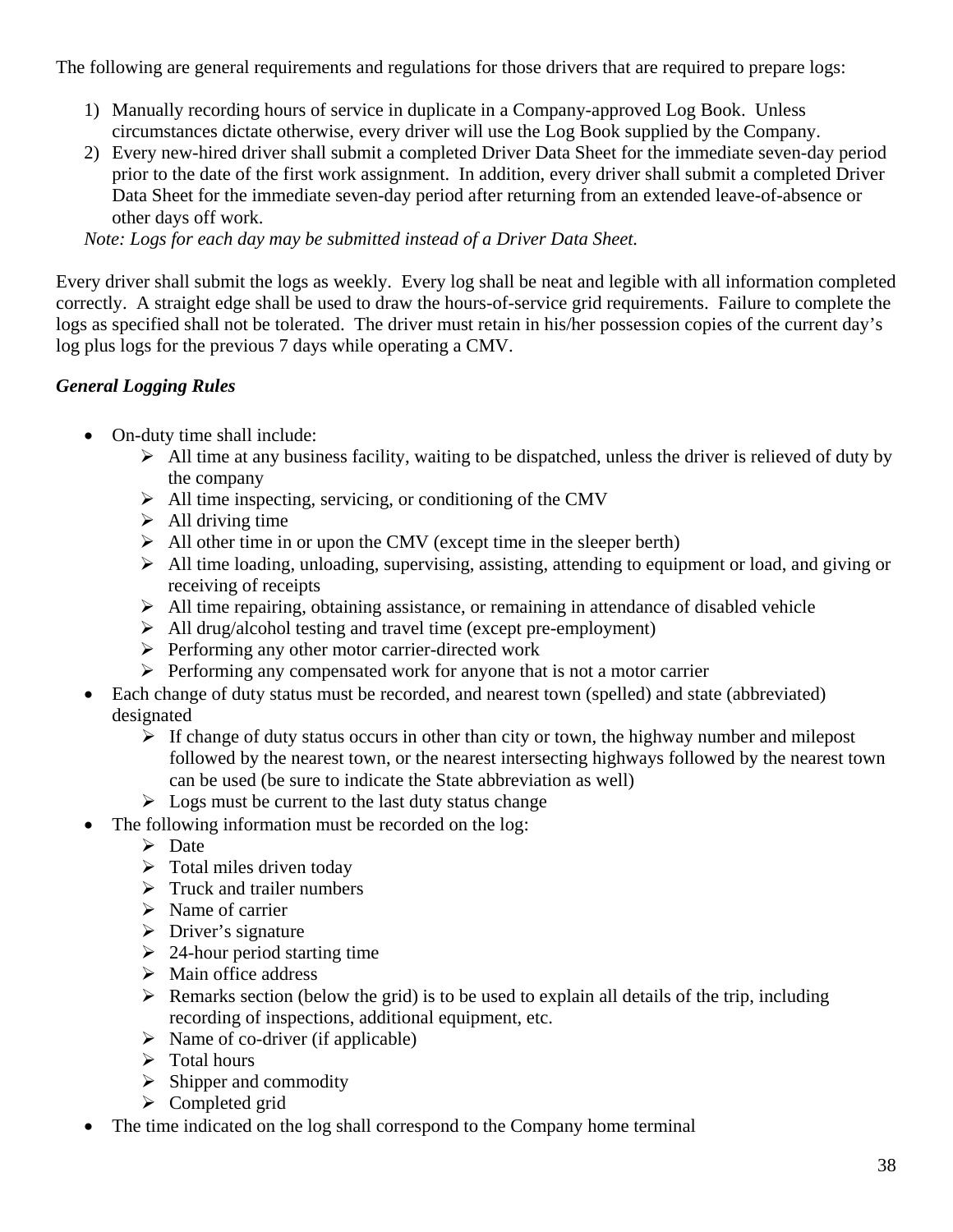The following are general requirements and regulations for those drivers that are required to prepare logs:

1) Manually recording hours of service in duplicate in a Company-approved Log Book. Unless circumstances dictate otherwise, every driver will use the Log Book supplied by the Company.
2) Every new-hired driver shall submit a completed Driver Data Sheet for the immediate seven-day period prior to the date of the first work assignment. In addition, every driver shall submit a completed Driver Data Sheet for the immediate seven-day period after returning from an extended leave-of-absence or other days off work.

*Note: Logs for each day may be submitted instead of a Driver Data Sheet.*

Every driver shall submit the logs as weekly. Every log shall be neat and legible with all information completed correctly. A straight edge shall be used to draw the hours-of-service grid requirements. Failure to complete the logs as specified shall not be tolerated. The driver must retain in his/her possession copies of the current day's log plus logs for the previous 7 days while operating a CMV.

***General Logging Rules***

- On-duty time shall include:
  - All time at any business facility, waiting to be dispatched, unless the driver is relieved of duty by the company
  - All time inspecting, servicing, or conditioning of the CMV
  - All driving time
  - All other time in or upon the CMV (except time in the sleeper berth)
  - All time loading, unloading, supervising, assisting, attending to equipment or load, and giving or receiving of receipts
  - All time repairing, obtaining assistance, or remaining in attendance of disabled vehicle
  - All drug/alcohol testing and travel time (except pre-employment)
  - Performing any other motor carrier-directed work
  - Performing any compensated work for anyone that is not a motor carrier
- Each change of duty status must be recorded, and nearest town (spelled) and state (abbreviated) designated
  - If change of duty status occurs in other than city or town, the highway number and milepost followed by the nearest town, or the nearest intersecting highways followed by the nearest town can be used (be sure to indicate the State abbreviation as well)
  - Logs must be current to the last duty status change
- The following information must be recorded on the log:
  - Date
  - Total miles driven today
  - Truck and trailer numbers
  - Name of carrier
  - Driver's signature
  - 24-hour period starting time
  - Main office address
  - Remarks section (below the grid) is to be used to explain all details of the trip, including recording of inspections, additional equipment, etc.
  - Name of co-driver (if applicable)
  - Total hours
  - Shipper and commodity
  - Completed grid
- The time indicated on the log shall correspond to the Company home terminal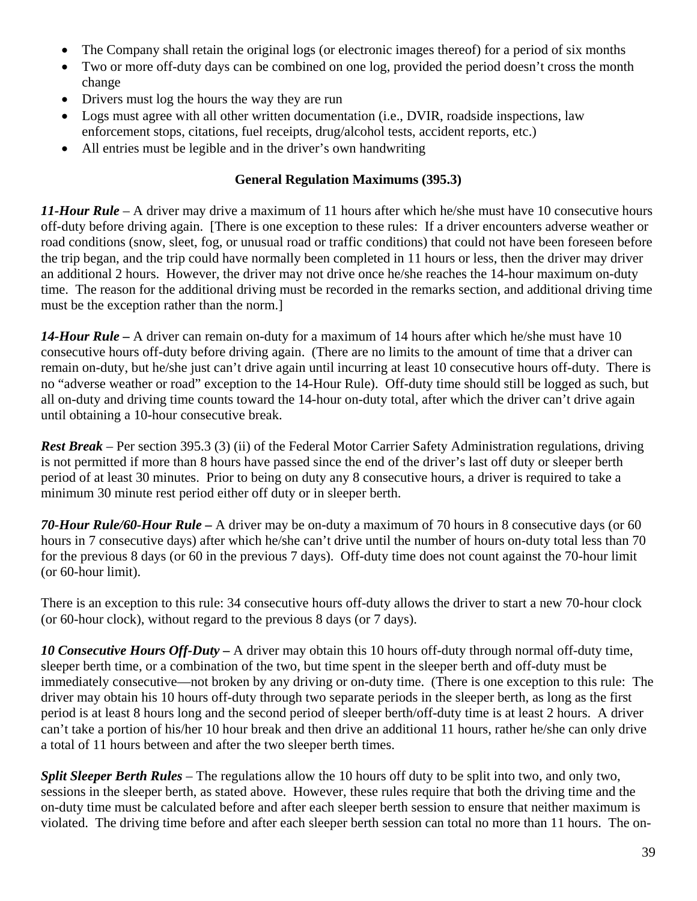- The Company shall retain the original logs (or electronic images thereof) for a period of six months
- Two or more off-duty days can be combined on one log, provided the period doesn't cross the month change
- Drivers must log the hours the way they are run
- Logs must agree with all other written documentation (i.e., DVIR, roadside inspections, law enforcement stops, citations, fuel receipts, drug/alcohol tests, accident reports, etc.)
- All entries must be legible and in the driver's own handwriting

**General Regulation Maximums (395.3)**

***11-Hour Rule*** – A driver may drive a maximum of 11 hours after which he/she must have 10 consecutive hours off-duty before driving again. [There is one exception to these rules: If a driver encounters adverse weather or road conditions (snow, sleet, fog, or unusual road or traffic conditions) that could not have been foreseen before the trip began, and the trip could have normally been completed in 11 hours or less, then the driver may driver an additional 2 hours. However, the driver may not drive once he/she reaches the 14-hour maximum on-duty time. The reason for the additional driving must be recorded in the remarks section, and additional driving time must be the exception rather than the norm.]

***14-Hour Rule*** **–** A driver can remain on-duty for a maximum of 14 hours after which he/she must have 10 consecutive hours off-duty before driving again. (There are no limits to the amount of time that a driver can remain on-duty, but he/she just can't drive again until incurring at least 10 consecutive hours off-duty. There is no "adverse weather or road" exception to the 14-Hour Rule). Off-duty time should still be logged as such, but all on-duty and driving time counts toward the 14-hour on-duty total, after which the driver can't drive again until obtaining a 10-hour consecutive break.

***Rest Break*** – Per section 395.3 (3) (ii) of the Federal Motor Carrier Safety Administration regulations, driving is not permitted if more than 8 hours have passed since the end of the driver's last off duty or sleeper berth period of at least 30 minutes. Prior to being on duty any 8 consecutive hours, a driver is required to take a minimum 30 minute rest period either off duty or in sleeper berth.

***70-Hour Rule/60-Hour Rule*** **–** A driver may be on-duty a maximum of 70 hours in 8 consecutive days (or 60 hours in 7 consecutive days) after which he/she can't drive until the number of hours on-duty total less than 70 for the previous 8 days (or 60 in the previous 7 days). Off-duty time does not count against the 70-hour limit (or 60-hour limit).

There is an exception to this rule: 34 consecutive hours off-duty allows the driver to start a new 70-hour clock (or 60-hour clock), without regard to the previous 8 days (or 7 days).

***10 Consecutive Hours Off-Duty*** **–** A driver may obtain this 10 hours off-duty through normal off-duty time, sleeper berth time, or a combination of the two, but time spent in the sleeper berth and off-duty must be immediately consecutive—not broken by any driving or on-duty time. (There is one exception to this rule: The driver may obtain his 10 hours off-duty through two separate periods in the sleeper berth, as long as the first period is at least 8 hours long and the second period of sleeper berth/off-duty time is at least 2 hours. A driver can't take a portion of his/her 10 hour break and then drive an additional 11 hours, rather he/she can only drive a total of 11 hours between and after the two sleeper berth times.

***Split Sleeper Berth Rules*** – The regulations allow the 10 hours off duty to be split into two, and only two, sessions in the sleeper berth, as stated above. However, these rules require that both the driving time and the on-duty time must be calculated before and after each sleeper berth session to ensure that neither maximum is violated. The driving time before and after each sleeper berth session can total no more than 11 hours. The on-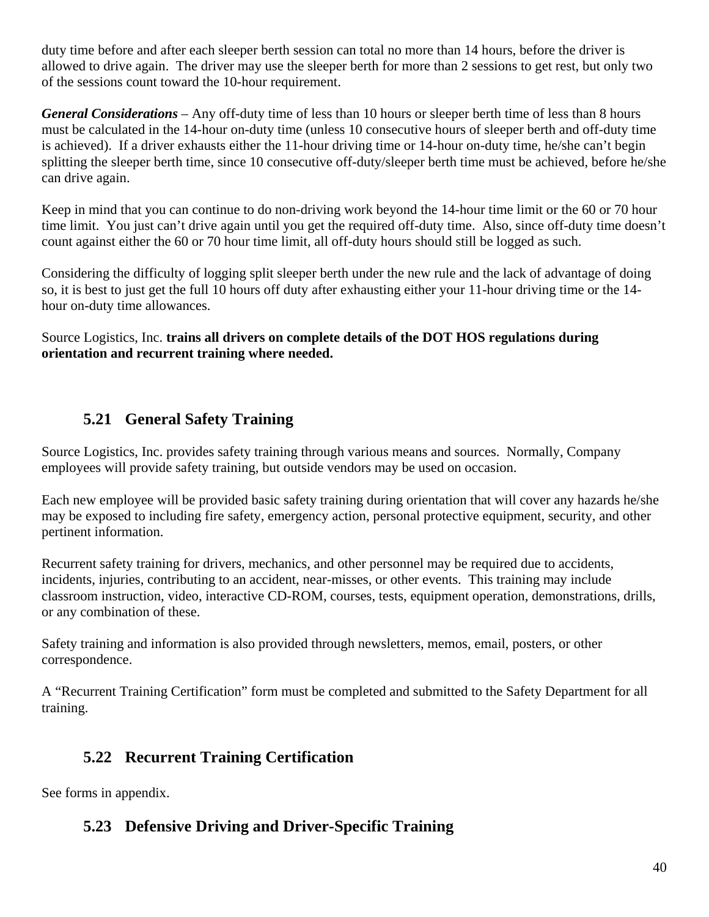duty time before and after each sleeper berth session can total no more than 14 hours, before the driver is allowed to drive again. The driver may use the sleeper berth for more than 2 sessions to get rest, but only two of the sessions count toward the 10-hour requirement.

***General Considerations*** – Any off-duty time of less than 10 hours or sleeper berth time of less than 8 hours must be calculated in the 14-hour on-duty time (unless 10 consecutive hours of sleeper berth and off-duty time is achieved). If a driver exhausts either the 11-hour driving time or 14-hour on-duty time, he/she can't begin splitting the sleeper berth time, since 10 consecutive off-duty/sleeper berth time must be achieved, before he/she can drive again.

Keep in mind that you can continue to do non-driving work beyond the 14-hour time limit or the 60 or 70 hour time limit. You just can't drive again until you get the required off-duty time. Also, since off-duty time doesn't count against either the 60 or 70 hour time limit, all off-duty hours should still be logged as such.

Considering the difficulty of logging split sleeper berth under the new rule and the lack of advantage of doing so, it is best to just get the full 10 hours off duty after exhausting either your 11-hour driving time or the 14-hour on-duty time allowances.

Source Logistics, Inc. **trains all drivers on complete details of the DOT HOS regulations during orientation and recurrent training where needed.**

## 5.21 General Safety Training

Source Logistics, Inc. provides safety training through various means and sources. Normally, Company employees will provide safety training, but outside vendors may be used on occasion.

Each new employee will be provided basic safety training during orientation that will cover any hazards he/she may be exposed to including fire safety, emergency action, personal protective equipment, security, and other pertinent information.

Recurrent safety training for drivers, mechanics, and other personnel may be required due to accidents, incidents, injuries, contributing to an accident, near-misses, or other events. This training may include classroom instruction, video, interactive CD-ROM, courses, tests, equipment operation, demonstrations, drills, or any combination of these.

Safety training and information is also provided through newsletters, memos, email, posters, or other correspondence.

A "Recurrent Training Certification" form must be completed and submitted to the Safety Department for all training.

## 5.22 Recurrent Training Certification

See forms in appendix.

## 5.23 Defensive Driving and Driver-Specific Training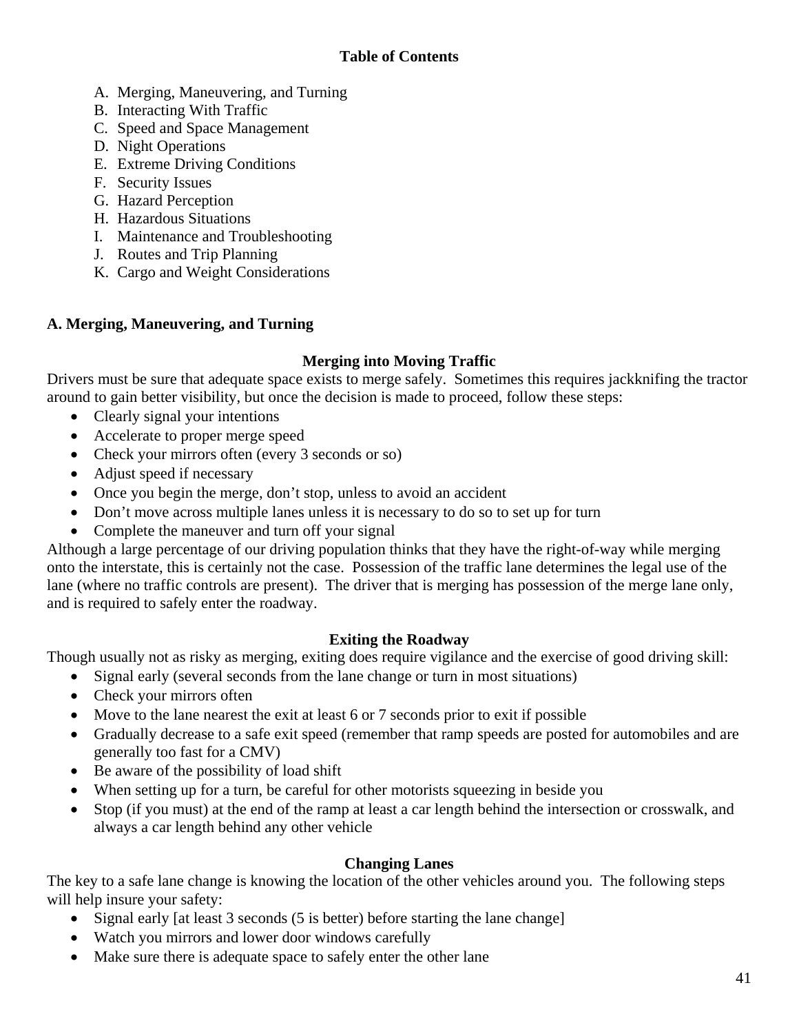**Table of Contents**

A. Merging, Maneuvering, and Turning
B. Interacting With Traffic
C. Speed and Space Management
D. Night Operations
E. Extreme Driving Conditions
F. Security Issues
G. Hazard Perception
H. Hazardous Situations
I. Maintenance and Troubleshooting
J. Routes and Trip Planning
K. Cargo and Weight Considerations

## A. Merging, Maneuvering, and Turning

### Merging into Moving Traffic

Drivers must be sure that adequate space exists to merge safely. Sometimes this requires jackknifing the tractor around to gain better visibility, but once the decision is made to proceed, follow these steps:

- Clearly signal your intentions
- Accelerate to proper merge speed
- Check your mirrors often (every 3 seconds or so)
- Adjust speed if necessary
- Once you begin the merge, don't stop, unless to avoid an accident
- Don't move across multiple lanes unless it is necessary to do so to set up for turn
- Complete the maneuver and turn off your signal

Although a large percentage of our driving population thinks that they have the right-of-way while merging onto the interstate, this is certainly not the case. Possession of the traffic lane determines the legal use of the lane (where no traffic controls are present). The driver that is merging has possession of the merge lane only, and is required to safely enter the roadway.

### Exiting the Roadway

Though usually not as risky as merging, exiting does require vigilance and the exercise of good driving skill:

- Signal early (several seconds from the lane change or turn in most situations)
- Check your mirrors often
- Move to the lane nearest the exit at least 6 or 7 seconds prior to exit if possible
- Gradually decrease to a safe exit speed (remember that ramp speeds are posted for automobiles and are generally too fast for a CMV)
- Be aware of the possibility of load shift
- When setting up for a turn, be careful for other motorists squeezing in beside you
- Stop (if you must) at the end of the ramp at least a car length behind the intersection or crosswalk, and always a car length behind any other vehicle

### Changing Lanes

The key to a safe lane change is knowing the location of the other vehicles around you. The following steps will help insure your safety:

- Signal early [at least 3 seconds (5 is better) before starting the lane change]
- Watch you mirrors and lower door windows carefully
- Make sure there is adequate space to safely enter the other lane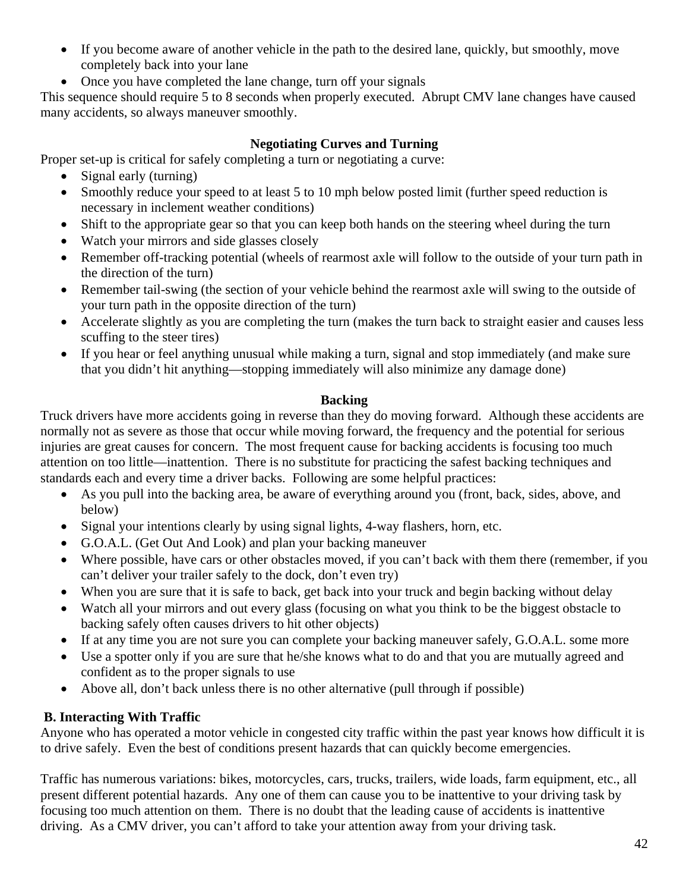- If you become aware of another vehicle in the path to the desired lane, quickly, but smoothly, move completely back into your lane
- Once you have completed the lane change, turn off your signals

This sequence should require 5 to 8 seconds when properly executed. Abrupt CMV lane changes have caused many accidents, so always maneuver smoothly.

### Negotiating Curves and Turning

Proper set-up is critical for safely completing a turn or negotiating a curve:

- Signal early (turning)
- Smoothly reduce your speed to at least 5 to 10 mph below posted limit (further speed reduction is necessary in inclement weather conditions)
- Shift to the appropriate gear so that you can keep both hands on the steering wheel during the turn
- Watch your mirrors and side glasses closely
- Remember off-tracking potential (wheels of rearmost axle will follow to the outside of your turn path in the direction of the turn)
- Remember tail-swing (the section of your vehicle behind the rearmost axle will swing to the outside of your turn path in the opposite direction of the turn)
- Accelerate slightly as you are completing the turn (makes the turn back to straight easier and causes less scuffing to the steer tires)
- If you hear or feel anything unusual while making a turn, signal and stop immediately (and make sure that you didn't hit anything—stopping immediately will also minimize any damage done)

### Backing

Truck drivers have more accidents going in reverse than they do moving forward. Although these accidents are normally not as severe as those that occur while moving forward, the frequency and the potential for serious injuries are great causes for concern. The most frequent cause for backing accidents is focusing too much attention on too little—inattention. There is no substitute for practicing the safest backing techniques and standards each and every time a driver backs. Following are some helpful practices:

- As you pull into the backing area, be aware of everything around you (front, back, sides, above, and below)
- Signal your intentions clearly by using signal lights, 4-way flashers, horn, etc.
- G.O.A.L. (Get Out And Look) and plan your backing maneuver
- Where possible, have cars or other obstacles moved, if you can't back with them there (remember, if you can't deliver your trailer safely to the dock, don't even try)
- When you are sure that it is safe to back, get back into your truck and begin backing without delay
- Watch all your mirrors and out every glass (focusing on what you think to be the biggest obstacle to backing safely often causes drivers to hit other objects)
- If at any time you are not sure you can complete your backing maneuver safely, G.O.A.L. some more
- Use a spotter only if you are sure that he/she knows what to do and that you are mutually agreed and confident as to the proper signals to use
- Above all, don't back unless there is no other alternative (pull through if possible)

## B. Interacting With Traffic

Anyone who has operated a motor vehicle in congested city traffic within the past year knows how difficult it is to drive safely. Even the best of conditions present hazards that can quickly become emergencies.

Traffic has numerous variations: bikes, motorcycles, cars, trucks, trailers, wide loads, farm equipment, etc., all present different potential hazards. Any one of them can cause you to be inattentive to your driving task by focusing too much attention on them. There is no doubt that the leading cause of accidents is inattentive driving. As a CMV driver, you can't afford to take your attention away from your driving task.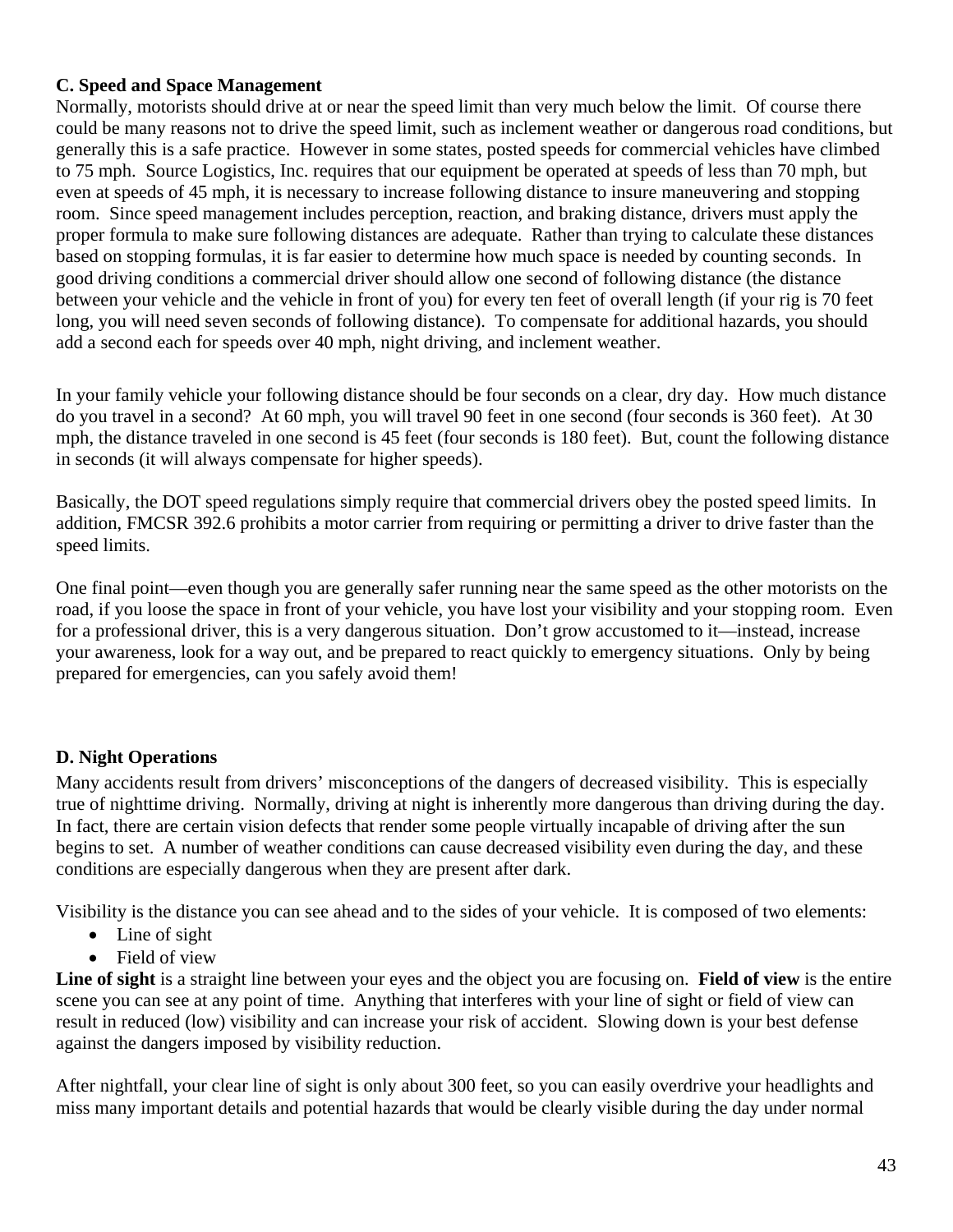**C. Speed and Space Management**

Normally, motorists should drive at or near the speed limit than very much below the limit. Of course there could be many reasons not to drive the speed limit, such as inclement weather or dangerous road conditions, but generally this is a safe practice. However in some states, posted speeds for commercial vehicles have climbed to 75 mph. Source Logistics, Inc. requires that our equipment be operated at speeds of less than 70 mph, but even at speeds of 45 mph, it is necessary to increase following distance to insure maneuvering and stopping room. Since speed management includes perception, reaction, and braking distance, drivers must apply the proper formula to make sure following distances are adequate. Rather than trying to calculate these distances based on stopping formulas, it is far easier to determine how much space is needed by counting seconds. In good driving conditions a commercial driver should allow one second of following distance (the distance between your vehicle and the vehicle in front of you) for every ten feet of overall length (if your rig is 70 feet long, you will need seven seconds of following distance). To compensate for additional hazards, you should add a second each for speeds over 40 mph, night driving, and inclement weather.

In your family vehicle your following distance should be four seconds on a clear, dry day. How much distance do you travel in a second? At 60 mph, you will travel 90 feet in one second (four seconds is 360 feet). At 30 mph, the distance traveled in one second is 45 feet (four seconds is 180 feet). But, count the following distance in seconds (it will always compensate for higher speeds).

Basically, the DOT speed regulations simply require that commercial drivers obey the posted speed limits. In addition, FMCSR 392.6 prohibits a motor carrier from requiring or permitting a driver to drive faster than the speed limits.

One final point—even though you are generally safer running near the same speed as the other motorists on the road, if you loose the space in front of your vehicle, you have lost your visibility and your stopping room. Even for a professional driver, this is a very dangerous situation. Don't grow accustomed to it—instead, increase your awareness, look for a way out, and be prepared to react quickly to emergency situations. Only by being prepared for emergencies, can you safely avoid them!

**D. Night Operations**

Many accidents result from drivers' misconceptions of the dangers of decreased visibility. This is especially true of nighttime driving. Normally, driving at night is inherently more dangerous than driving during the day. In fact, there are certain vision defects that render some people virtually incapable of driving after the sun begins to set. A number of weather conditions can cause decreased visibility even during the day, and these conditions are especially dangerous when they are present after dark.

Visibility is the distance you can see ahead and to the sides of your vehicle. It is composed of two elements:

- Line of sight
- Field of view

**Line of sight** is a straight line between your eyes and the object you are focusing on. **Field of view** is the entire scene you can see at any point of time. Anything that interferes with your line of sight or field of view can result in reduced (low) visibility and can increase your risk of accident. Slowing down is your best defense against the dangers imposed by visibility reduction.

After nightfall, your clear line of sight is only about 300 feet, so you can easily overdrive your headlights and miss many important details and potential hazards that would be clearly visible during the day under normal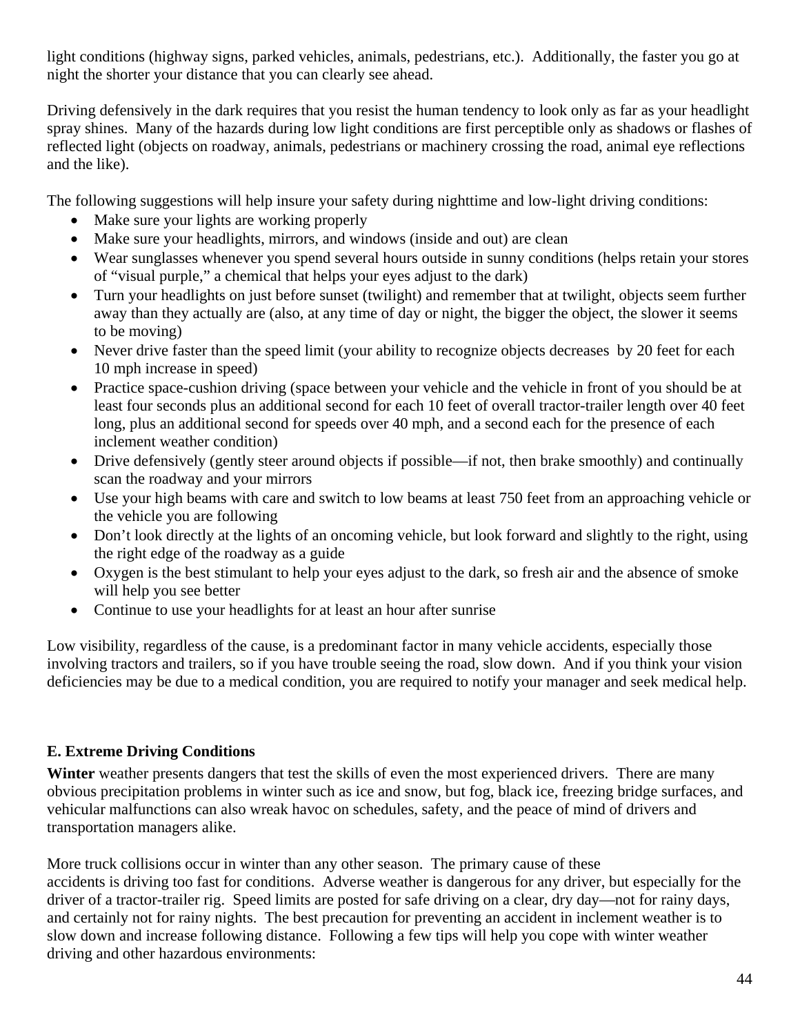light conditions (highway signs, parked vehicles, animals, pedestrians, etc.). Additionally, the faster you go at night the shorter your distance that you can clearly see ahead.

Driving defensively in the dark requires that you resist the human tendency to look only as far as your headlight spray shines. Many of the hazards during low light conditions are first perceptible only as shadows or flashes of reflected light (objects on roadway, animals, pedestrians or machinery crossing the road, animal eye reflections and the like).

The following suggestions will help insure your safety during nighttime and low-light driving conditions:

- Make sure your lights are working properly
- Make sure your headlights, mirrors, and windows (inside and out) are clean
- Wear sunglasses whenever you spend several hours outside in sunny conditions (helps retain your stores of "visual purple," a chemical that helps your eyes adjust to the dark)
- Turn your headlights on just before sunset (twilight) and remember that at twilight, objects seem further away than they actually are (also, at any time of day or night, the bigger the object, the slower it seems to be moving)
- Never drive faster than the speed limit (your ability to recognize objects decreases by 20 feet for each 10 mph increase in speed)
- Practice space-cushion driving (space between your vehicle and the vehicle in front of you should be at least four seconds plus an additional second for each 10 feet of overall tractor-trailer length over 40 feet long, plus an additional second for speeds over 40 mph, and a second each for the presence of each inclement weather condition)
- Drive defensively (gently steer around objects if possible—if not, then brake smoothly) and continually scan the roadway and your mirrors
- Use your high beams with care and switch to low beams at least 750 feet from an approaching vehicle or the vehicle you are following
- Don't look directly at the lights of an oncoming vehicle, but look forward and slightly to the right, using the right edge of the roadway as a guide
- Oxygen is the best stimulant to help your eyes adjust to the dark, so fresh air and the absence of smoke will help you see better
- Continue to use your headlights for at least an hour after sunrise

Low visibility, regardless of the cause, is a predominant factor in many vehicle accidents, especially those involving tractors and trailers, so if you have trouble seeing the road, slow down. And if you think your vision deficiencies may be due to a medical condition, you are required to notify your manager and seek medical help.

### E. Extreme Driving Conditions

**Winter** weather presents dangers that test the skills of even the most experienced drivers. There are many obvious precipitation problems in winter such as ice and snow, but fog, black ice, freezing bridge surfaces, and vehicular malfunctions can also wreak havoc on schedules, safety, and the peace of mind of drivers and transportation managers alike.

More truck collisions occur in winter than any other season. The primary cause of these accidents is driving too fast for conditions. Adverse weather is dangerous for any driver, but especially for the driver of a tractor-trailer rig. Speed limits are posted for safe driving on a clear, dry day—not for rainy days, and certainly not for rainy nights. The best precaution for preventing an accident in inclement weather is to slow down and increase following distance. Following a few tips will help you cope with winter weather driving and other hazardous environments: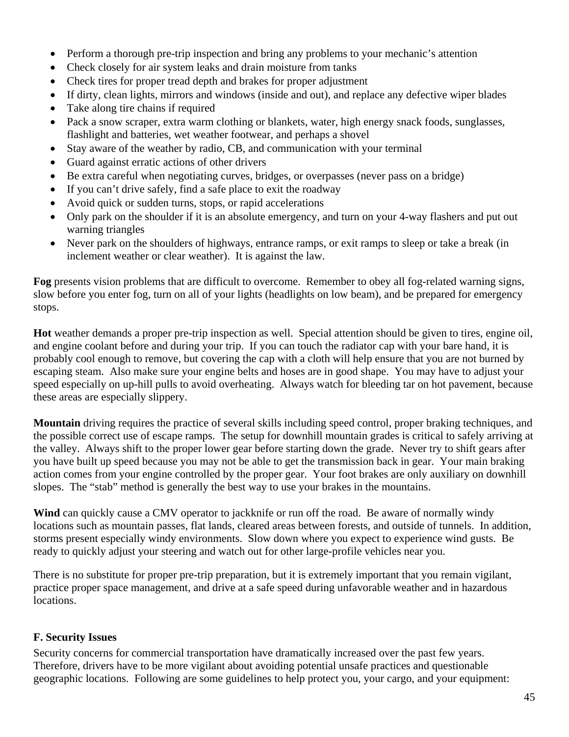- Perform a thorough pre-trip inspection and bring any problems to your mechanic's attention
- Check closely for air system leaks and drain moisture from tanks
- Check tires for proper tread depth and brakes for proper adjustment
- If dirty, clean lights, mirrors and windows (inside and out), and replace any defective wiper blades
- Take along tire chains if required
- Pack a snow scraper, extra warm clothing or blankets, water, high energy snack foods, sunglasses, flashlight and batteries, wet weather footwear, and perhaps a shovel
- Stay aware of the weather by radio, CB, and communication with your terminal
- Guard against erratic actions of other drivers
- Be extra careful when negotiating curves, bridges, or overpasses (never pass on a bridge)
- If you can't drive safely, find a safe place to exit the roadway
- Avoid quick or sudden turns, stops, or rapid accelerations
- Only park on the shoulder if it is an absolute emergency, and turn on your 4-way flashers and put out warning triangles
- Never park on the shoulders of highways, entrance ramps, or exit ramps to sleep or take a break (in inclement weather or clear weather). It is against the law.

**Fog** presents vision problems that are difficult to overcome. Remember to obey all fog-related warning signs, slow before you enter fog, turn on all of your lights (headlights on low beam), and be prepared for emergency stops.

**Hot** weather demands a proper pre-trip inspection as well. Special attention should be given to tires, engine oil, and engine coolant before and during your trip. If you can touch the radiator cap with your bare hand, it is probably cool enough to remove, but covering the cap with a cloth will help ensure that you are not burned by escaping steam. Also make sure your engine belts and hoses are in good shape. You may have to adjust your speed especially on up-hill pulls to avoid overheating. Always watch for bleeding tar on hot pavement, because these areas are especially slippery.

**Mountain** driving requires the practice of several skills including speed control, proper braking techniques, and the possible correct use of escape ramps. The setup for downhill mountain grades is critical to safely arriving at the valley. Always shift to the proper lower gear before starting down the grade. Never try to shift gears after you have built up speed because you may not be able to get the transmission back in gear. Your main braking action comes from your engine controlled by the proper gear. Your foot brakes are only auxiliary on downhill slopes. The "stab" method is generally the best way to use your brakes in the mountains.

**Wind** can quickly cause a CMV operator to jackknife or run off the road. Be aware of normally windy locations such as mountain passes, flat lands, cleared areas between forests, and outside of tunnels. In addition, storms present especially windy environments. Slow down where you expect to experience wind gusts. Be ready to quickly adjust your steering and watch out for other large-profile vehicles near you.

There is no substitute for proper pre-trip preparation, but it is extremely important that you remain vigilant, practice proper space management, and drive at a safe speed during unfavorable weather and in hazardous locations.

### F. Security Issues

Security concerns for commercial transportation have dramatically increased over the past few years. Therefore, drivers have to be more vigilant about avoiding potential unsafe practices and questionable geographic locations. Following are some guidelines to help protect you, your cargo, and your equipment: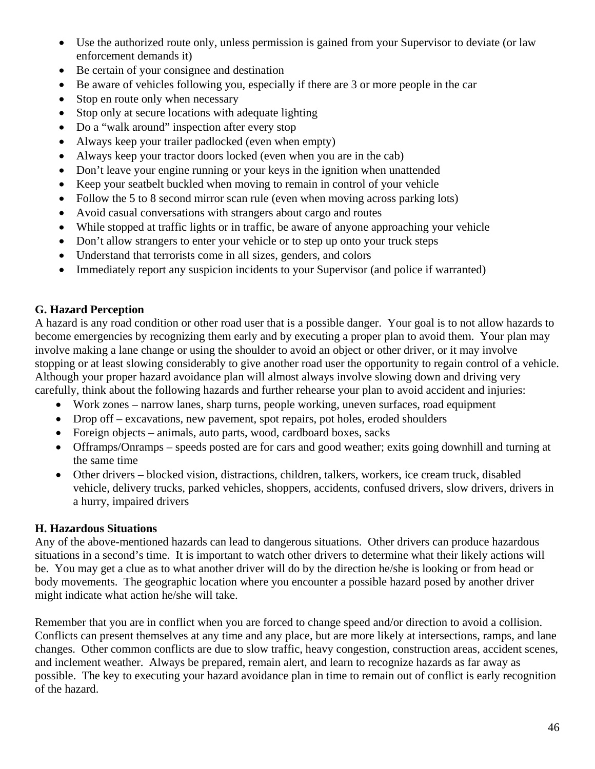- Use the authorized route only, unless permission is gained from your Supervisor to deviate (or law enforcement demands it)
- Be certain of your consignee and destination
- Be aware of vehicles following you, especially if there are 3 or more people in the car
- Stop en route only when necessary
- Stop only at secure locations with adequate lighting
- Do a "walk around" inspection after every stop
- Always keep your trailer padlocked (even when empty)
- Always keep your tractor doors locked (even when you are in the cab)
- Don't leave your engine running or your keys in the ignition when unattended
- Keep your seatbelt buckled when moving to remain in control of your vehicle
- Follow the 5 to 8 second mirror scan rule (even when moving across parking lots)
- Avoid casual conversations with strangers about cargo and routes
- While stopped at traffic lights or in traffic, be aware of anyone approaching your vehicle
- Don't allow strangers to enter your vehicle or to step up onto your truck steps
- Understand that terrorists come in all sizes, genders, and colors
- Immediately report any suspicion incidents to your Supervisor (and police if warranted)

**G. Hazard Perception**

A hazard is any road condition or other road user that is a possible danger. Your goal is to not allow hazards to become emergencies by recognizing them early and by executing a proper plan to avoid them. Your plan may involve making a lane change or using the shoulder to avoid an object or other driver, or it may involve stopping or at least slowing considerably to give another road user the opportunity to regain control of a vehicle. Although your proper hazard avoidance plan will almost always involve slowing down and driving very carefully, think about the following hazards and further rehearse your plan to avoid accident and injuries:

- Work zones – narrow lanes, sharp turns, people working, uneven surfaces, road equipment
- Drop off – excavations, new pavement, spot repairs, pot holes, eroded shoulders
- Foreign objects – animals, auto parts, wood, cardboard boxes, sacks
- Offramps/Onramps – speeds posted are for cars and good weather; exits going downhill and turning at the same time
- Other drivers – blocked vision, distractions, children, talkers, workers, ice cream truck, disabled vehicle, delivery trucks, parked vehicles, shoppers, accidents, confused drivers, slow drivers, drivers in a hurry, impaired drivers

**H. Hazardous Situations**

Any of the above-mentioned hazards can lead to dangerous situations. Other drivers can produce hazardous situations in a second's time. It is important to watch other drivers to determine what their likely actions will be. You may get a clue as to what another driver will do by the direction he/she is looking or from head or body movements. The geographic location where you encounter a possible hazard posed by another driver might indicate what action he/she will take.

Remember that you are in conflict when you are forced to change speed and/or direction to avoid a collision. Conflicts can present themselves at any time and any place, but are more likely at intersections, ramps, and lane changes. Other common conflicts are due to slow traffic, heavy congestion, construction areas, accident scenes, and inclement weather. Always be prepared, remain alert, and learn to recognize hazards as far away as possible. The key to executing your hazard avoidance plan in time to remain out of conflict is early recognition of the hazard.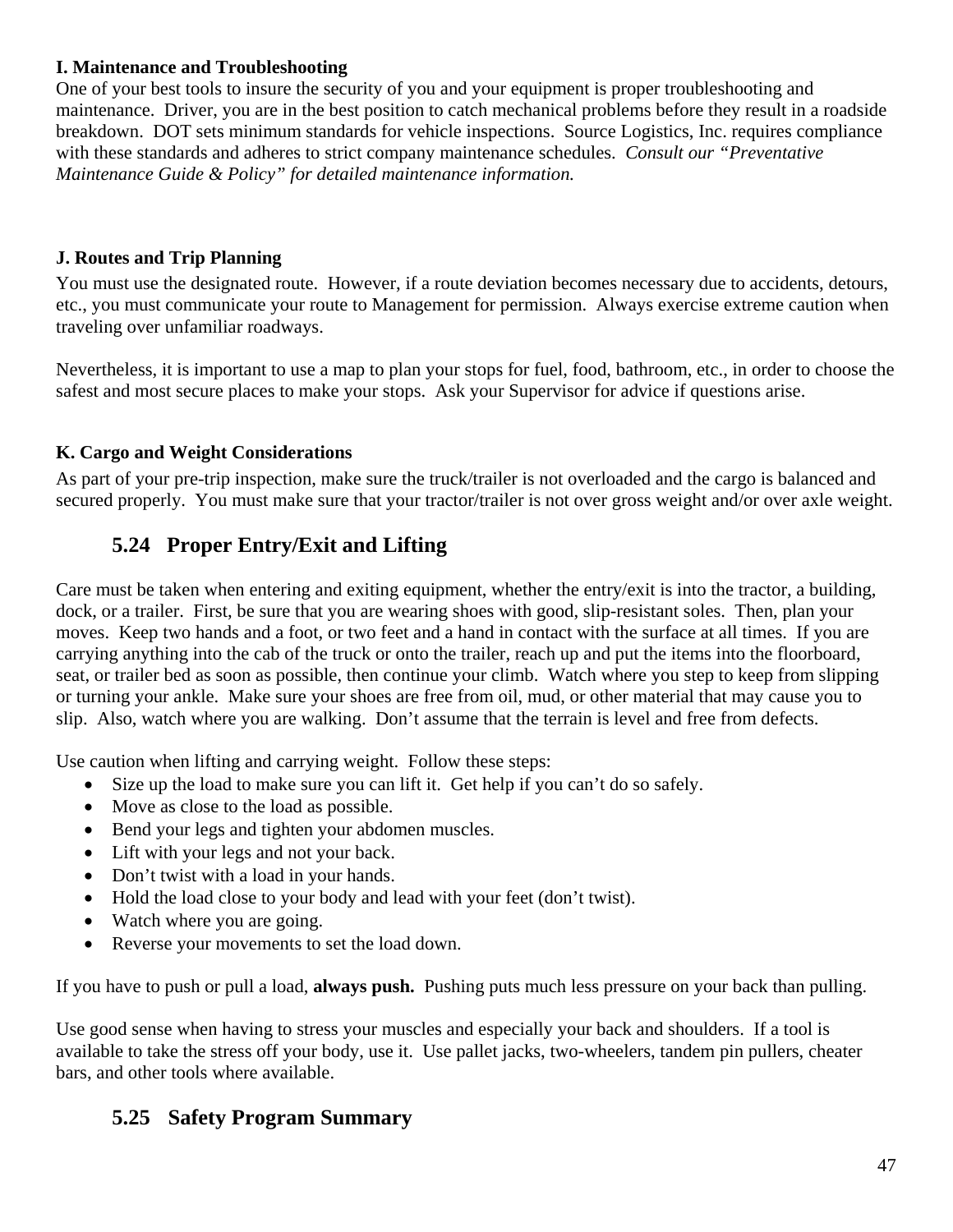**I. Maintenance and Troubleshooting**

One of your best tools to insure the security of you and your equipment is proper troubleshooting and maintenance. Driver, you are in the best position to catch mechanical problems before they result in a roadside breakdown. DOT sets minimum standards for vehicle inspections. Source Logistics, Inc. requires compliance with these standards and adheres to strict company maintenance schedules. *Consult our "Preventative Maintenance Guide & Policy" for detailed maintenance information.*

**J. Routes and Trip Planning**

You must use the designated route. However, if a route deviation becomes necessary due to accidents, detours, etc., you must communicate your route to Management for permission. Always exercise extreme caution when traveling over unfamiliar roadways.

Nevertheless, it is important to use a map to plan your stops for fuel, food, bathroom, etc., in order to choose the safest and most secure places to make your stops. Ask your Supervisor for advice if questions arise.

**K. Cargo and Weight Considerations**

As part of your pre-trip inspection, make sure the truck/trailer is not overloaded and the cargo is balanced and secured properly. You must make sure that your tractor/trailer is not over gross weight and/or over axle weight.

## 5.24 Proper Entry/Exit and Lifting

Care must be taken when entering and exiting equipment, whether the entry/exit is into the tractor, a building, dock, or a trailer. First, be sure that you are wearing shoes with good, slip-resistant soles. Then, plan your moves. Keep two hands and a foot, or two feet and a hand in contact with the surface at all times. If you are carrying anything into the cab of the truck or onto the trailer, reach up and put the items into the floorboard, seat, or trailer bed as soon as possible, then continue your climb. Watch where you step to keep from slipping or turning your ankle. Make sure your shoes are free from oil, mud, or other material that may cause you to slip. Also, watch where you are walking. Don't assume that the terrain is level and free from defects.

Use caution when lifting and carrying weight. Follow these steps:

- Size up the load to make sure you can lift it. Get help if you can't do so safely.
- Move as close to the load as possible.
- Bend your legs and tighten your abdomen muscles.
- Lift with your legs and not your back.
- Don't twist with a load in your hands.
- Hold the load close to your body and lead with your feet (don't twist).
- Watch where you are going.
- Reverse your movements to set the load down.

If you have to push or pull a load, **always push.** Pushing puts much less pressure on your back than pulling.

Use good sense when having to stress your muscles and especially your back and shoulders. If a tool is available to take the stress off your body, use it. Use pallet jacks, two-wheelers, tandem pin pullers, cheater bars, and other tools where available.

## 5.25 Safety Program Summary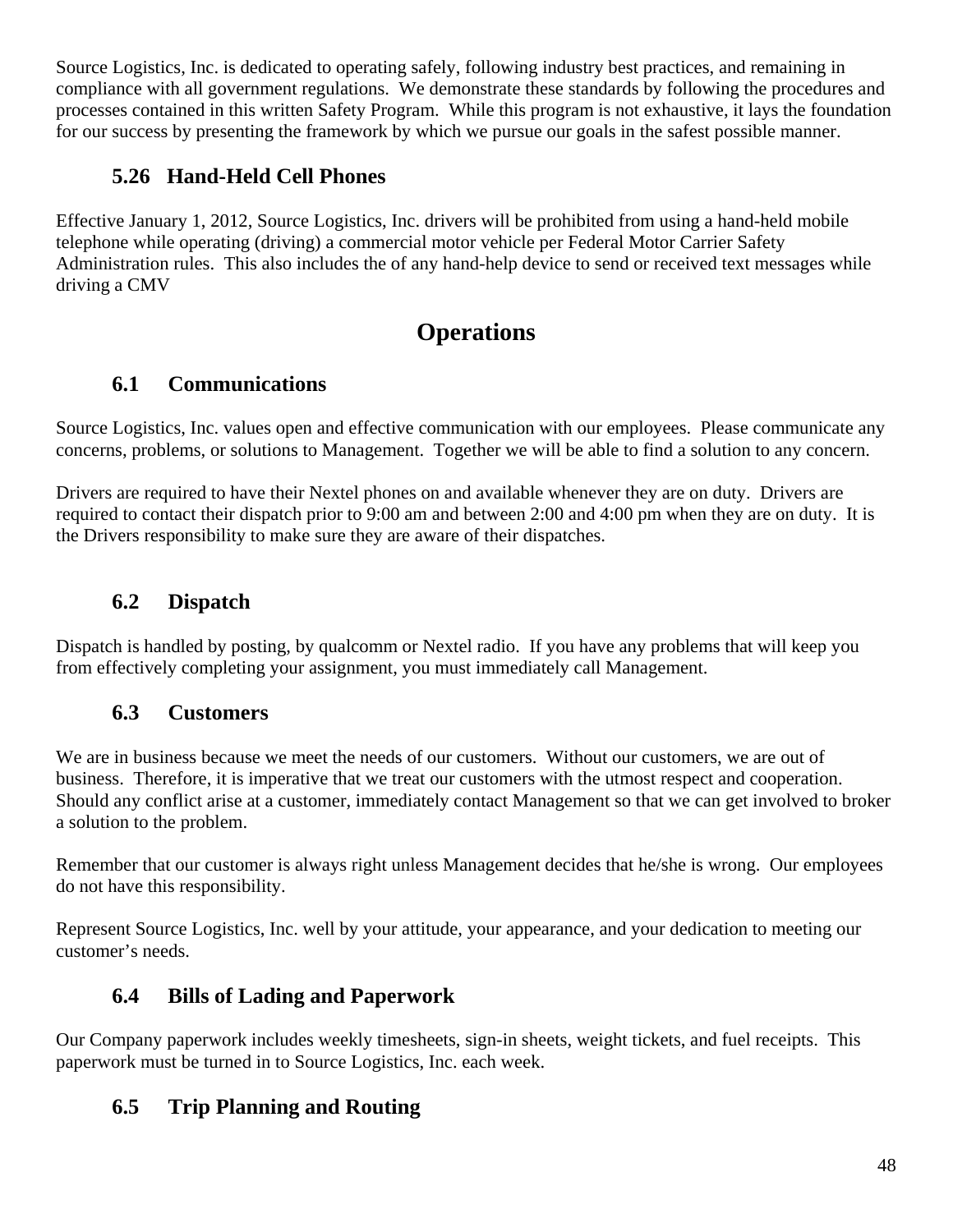Source Logistics, Inc. is dedicated to operating safely, following industry best practices, and remaining in compliance with all government regulations. We demonstrate these standards by following the procedures and processes contained in this written Safety Program. While this program is not exhaustive, it lays the foundation for our success by presenting the framework by which we pursue our goals in the safest possible manner.

### 5.26 Hand-Held Cell Phones

Effective January 1, 2012, Source Logistics, Inc. drivers will be prohibited from using a hand-held mobile telephone while operating (driving) a commercial motor vehicle per Federal Motor Carrier Safety Administration rules. This also includes the of any hand-help device to send or received text messages while driving a CMV

## Operations

### 6.1 Communications

Source Logistics, Inc. values open and effective communication with our employees. Please communicate any concerns, problems, or solutions to Management. Together we will be able to find a solution to any concern.

Drivers are required to have their Nextel phones on and available whenever they are on duty. Drivers are required to contact their dispatch prior to 9:00 am and between 2:00 and 4:00 pm when they are on duty. It is the Drivers responsibility to make sure they are aware of their dispatches.

### 6.2 Dispatch

Dispatch is handled by posting, by qualcomm or Nextel radio. If you have any problems that will keep you from effectively completing your assignment, you must immediately call Management.

### 6.3 Customers

We are in business because we meet the needs of our customers. Without our customers, we are out of business. Therefore, it is imperative that we treat our customers with the utmost respect and cooperation. Should any conflict arise at a customer, immediately contact Management so that we can get involved to broker a solution to the problem.

Remember that our customer is always right unless Management decides that he/she is wrong. Our employees do not have this responsibility.

Represent Source Logistics, Inc. well by your attitude, your appearance, and your dedication to meeting our customer's needs.

### 6.4 Bills of Lading and Paperwork

Our Company paperwork includes weekly timesheets, sign-in sheets, weight tickets, and fuel receipts. This paperwork must be turned in to Source Logistics, Inc. each week.

### 6.5 Trip Planning and Routing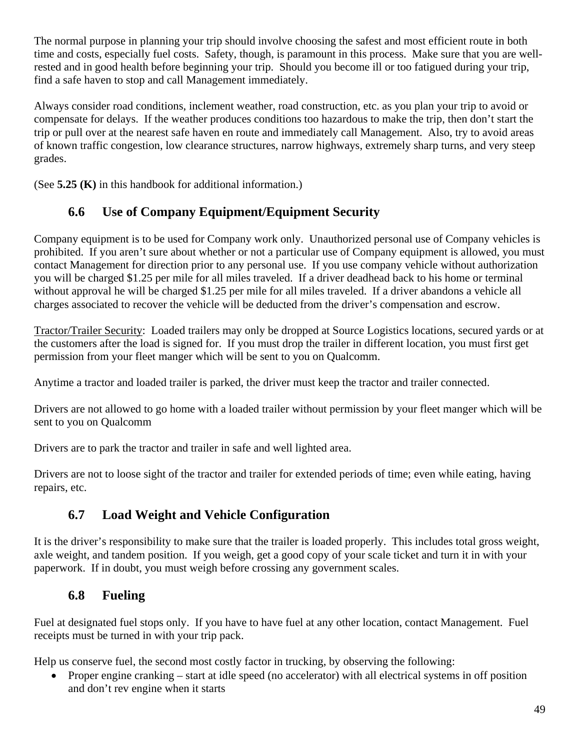The normal purpose in planning your trip should involve choosing the safest and most efficient route in both time and costs, especially fuel costs. Safety, though, is paramount in this process. Make sure that you are well-rested and in good health before beginning your trip. Should you become ill or too fatigued during your trip, find a safe haven to stop and call Management immediately.

Always consider road conditions, inclement weather, road construction, etc. as you plan your trip to avoid or compensate for delays. If the weather produces conditions too hazardous to make the trip, then don't start the trip or pull over at the nearest safe haven en route and immediately call Management. Also, try to avoid areas of known traffic congestion, low clearance structures, narrow highways, extremely sharp turns, and very steep grades.

(See **5.25 (K)** in this handbook for additional information.)

## 6.6 Use of Company Equipment/Equipment Security

Company equipment is to be used for Company work only. Unauthorized personal use of Company vehicles is prohibited. If you aren't sure about whether or not a particular use of Company equipment is allowed, you must contact Management for direction prior to any personal use. If you use company vehicle without authorization you will be charged $1.25 per mile for all miles traveled. If a driver deadhead back to his home or terminal without approval he will be charged $1.25 per mile for all miles traveled. If a driver abandons a vehicle all charges associated to recover the vehicle will be deducted from the driver's compensation and escrow.

<u>Tractor/Trailer Security</u>: Loaded trailers may only be dropped at Source Logistics locations, secured yards or at the customers after the load is signed for. If you must drop the trailer in different location, you must first get permission from your fleet manger which will be sent to you on Qualcomm.

Anytime a tractor and loaded trailer is parked, the driver must keep the tractor and trailer connected.

Drivers are not allowed to go home with a loaded trailer without permission by your fleet manger which will be sent to you on Qualcomm

Drivers are to park the tractor and trailer in safe and well lighted area.

Drivers are not to loose sight of the tractor and trailer for extended periods of time; even while eating, having repairs, etc.

## 6.7 Load Weight and Vehicle Configuration

It is the driver's responsibility to make sure that the trailer is loaded properly. This includes total gross weight, axle weight, and tandem position. If you weigh, get a good copy of your scale ticket and turn it in with your paperwork. If in doubt, you must weigh before crossing any government scales.

## 6.8 Fueling

Fuel at designated fuel stops only. If you have to have fuel at any other location, contact Management. Fuel receipts must be turned in with your trip pack.

Help us conserve fuel, the second most costly factor in trucking, by observing the following:

- Proper engine cranking – start at idle speed (no accelerator) with all electrical systems in off position and don't rev engine when it starts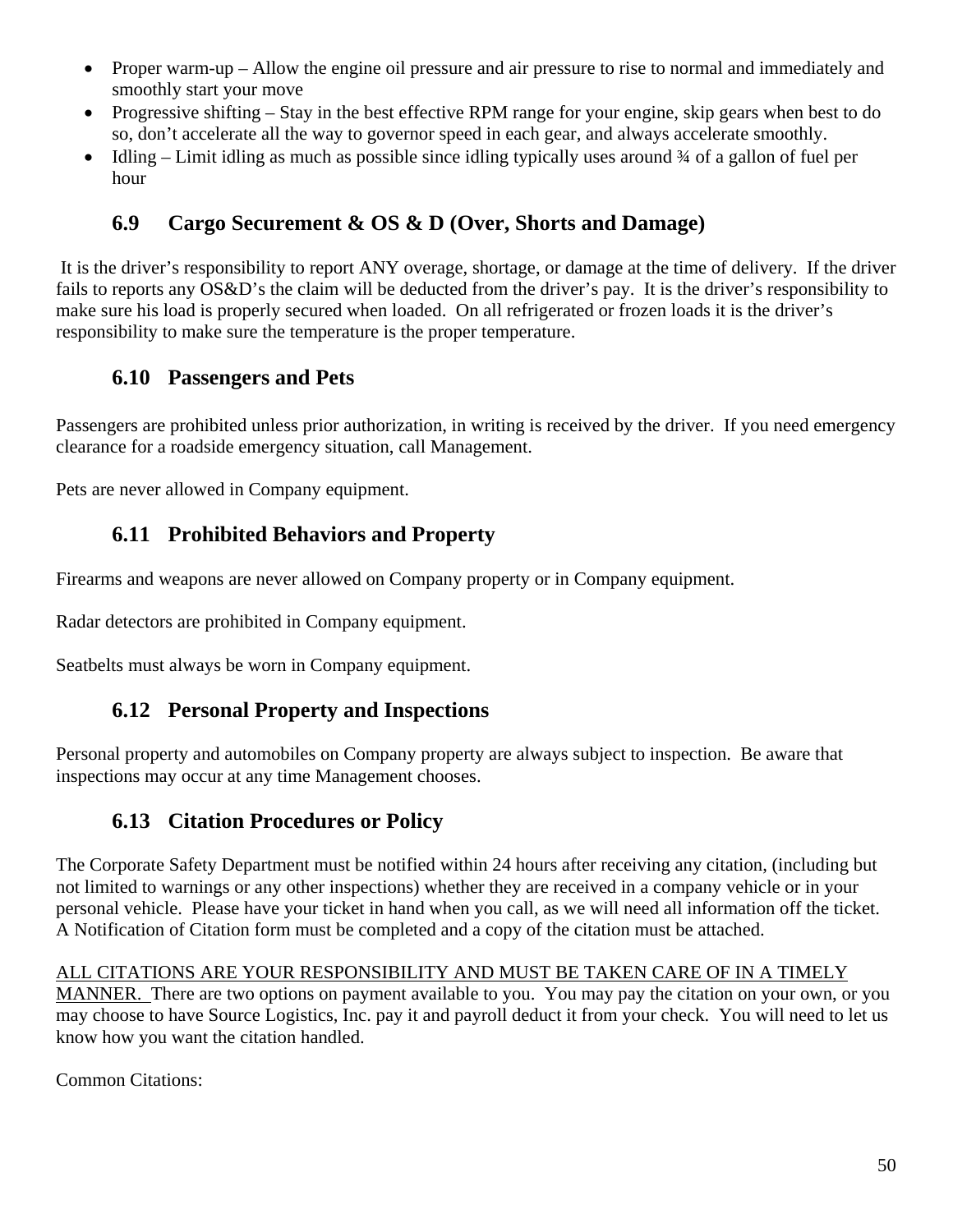- Proper warm-up – Allow the engine oil pressure and air pressure to rise to normal and immediately and smoothly start your move
- Progressive shifting – Stay in the best effective RPM range for your engine, skip gears when best to do so, don't accelerate all the way to governor speed in each gear, and always accelerate smoothly.
- Idling – Limit idling as much as possible since idling typically uses around ¾ of a gallon of fuel per hour

## 6.9 Cargo Securement & OS & D (Over, Shorts and Damage)

It is the driver's responsibility to report ANY overage, shortage, or damage at the time of delivery. If the driver fails to reports any OS&D's the claim will be deducted from the driver's pay. It is the driver's responsibility to make sure his load is properly secured when loaded. On all refrigerated or frozen loads it is the driver's responsibility to make sure the temperature is the proper temperature.

## 6.10 Passengers and Pets

Passengers are prohibited unless prior authorization, in writing is received by the driver. If you need emergency clearance for a roadside emergency situation, call Management.

Pets are never allowed in Company equipment.

## 6.11 Prohibited Behaviors and Property

Firearms and weapons are never allowed on Company property or in Company equipment.

Radar detectors are prohibited in Company equipment.

Seatbelts must always be worn in Company equipment.

## 6.12 Personal Property and Inspections

Personal property and automobiles on Company property are always subject to inspection. Be aware that inspections may occur at any time Management chooses.

## 6.13 Citation Procedures or Policy

The Corporate Safety Department must be notified within 24 hours after receiving any citation, (including but not limited to warnings or any other inspections) whether they are received in a company vehicle or in your personal vehicle. Please have your ticket in hand when you call, as we will need all information off the ticket. A Notification of Citation form must be completed and a copy of the citation must be attached.

<u>ALL CITATIONS ARE YOUR RESPONSIBILITY AND MUST BE TAKEN CARE OF IN A TIMELY MANNER.</u> There are two options on payment available to you. You may pay the citation on your own, or you may choose to have Source Logistics, Inc. pay it and payroll deduct it from your check. You will need to let us know how you want the citation handled.

Common Citations: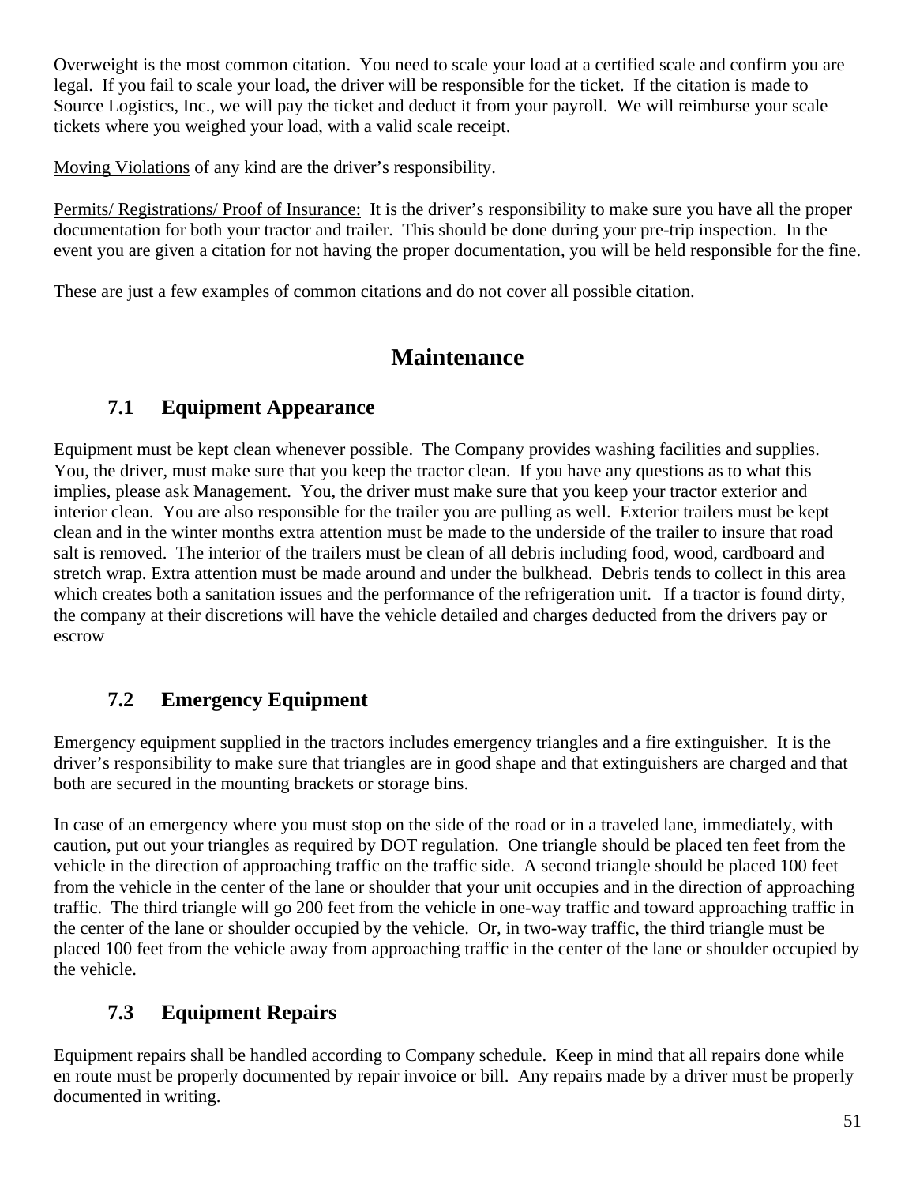<u>Overweight</u> is the most common citation. You need to scale your load at a certified scale and confirm you are legal. If you fail to scale your load, the driver will be responsible for the ticket. If the citation is made to Source Logistics, Inc., we will pay the ticket and deduct it from your payroll. We will reimburse your scale tickets where you weighed your load, with a valid scale receipt.

<u>Moving Violations</u> of any kind are the driver's responsibility.

<u>Permits/ Registrations/ Proof of Insurance:</u> It is the driver's responsibility to make sure you have all the proper documentation for both your tractor and trailer. This should be done during your pre-trip inspection. In the event you are given a citation for not having the proper documentation, you will be held responsible for the fine.

These are just a few examples of common citations and do not cover all possible citation.

# Maintenance

## 7.1 Equipment Appearance

Equipment must be kept clean whenever possible. The Company provides washing facilities and supplies. You, the driver, must make sure that you keep the tractor clean. If you have any questions as to what this implies, please ask Management. You, the driver must make sure that you keep your tractor exterior and interior clean. You are also responsible for the trailer you are pulling as well. Exterior trailers must be kept clean and in the winter months extra attention must be made to the underside of the trailer to insure that road salt is removed. The interior of the trailers must be clean of all debris including food, wood, cardboard and stretch wrap. Extra attention must be made around and under the bulkhead. Debris tends to collect in this area which creates both a sanitation issues and the performance of the refrigeration unit. If a tractor is found dirty, the company at their discretions will have the vehicle detailed and charges deducted from the drivers pay or escrow

## 7.2 Emergency Equipment

Emergency equipment supplied in the tractors includes emergency triangles and a fire extinguisher. It is the driver's responsibility to make sure that triangles are in good shape and that extinguishers are charged and that both are secured in the mounting brackets or storage bins.

In case of an emergency where you must stop on the side of the road or in a traveled lane, immediately, with caution, put out your triangles as required by DOT regulation. One triangle should be placed ten feet from the vehicle in the direction of approaching traffic on the traffic side. A second triangle should be placed 100 feet from the vehicle in the center of the lane or shoulder that your unit occupies and in the direction of approaching traffic. The third triangle will go 200 feet from the vehicle in one-way traffic and toward approaching traffic in the center of the lane or shoulder occupied by the vehicle. Or, in two-way traffic, the third triangle must be placed 100 feet from the vehicle away from approaching traffic in the center of the lane or shoulder occupied by the vehicle.

## 7.3 Equipment Repairs

Equipment repairs shall be handled according to Company schedule. Keep in mind that all repairs done while en route must be properly documented by repair invoice or bill. Any repairs made by a driver must be properly documented in writing.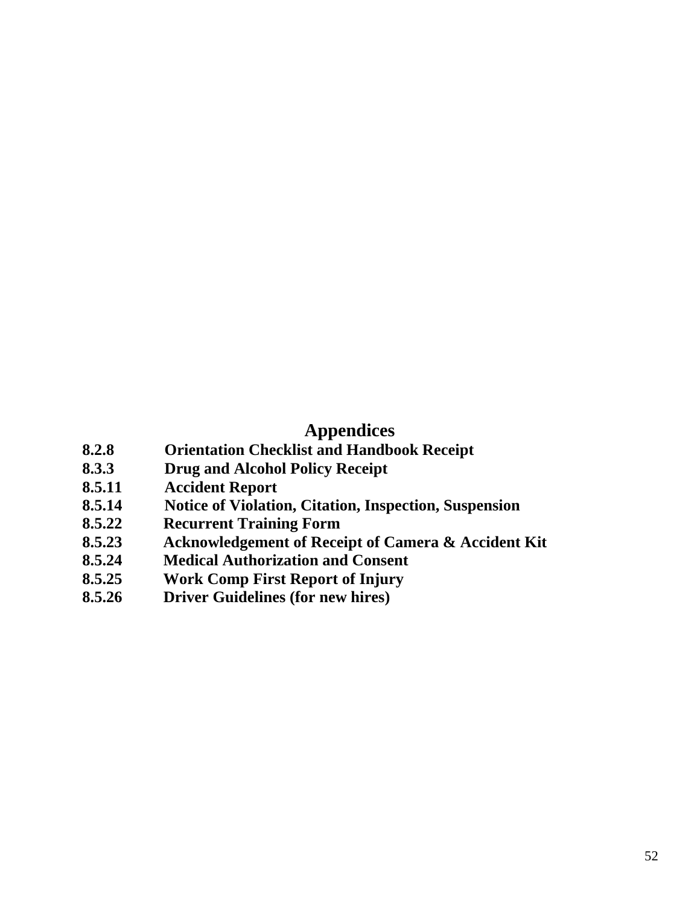# Appendices

**8.2.8 Orientation Checklist and Handbook Receipt**
**8.3.3 Drug and Alcohol Policy Receipt**
**8.5.11 Accident Report**
**8.5.14 Notice of Violation, Citation, Inspection, Suspension**
**8.5.22 Recurrent Training Form**
**8.5.23 Acknowledgement of Receipt of Camera & Accident Kit**
**8.5.24 Medical Authorization and Consent**
**8.5.25 Work Comp First Report of Injury**
**8.5.26 Driver Guidelines (for new hires)**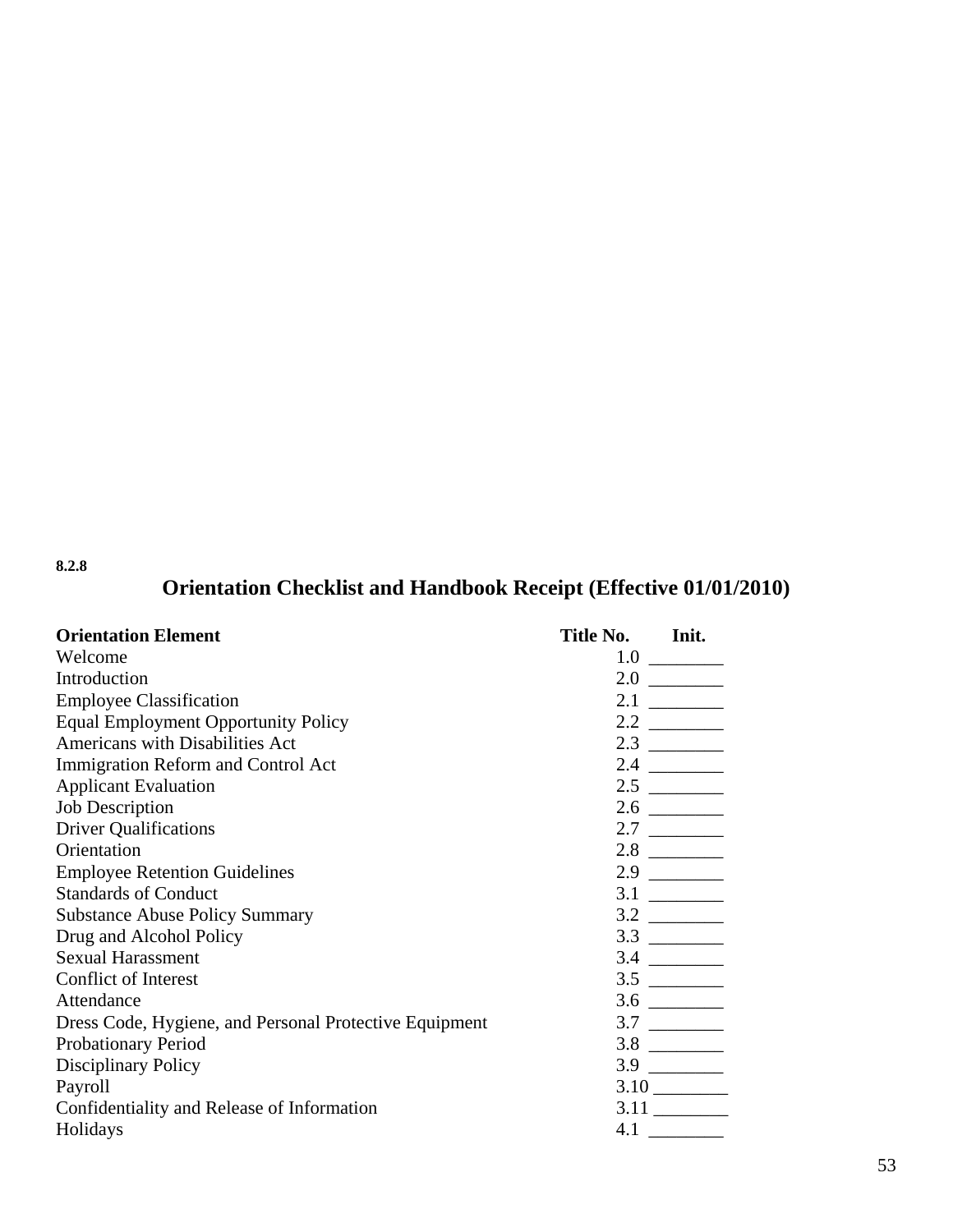**8.2.8**

## Orientation Checklist and Handbook Receipt (Effective 01/01/2010)

| Orientation Element | Title No. | Init. |
|---|---|---|
| Welcome | 1.0 | ________ |
| Introduction | 2.0 | ________ |
| Employee Classification | 2.1 | ________ |
| Equal Employment Opportunity Policy | 2.2 | ________ |
| Americans with Disabilities Act | 2.3 | ________ |
| Immigration Reform and Control Act | 2.4 | ________ |
| Applicant Evaluation | 2.5 | ________ |
| Job Description | 2.6 | ________ |
| Driver Qualifications | 2.7 | ________ |
| Orientation | 2.8 | ________ |
| Employee Retention Guidelines | 2.9 | ________ |
| Standards of Conduct | 3.1 | ________ |
| Substance Abuse Policy Summary | 3.2 | ________ |
| Drug and Alcohol Policy | 3.3 | ________ |
| Sexual Harassment | 3.4 | ________ |
| Conflict of Interest | 3.5 | ________ |
| Attendance | 3.6 | ________ |
| Dress Code, Hygiene, and Personal Protective Equipment | 3.7 | ________ |
| Probationary Period | 3.8 | ________ |
| Disciplinary Policy | 3.9 | ________ |
| Payroll | 3.10 | ________ |
| Confidentiality and Release of Information | 3.11 | ________ |
| Holidays | 4.1 | ________ |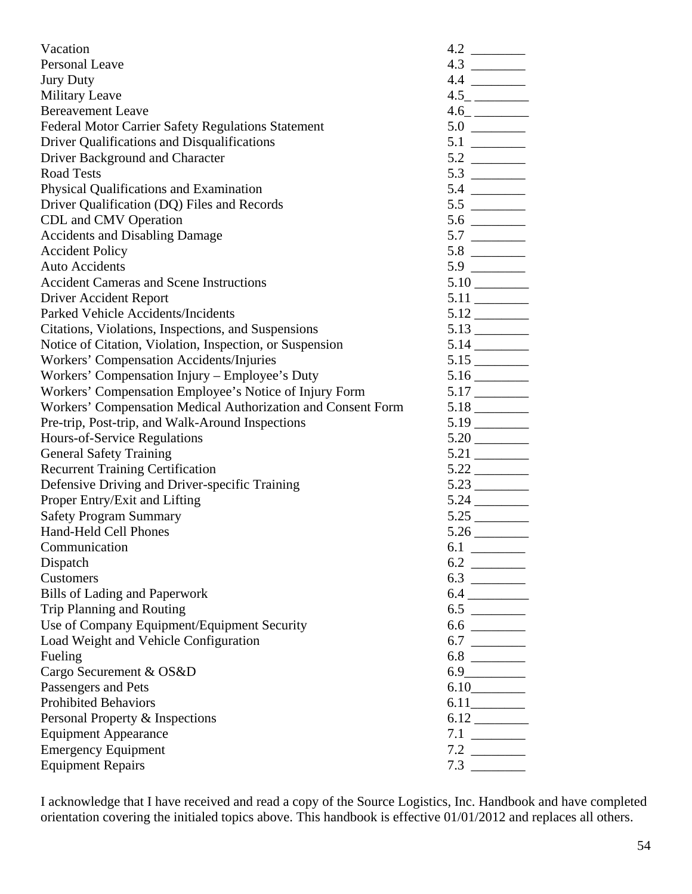| Topic | Section / Initials |
| --- | --- |
| Vacation | 4.2 ________ |
| Personal Leave | 4.3 ________ |
| Jury Duty | 4.4 ________ |
| Military Leave | 4.5_ ________ |
| Bereavement Leave | 4.6_ ________ |
| Federal Motor Carrier Safety Regulations Statement | 5.0 ________ |
| Driver Qualifications and Disqualifications | 5.1 ________ |
| Driver Background and Character | 5.2 ________ |
| Road Tests | 5.3 ________ |
| Physical Qualifications and Examination | 5.4 ________ |
| Driver Qualification (DQ) Files and Records | 5.5 ________ |
| CDL and CMV Operation | 5.6 ________ |
| Accidents and Disabling Damage | 5.7 ________ |
| Accident Policy | 5.8 ________ |
| Auto Accidents | 5.9 ________ |
| Accident Cameras and Scene Instructions | 5.10 ________ |
| Driver Accident Report | 5.11 ________ |
| Parked Vehicle Accidents/Incidents | 5.12 ________ |
| Citations, Violations, Inspections, and Suspensions | 5.13 ________ |
| Notice of Citation, Violation, Inspection, or Suspension | 5.14 ________ |
| Workers' Compensation Accidents/Injuries | 5.15 ________ |
| Workers' Compensation Injury – Employee's Duty | 5.16 ________ |
| Workers' Compensation Employee's Notice of Injury Form | 5.17 ________ |
| Workers' Compensation Medical Authorization and Consent Form | 5.18 ________ |
| Pre-trip, Post-trip, and Walk-Around Inspections | 5.19 ________ |
| Hours-of-Service Regulations | 5.20 ________ |
| General Safety Training | 5.21 ________ |
| Recurrent Training Certification | 5.22 ________ |
| Defensive Driving and Driver-specific Training | 5.23 ________ |
| Proper Entry/Exit and Lifting | 5.24 ________ |
| Safety Program Summary | 5.25 ________ |
| Hand-Held Cell Phones | 5.26 ________ |
| Communication | 6.1 ________ |
| Dispatch | 6.2 ________ |
| Customers | 6.3 ________ |
| Bills of Lading and Paperwork | 6.4 ________ |
| Trip Planning and Routing | 6.5 ________ |
| Use of Company Equipment/Equipment Security | 6.6 ________ |
| Load Weight and Vehicle Configuration | 6.7 ________ |
| Fueling | 6.8 ________ |
| Cargo Securement & OS&D | 6.9________ |
| Passengers and Pets | 6.10________ |
| Prohibited Behaviors | 6.11________ |
| Personal Property & Inspections | 6.12 ________ |
| Equipment Appearance | 7.1 ________ |
| Emergency Equipment | 7.2 ________ |
| Equipment Repairs | 7.3 ________ |

I acknowledge that I have received and read a copy of the Source Logistics, Inc. Handbook and have completed orientation covering the initialed topics above. This handbook is effective 01/01/2012 and replaces all others.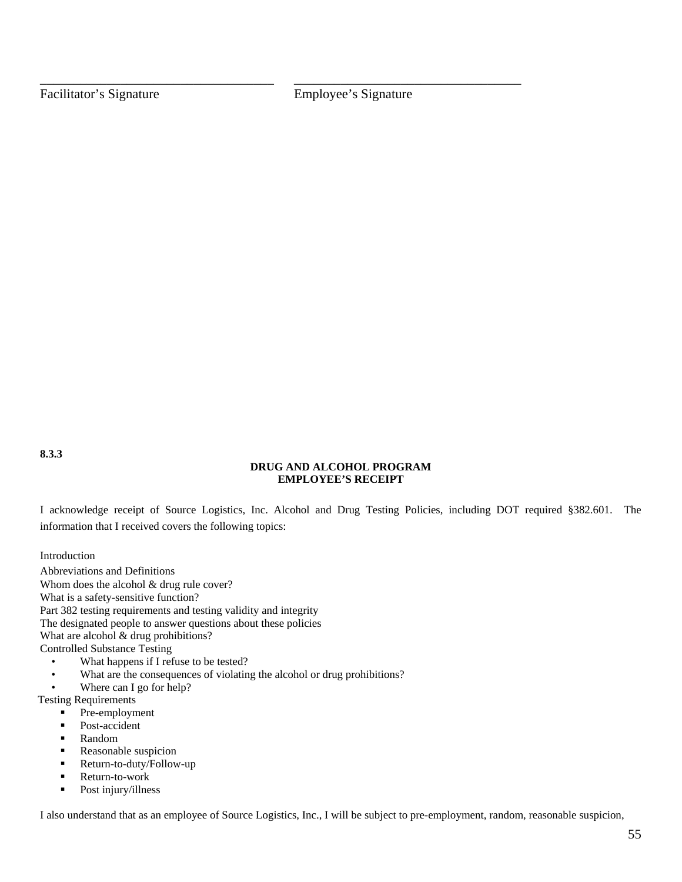\_\_\_\_\_\_\_\_\_\_\_\_\_\_\_\_\_\_\_\_\_\_\_\_\_\_\_\_\_\_\_\_\_\_\_\_ \_\_\_\_\_\_\_\_\_\_\_\_\_\_\_\_\_\_\_\_\_\_\_\_\_\_\_\_\_\_\_\_\_\_\_\_

Facilitator’s Signature Employee’s Signature

**8.3.3**

**DRUG AND ALCOHOL PROGRAM**
**EMPLOYEE’S RECEIPT**

I acknowledge receipt of Source Logistics, Inc. Alcohol and Drug Testing Policies, including DOT required §382.601. The information that I received covers the following topics:

Introduction
Abbreviations and Definitions
Whom does the alcohol & drug rule cover?
What is a safety-sensitive function?
Part 382 testing requirements and testing validity and integrity
The designated people to answer questions about these policies
What are alcohol & drug prohibitions?
Controlled Substance Testing

- What happens if I refuse to be tested?
- What are the consequences of violating the alcohol or drug prohibitions?
- Where can I go for help?

Testing Requirements

- Pre-employment
- Post-accident
- Random
- Reasonable suspicion
- Return-to-duty/Follow-up
- Return-to-work
- Post injury/illness

I also understand that as an employee of Source Logistics, Inc., I will be subject to pre-employment, random, reasonable suspicion,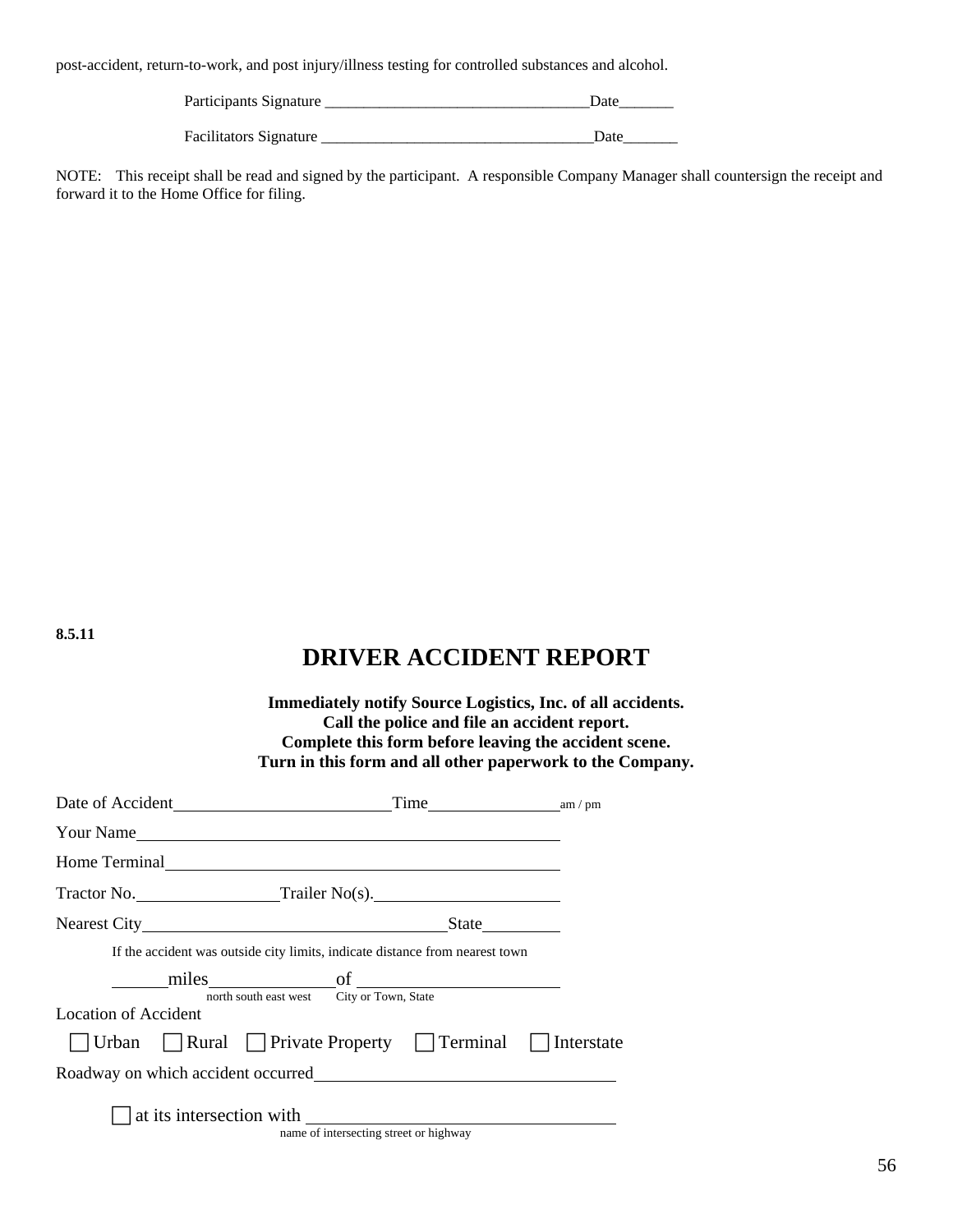post-accident, return-to-work, and post injury/illness testing for controlled substances and alcohol.

Participants Signature ___________________________________Date_______

Facilitators Signature ____________________________________Date_______

NOTE: This receipt shall be read and signed by the participant. A responsible Company Manager shall countersign the receipt and forward it to the Home Office for filing.

**8.5.11**

# DRIVER ACCIDENT REPORT

**Immediately notify Source Logistics, Inc. of all accidents.**
**Call the police and file an accident report.**
**Complete this form before leaving the accident scene.**
**Turn in this form and all other paperwork to the Company.**

Date of Accident__________________________ Time________________ am / pm

Your Name__________________________________________________

Home Terminal_______________________________________________

Tractor No.________________ Trailer No(s).______________________

Nearest City____________________________________ State_________

If the accident was outside city limits, indicate distance from nearest town

______miles______________of ______________________

north south east west City or Town, State

Location of Accident

☐ Urban ☐ Rural ☐ Private Property ☐ Terminal ☐ Interstate

Roadway on which accident occurred____________________________________

☐ at its intersection with ____________________________________

name of intersecting street or highway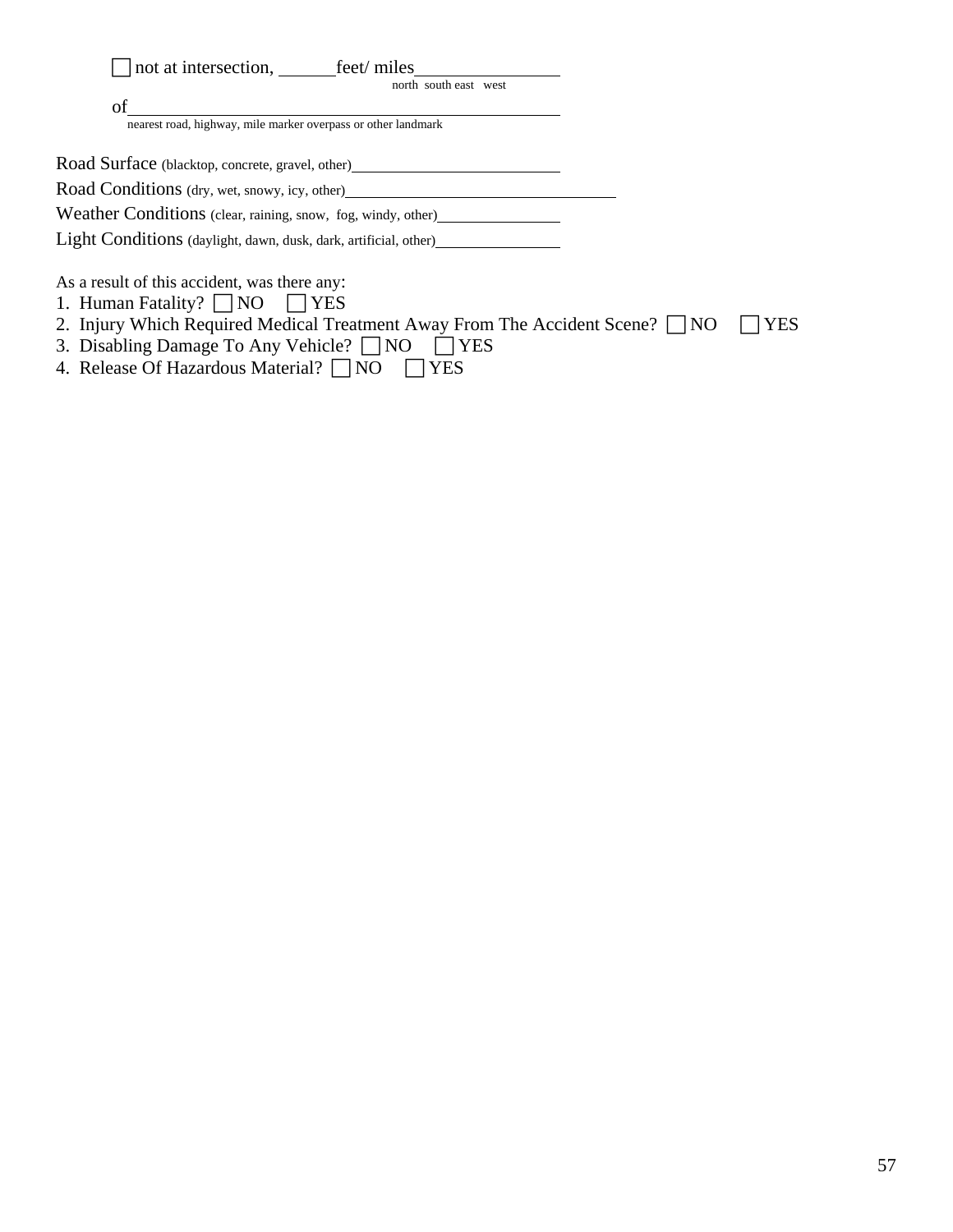☐ not at intersection, ______feet/ miles________________
north south east west

of______________________________________________
nearest road, highway, mile marker overpass or other landmark

Road Surface (blacktop, concrete, gravel, other)________________________

Road Conditions (dry, wet, snowy, icy, other)______________________________

Weather Conditions (clear, raining, snow, fog, windy, other)______________

Light Conditions (daylight, dawn, dusk, dark, artificial, other)______________

As a result of this accident, was there any:

1. Human Fatality? ☐ NO ☐ YES
2. Injury Which Required Medical Treatment Away From The Accident Scene? ☐ NO ☐ YES
3. Disabling Damage To Any Vehicle? ☐ NO ☐ YES
4. Release Of Hazardous Material? ☐ NO ☐ YES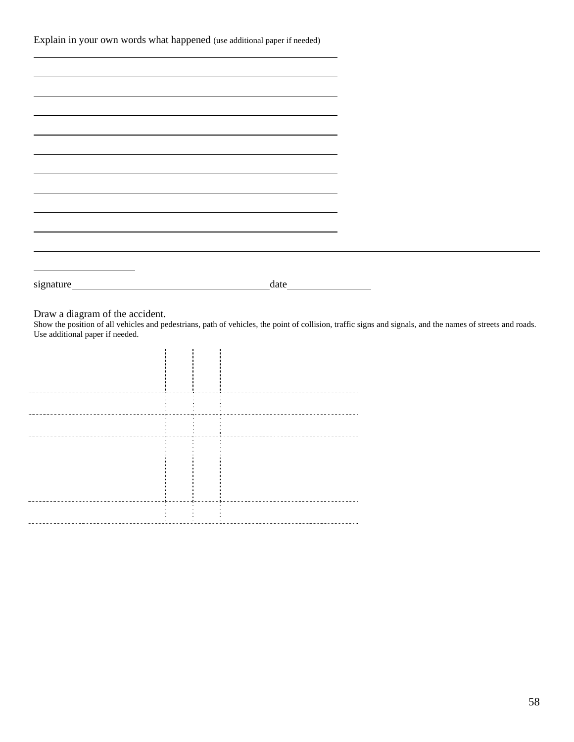Explain in your own words what happened (use additional paper if needed)

______________________________________________________________

______________________________________________________________

______________________________________________________________

______________________________________________________________

______________________________________________________________

______________________________________________________________

______________________________________________________________

______________________________________________________________

______________________________________________________________

______________________________________________________________

______________________________________________________________

____________________

signature________________________________________date________________

Draw a diagram of the accident.

Show the position of all vehicles and pedestrians, path of vehicles, the point of collision, traffic signs and signals, and the names of streets and roads. Use additional paper if needed.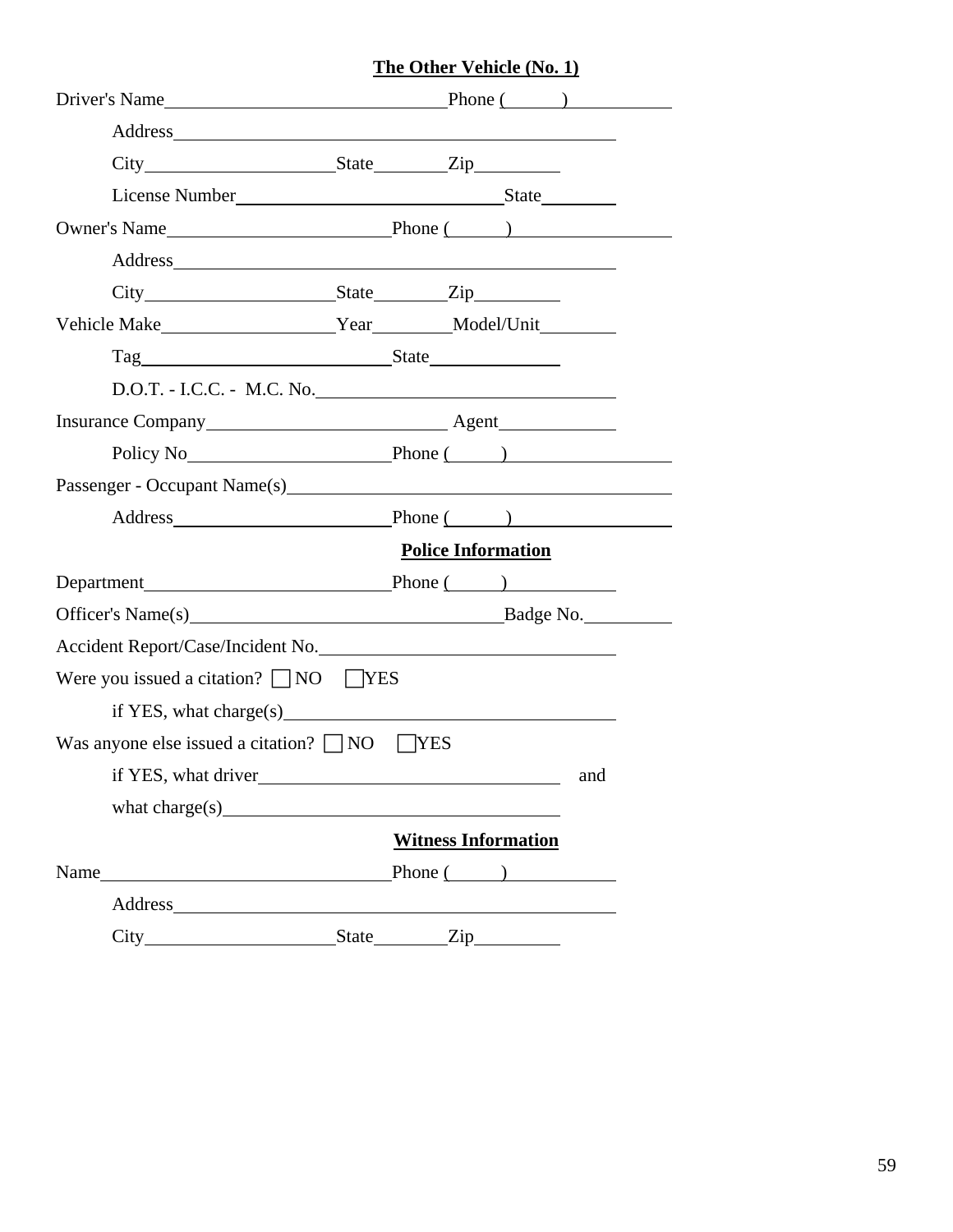## The Other Vehicle (No. 1)

Driver's Name\_\_\_\_\_\_\_\_\_\_\_\_\_\_\_\_\_\_\_\_\_\_\_\_\_\_\_\_\_\_ Phone (\_\_\_\_\_\_)\_\_\_\_\_\_\_\_\_\_\_\_

Address\_\_\_\_\_\_\_\_\_\_\_\_\_\_\_\_\_\_\_\_\_\_\_\_\_\_\_\_\_\_\_\_\_\_\_\_\_\_\_\_\_\_\_\_\_\_

City\_\_\_\_\_\_\_\_\_\_\_\_\_\_\_\_\_\_\_\_ State\_\_\_\_\_\_\_\_ Zip\_\_\_\_\_\_\_\_\_

License Number\_\_\_\_\_\_\_\_\_\_\_\_\_\_\_\_\_\_\_\_\_\_\_\_\_\_\_\_\_\_ State\_\_\_\_\_\_\_\_

Owner's Name\_\_\_\_\_\_\_\_\_\_\_\_\_\_\_\_\_\_\_\_\_\_\_\_\_ Phone (\_\_\_\_\_\_)\_\_\_\_\_\_\_\_\_\_\_\_\_\_\_\_\_\_

Address\_\_\_\_\_\_\_\_\_\_\_\_\_\_\_\_\_\_\_\_\_\_\_\_\_\_\_\_\_\_\_\_\_\_\_\_\_\_\_\_\_\_\_\_\_\_

City\_\_\_\_\_\_\_\_\_\_\_\_\_\_\_\_\_\_\_\_ State\_\_\_\_\_\_\_\_ Zip\_\_\_\_\_\_\_\_\_

Vehicle Make\_\_\_\_\_\_\_\_\_\_\_\_\_\_\_\_\_\_\_ Year\_\_\_\_\_\_\_\_ Model/Unit\_\_\_\_\_\_\_\_

Tag\_\_\_\_\_\_\_\_\_\_\_\_\_\_\_\_\_\_\_\_\_\_\_\_\_\_\_\_ State\_\_\_\_\_\_\_\_\_\_\_\_\_\_

D.O.T. - I.C.C. - M.C. No.\_\_\_\_\_\_\_\_\_\_\_\_\_\_\_\_\_\_\_\_\_\_\_\_\_\_\_\_\_\_

Insurance Company\_\_\_\_\_\_\_\_\_\_\_\_\_\_\_\_\_\_\_\_\_\_\_\_\_ Agent\_\_\_\_\_\_\_\_\_\_\_\_

Policy No\_\_\_\_\_\_\_\_\_\_\_\_\_\_\_\_\_\_\_\_\_\_ Phone (\_\_\_\_\_\_)\_\_\_\_\_\_\_\_\_\_\_\_\_\_\_\_\_\_

Passenger - Occupant Name(s)\_\_\_\_\_\_\_\_\_\_\_\_\_\_\_\_\_\_\_\_\_\_\_\_\_\_\_\_\_\_\_\_\_\_\_\_\_\_\_\_

Address\_\_\_\_\_\_\_\_\_\_\_\_\_\_\_\_\_\_\_\_\_\_\_\_ Phone (\_\_\_\_\_\_)\_\_\_\_\_\_\_\_\_\_\_\_\_\_\_\_\_\_

## Police Information

Department\_\_\_\_\_\_\_\_\_\_\_\_\_\_\_\_\_\_\_\_\_\_\_\_\_\_\_ Phone (\_\_\_\_\_\_)\_\_\_\_\_\_\_\_\_\_\_\_

Officer's Name(s)\_\_\_\_\_\_\_\_\_\_\_\_\_\_\_\_\_\_\_\_\_\_\_\_\_\_\_\_\_\_\_\_\_\_\_ Badge No.\_\_\_\_\_\_\_\_\_\_

Accident Report/Case/Incident No.\_\_\_\_\_\_\_\_\_\_\_\_\_\_\_\_\_\_\_\_\_\_\_\_\_\_\_\_\_\_

Were you issued a citation? ☐ NO ☐ YES

if YES, what charge(s)\_\_\_\_\_\_\_\_\_\_\_\_\_\_\_\_\_\_\_\_\_\_\_\_\_\_\_\_\_\_\_\_\_\_\_\_\_\_

Was anyone else issued a citation? ☐ NO ☐ YES

if YES, what driver\_\_\_\_\_\_\_\_\_\_\_\_\_\_\_\_\_\_\_\_\_\_\_\_\_\_\_\_\_\_\_\_\_\_\_ and

what charge(s)\_\_\_\_\_\_\_\_\_\_\_\_\_\_\_\_\_\_\_\_\_\_\_\_\_\_\_\_\_\_\_\_\_\_\_\_\_\_

## Witness Information

Name\_\_\_\_\_\_\_\_\_\_\_\_\_\_\_\_\_\_\_\_\_\_\_\_\_\_\_\_\_\_\_\_\_\_\_ Phone (\_\_\_\_\_\_)\_\_\_\_\_\_\_\_\_\_\_\_

Address\_\_\_\_\_\_\_\_\_\_\_\_\_\_\_\_\_\_\_\_\_\_\_\_\_\_\_\_\_\_\_\_\_\_\_\_\_\_\_\_\_\_\_\_\_\_

City\_\_\_\_\_\_\_\_\_\_\_\_\_\_\_\_\_\_\_\_ State\_\_\_\_\_\_\_\_ Zip\_\_\_\_\_\_\_\_\_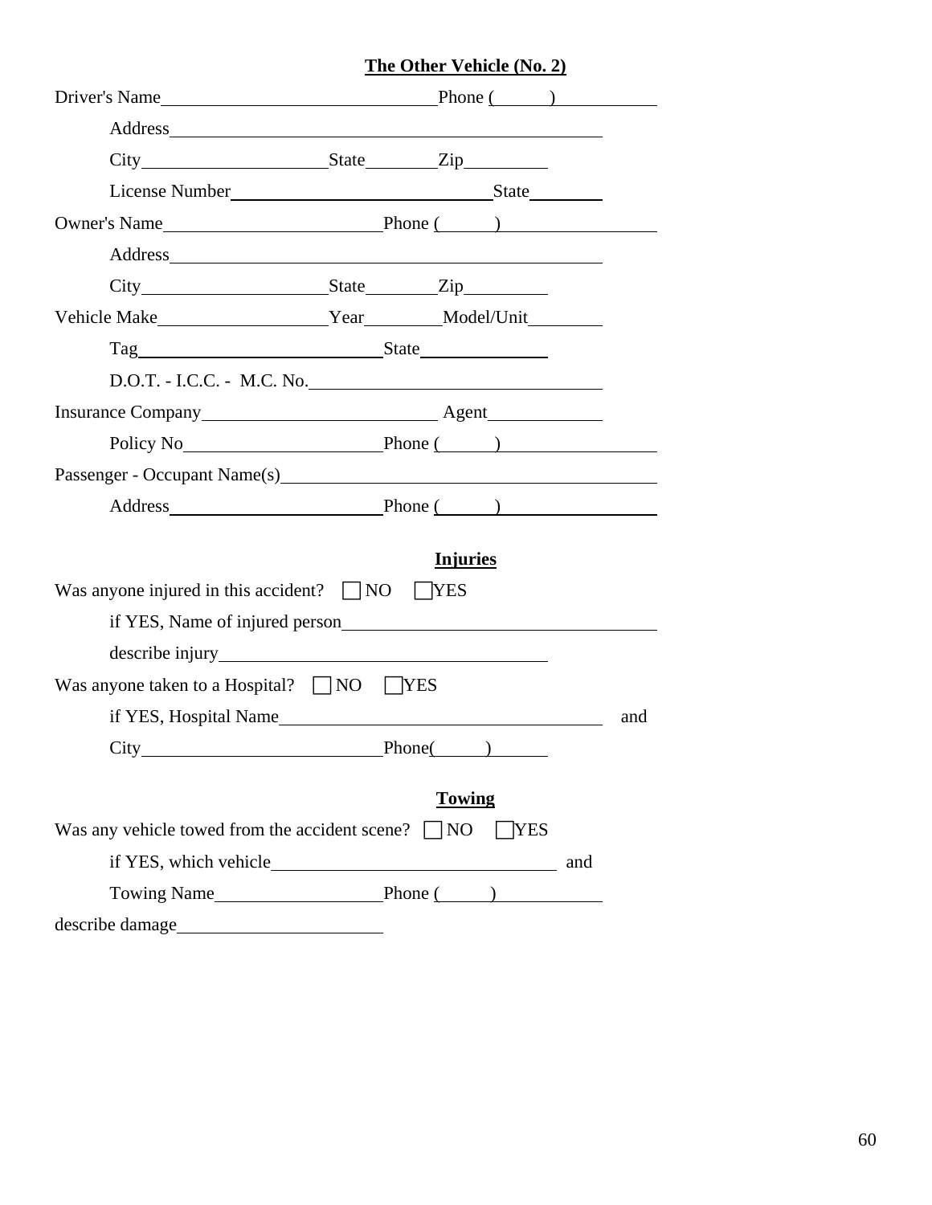## The Other Vehicle (No. 2)

Driver's Name\_\_\_\_\_\_\_\_\_\_\_\_\_\_\_\_\_\_\_\_\_\_\_\_\_\_\_\_ Phone (\_\_\_\_\_\_)\_\_\_\_\_\_\_\_\_\_

Address\_\_\_\_\_\_\_\_\_\_\_\_\_\_\_\_\_\_\_\_\_\_\_\_\_\_\_\_\_\_\_\_\_\_\_\_\_\_\_\_\_\_\_\_

City\_\_\_\_\_\_\_\_\_\_\_\_\_\_\_\_\_\_\_\_ State\_\_\_\_\_\_\_\_ Zip\_\_\_\_\_\_\_\_\_

License Number\_\_\_\_\_\_\_\_\_\_\_\_\_\_\_\_\_\_\_\_\_\_\_\_\_\_\_\_\_\_ State\_\_\_\_\_\_\_\_

Owner's Name\_\_\_\_\_\_\_\_\_\_\_\_\_\_\_\_\_\_\_\_\_\_\_\_ Phone (\_\_\_\_\_\_)\_\_\_\_\_\_\_\_\_\_\_\_\_\_\_\_\_

Address\_\_\_\_\_\_\_\_\_\_\_\_\_\_\_\_\_\_\_\_\_\_\_\_\_\_\_\_\_\_\_\_\_\_\_\_\_\_\_\_\_\_\_\_

City\_\_\_\_\_\_\_\_\_\_\_\_\_\_\_\_\_\_\_\_ State\_\_\_\_\_\_\_\_ Zip\_\_\_\_\_\_\_\_\_

Vehicle Make\_\_\_\_\_\_\_\_\_\_\_\_\_\_\_\_\_\_\_ Year\_\_\_\_\_\_\_\_ Model/Unit\_\_\_\_\_\_\_\_

Tag\_\_\_\_\_\_\_\_\_\_\_\_\_\_\_\_\_\_\_\_\_\_\_\_\_\_\_\_ State\_\_\_\_\_\_\_\_\_\_\_\_\_\_

D.O.T. - I.C.C. - M.C. No.\_\_\_\_\_\_\_\_\_\_\_\_\_\_\_\_\_\_\_\_\_\_\_\_\_\_\_\_\_\_

Insurance Company\_\_\_\_\_\_\_\_\_\_\_\_\_\_\_\_\_\_\_\_\_\_\_\_\_\_ Agent\_\_\_\_\_\_\_\_\_\_\_\_

Policy No\_\_\_\_\_\_\_\_\_\_\_\_\_\_\_\_\_\_\_\_\_\_ Phone (\_\_\_\_\_\_)\_\_\_\_\_\_\_\_\_\_\_\_\_\_\_\_\_

Passenger - Occupant Name(s)\_\_\_\_\_\_\_\_\_\_\_\_\_\_\_\_\_\_\_\_\_\_\_\_\_\_\_\_\_\_\_\_\_\_\_\_\_\_\_\_\_\_

Address\_\_\_\_\_\_\_\_\_\_\_\_\_\_\_\_\_\_\_\_\_\_\_\_ Phone (\_\_\_\_\_\_)\_\_\_\_\_\_\_\_\_\_\_\_\_\_\_\_\_

## Injuries

Was anyone injured in this accident? ☐ NO ☐ YES

if YES, Name of injured person\_\_\_\_\_\_\_\_\_\_\_\_\_\_\_\_\_\_\_\_\_\_\_\_\_\_\_\_\_\_\_\_\_\_\_\_

describe injury\_\_\_\_\_\_\_\_\_\_\_\_\_\_\_\_\_\_\_\_\_\_\_\_\_\_\_\_\_\_\_\_\_\_\_\_\_

Was anyone taken to a Hospital? ☐ NO ☐ YES

if YES, Hospital Name\_\_\_\_\_\_\_\_\_\_\_\_\_\_\_\_\_\_\_\_\_\_\_\_\_\_\_\_\_\_\_\_\_\_\_\_\_\_\_ and

City\_\_\_\_\_\_\_\_\_\_\_\_\_\_\_\_\_\_\_\_\_\_\_\_\_\_\_ Phone(\_\_\_\_\_\_)\_\_\_\_\_\_

## Towing

Was any vehicle towed from the accident scene? ☐ NO ☐ YES

if YES, which vehicle\_\_\_\_\_\_\_\_\_\_\_\_\_\_\_\_\_\_\_\_\_\_\_\_\_\_\_\_\_\_\_\_ and

Towing Name\_\_\_\_\_\_\_\_\_\_\_\_\_\_\_\_\_\_\_ Phone (\_\_\_\_\_\_)\_\_\_\_\_\_\_\_\_\_\_\_

describe damage\_\_\_\_\_\_\_\_\_\_\_\_\_\_\_\_\_\_\_\_\_\_\_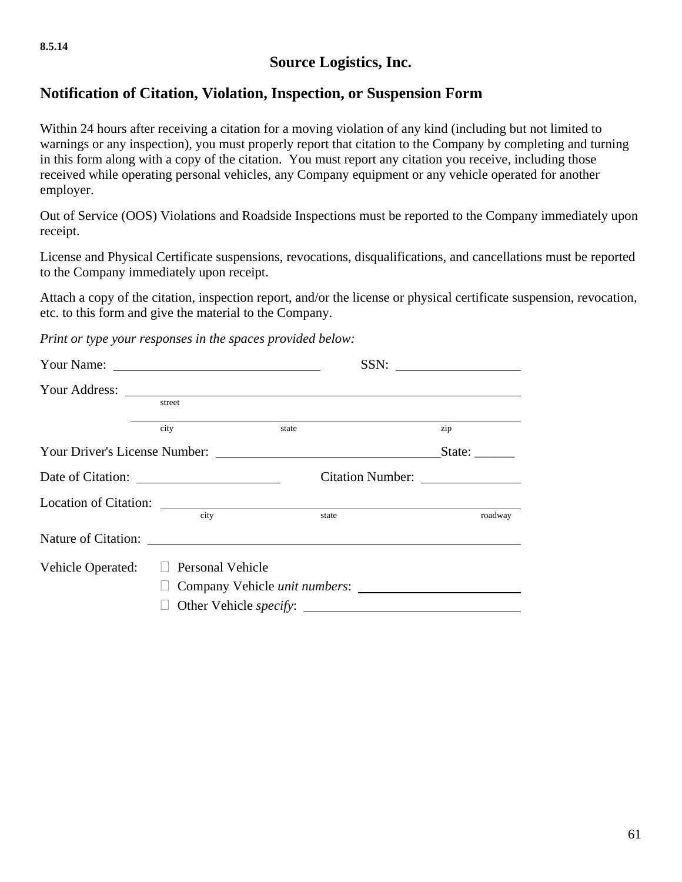**8.5.14**

# Source Logistics, Inc.

## Notification of Citation, Violation, Inspection, or Suspension Form

Within 24 hours after receiving a citation for a moving violation of any kind (including but not limited to warnings or any inspection), you must properly report that citation to the Company by completing and turning in this form along with a copy of the citation. You must report any citation you receive, including those received while operating personal vehicles, any Company equipment or any vehicle operated for another employer.

Out of Service (OOS) Violations and Roadside Inspections must be reported to the Company immediately upon receipt.

License and Physical Certificate suspensions, revocations, disqualifications, and cancellations must be reported to the Company immediately upon receipt.

Attach a copy of the citation, inspection report, and/or the license or physical certificate suspension, revocation, etc. to this form and give the material to the Company.

*Print or type your responses in the spaces provided below:*

Your Name: ______________________________ SSN: ____________________

Your Address: ____________________________________________________________
street

____________________________________________________________
city state zip

Your Driver's License Number: ________________________________ State: ______

Date of Citation: ______________________ Citation Number: _______________

Location of Citation: ____________________________________________________
city state roadway

Nature of Citation: ______________________________________________________

Vehicle Operated:
- ☐ Personal Vehicle
- ☐ Company Vehicle *unit numbers*: ________________________
- ☐ Other Vehicle *specify*: ________________________________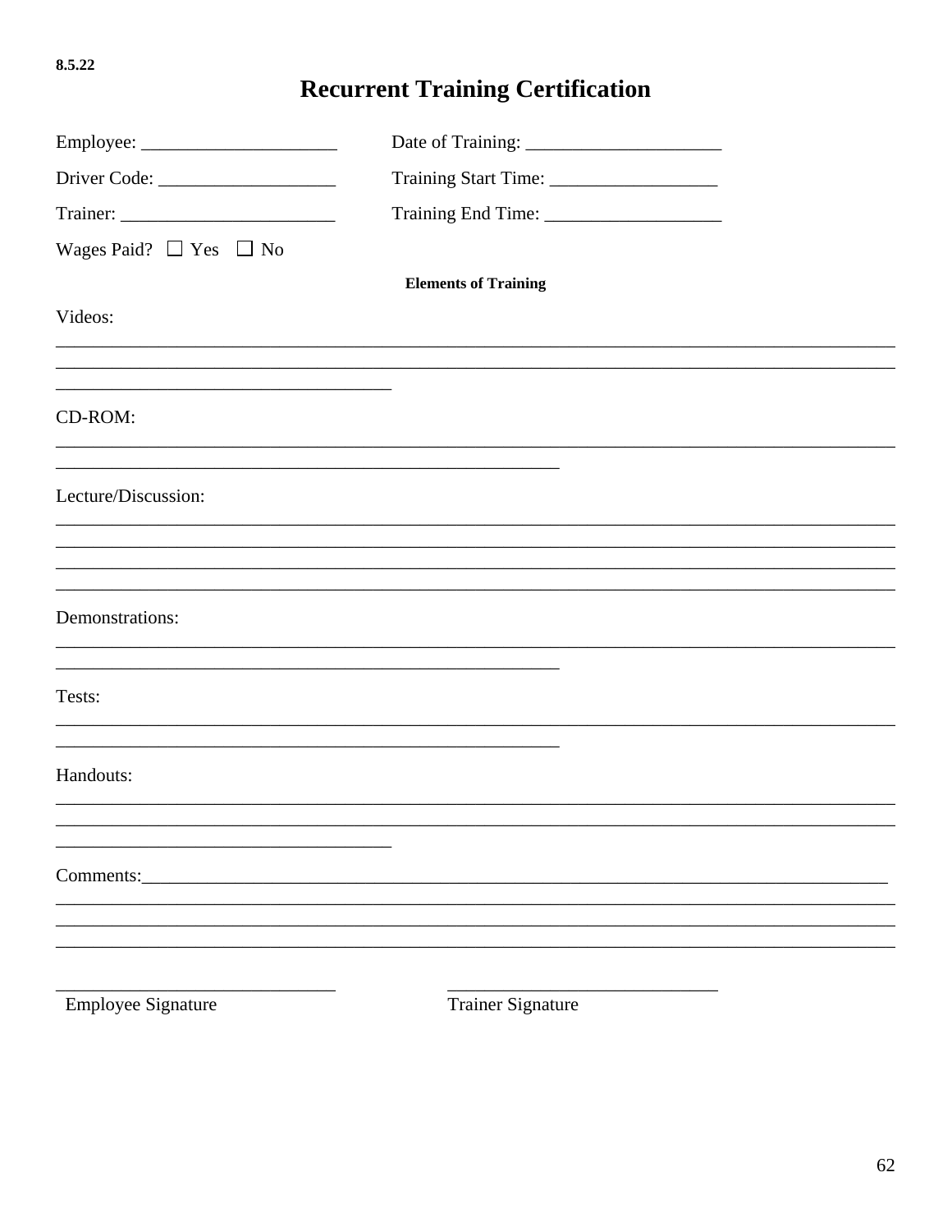8.5.22

# Recurrent Training Certification

Employee: _____________________ Date of Training: _____________________

Driver Code: ___________________ Training Start Time: __________________

Trainer: _______________________ Training End Time: ___________________

Wages Paid? ☐ Yes ☐ No

**Elements of Training**

Videos:

___________________________________________________________________________________________

___________________________________________________________________________________________

____________________________________

CD-ROM:

___________________________________________________________________________________________

______________________________________________________

Lecture/Discussion:

___________________________________________________________________________________________

___________________________________________________________________________________________

___________________________________________________________________________________________

___________________________________________________________________________________________

Demonstrations:

___________________________________________________________________________________________

______________________________________________________

Tests:

___________________________________________________________________________________________

______________________________________________________

Handouts:

___________________________________________________________________________________________

___________________________________________________________________________________________

____________________________________

Comments:_________________________________________________________________________________

___________________________________________________________________________________________

___________________________________________________________________________________________

___________________________________________________________________________________________

______________________________ ______________________________

Employee Signature Trainer Signature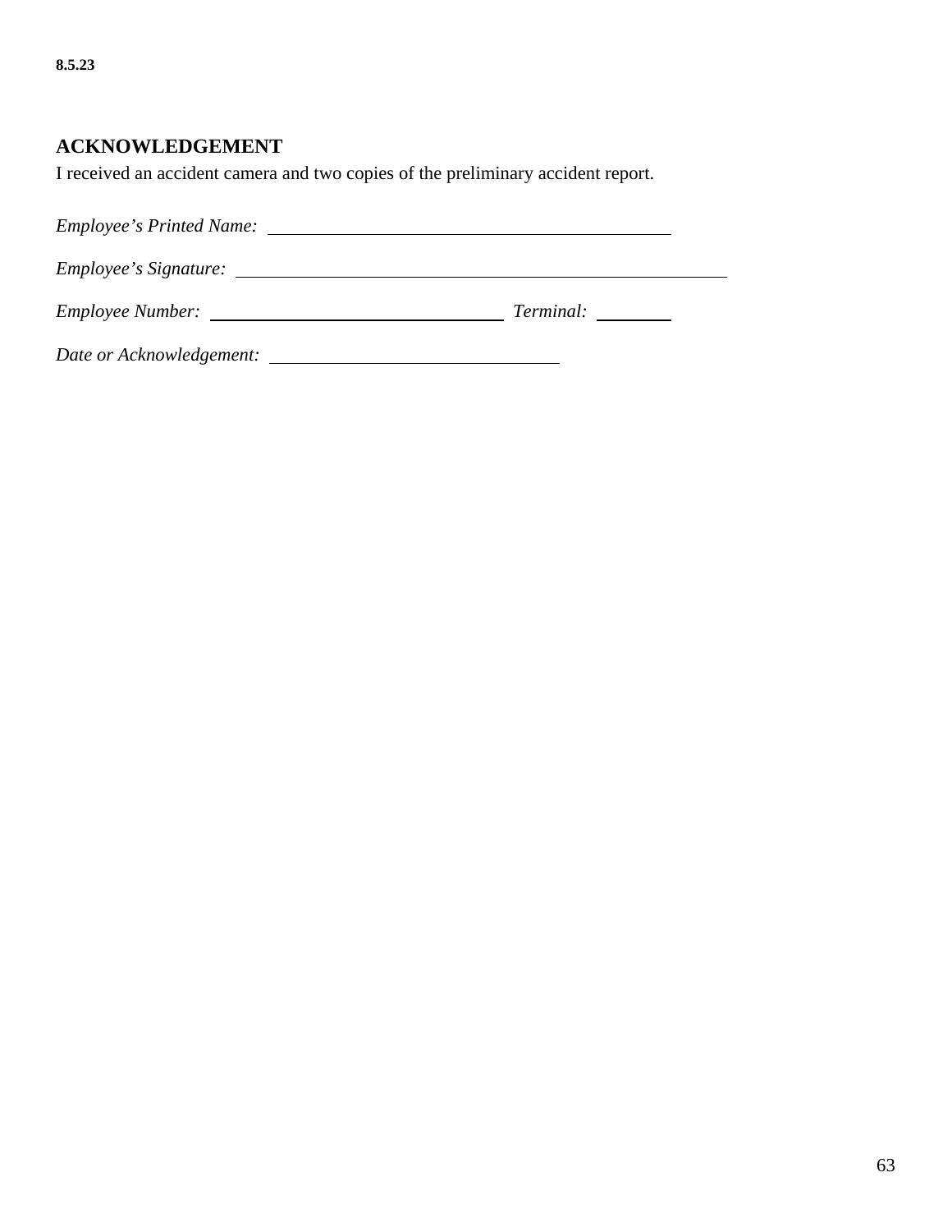**8.5.23**

## ACKNOWLEDGEMENT

I received an accident camera and two copies of the preliminary accident report.

*Employee's Printed Name:* ______________________________________________

*Employee's Signature:* ______________________________________________________

*Employee Number:* _________________________________ *Terminal:* ________

*Date or Acknowledgement:* _________________________________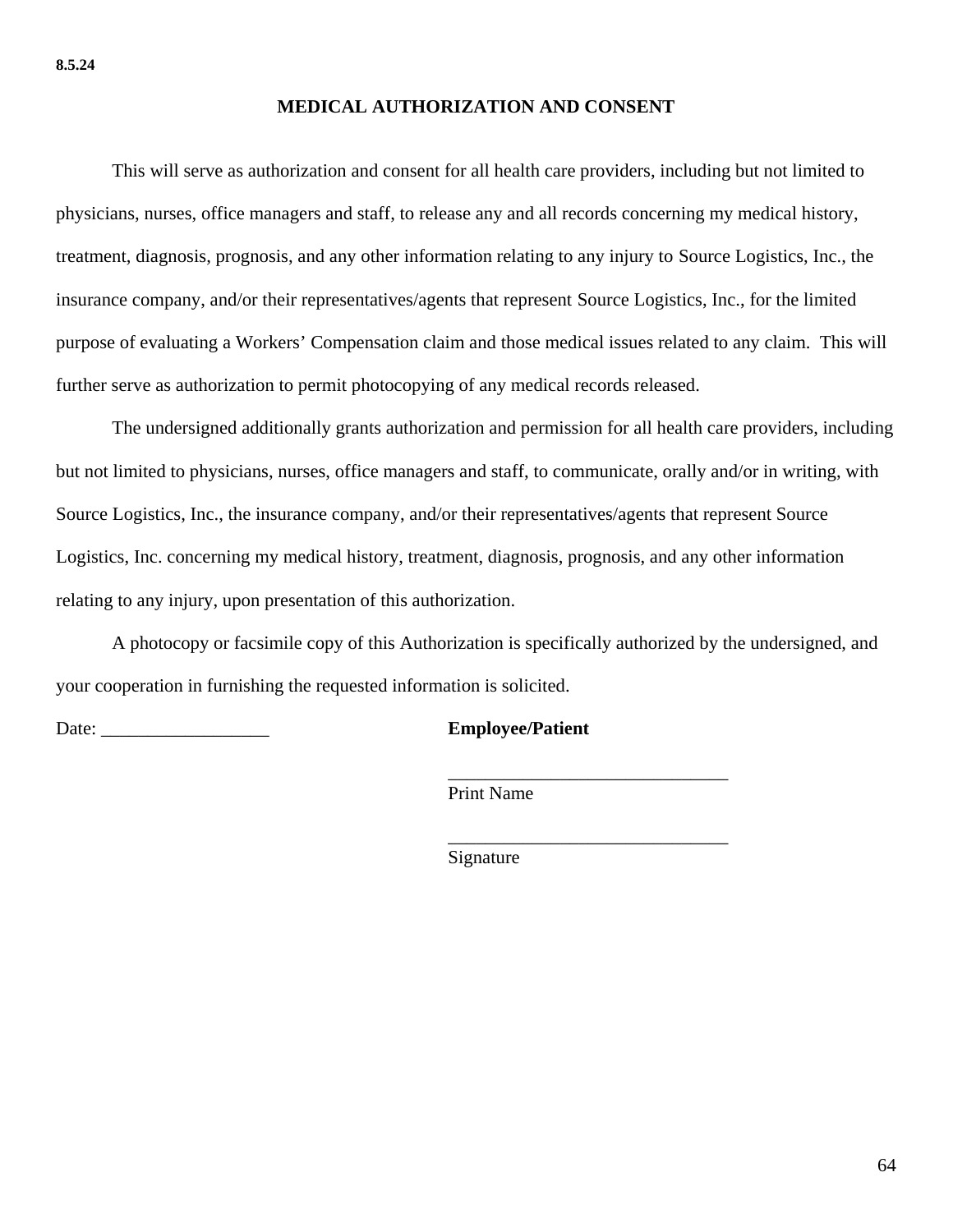**8.5.24**

## MEDICAL AUTHORIZATION AND CONSENT

This will serve as authorization and consent for all health care providers, including but not limited to physicians, nurses, office managers and staff, to release any and all records concerning my medical history, treatment, diagnosis, prognosis, and any other information relating to any injury to Source Logistics, Inc., the insurance company, and/or their representatives/agents that represent Source Logistics, Inc., for the limited purpose of evaluating a Workers' Compensation claim and those medical issues related to any claim. This will further serve as authorization to permit photocopying of any medical records released.

The undersigned additionally grants authorization and permission for all health care providers, including but not limited to physicians, nurses, office managers and staff, to communicate, orally and/or in writing, with Source Logistics, Inc., the insurance company, and/or their representatives/agents that represent Source Logistics, Inc. concerning my medical history, treatment, diagnosis, prognosis, and any other information relating to any injury, upon presentation of this authorization.

A photocopy or facsimile copy of this Authorization is specifically authorized by the undersigned, and your cooperation in furnishing the requested information is solicited.

Date: __________________

**Employee/Patient**

______________________________
Print Name

______________________________
Signature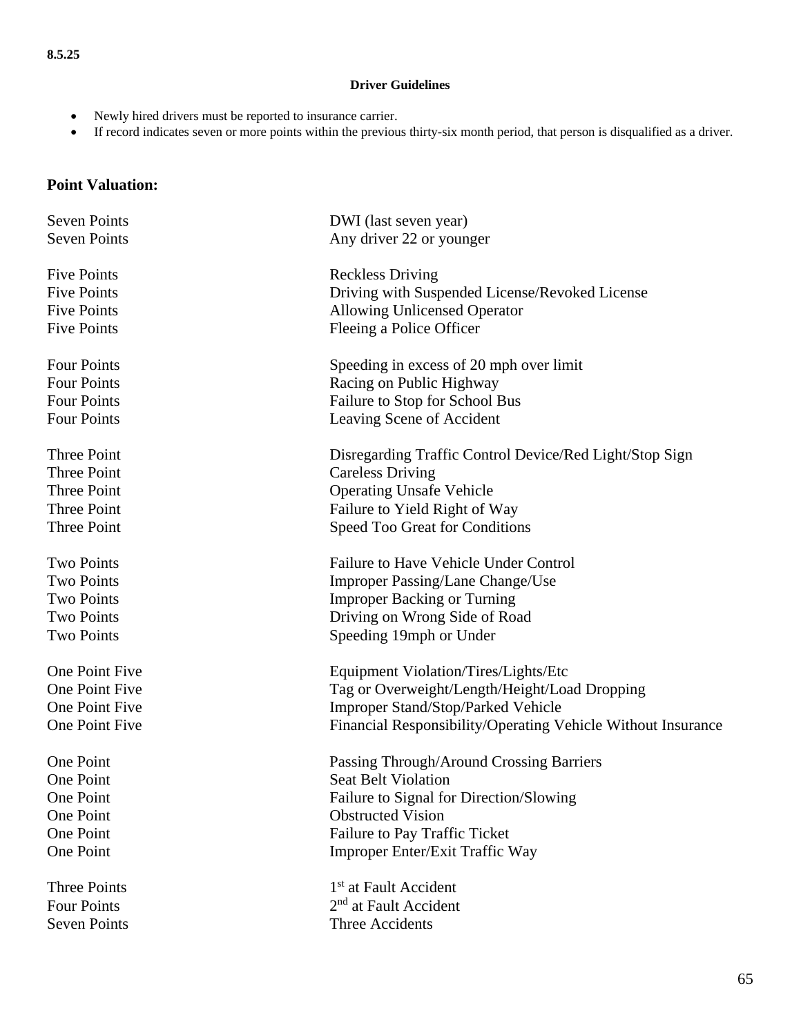8.5.25

**Driver Guidelines**

- Newly hired drivers must be reported to insurance carrier.
- If record indicates seven or more points within the previous thirty-six month period, that person is disqualified as a driver.

## Point Valuation:

| | |
|---|---|
| Seven Points | DWI (last seven year) |
| Seven Points | Any driver 22 or younger |
| Five Points | Reckless Driving |
| Five Points | Driving with Suspended License/Revoked License |
| Five Points | Allowing Unlicensed Operator |
| Five Points | Fleeing a Police Officer |
| Four Points | Speeding in excess of 20 mph over limit |
| Four Points | Racing on Public Highway |
| Four Points | Failure to Stop for School Bus |
| Four Points | Leaving Scene of Accident |
| Three Point | Disregarding Traffic Control Device/Red Light/Stop Sign |
| Three Point | Careless Driving |
| Three Point | Operating Unsafe Vehicle |
| Three Point | Failure to Yield Right of Way |
| Three Point | Speed Too Great for Conditions |
| Two Points | Failure to Have Vehicle Under Control |
| Two Points | Improper Passing/Lane Change/Use |
| Two Points | Improper Backing or Turning |
| Two Points | Driving on Wrong Side of Road |
| Two Points | Speeding 19mph or Under |
| One Point Five | Equipment Violation/Tires/Lights/Etc |
| One Point Five | Tag or Overweight/Length/Height/Load Dropping |
| One Point Five | Improper Stand/Stop/Parked Vehicle |
| One Point Five | Financial Responsibility/Operating Vehicle Without Insurance |
| One Point | Passing Through/Around Crossing Barriers |
| One Point | Seat Belt Violation |
| One Point | Failure to Signal for Direction/Slowing |
| One Point | Obstructed Vision |
| One Point | Failure to Pay Traffic Ticket |
| One Point | Improper Enter/Exit Traffic Way |
| Three Points | 1st at Fault Accident |
| Four Points | 2nd at Fault Accident |
| Seven Points | Three Accidents |